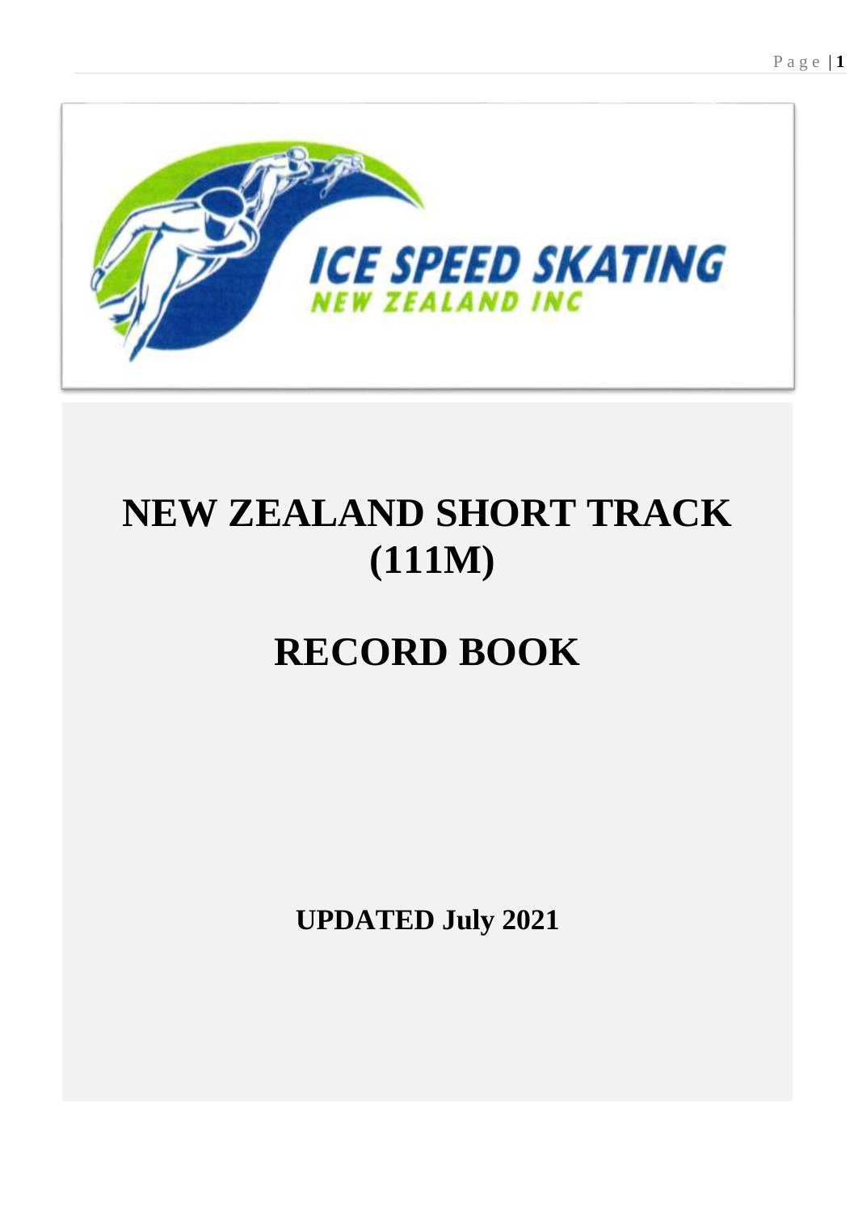ICE SPEED SKATING

NEW ZEALAND INC

# NEW ZEALAND SHORT TRACK (111M)

# RECORD BOOK

**UPDATED July 2021**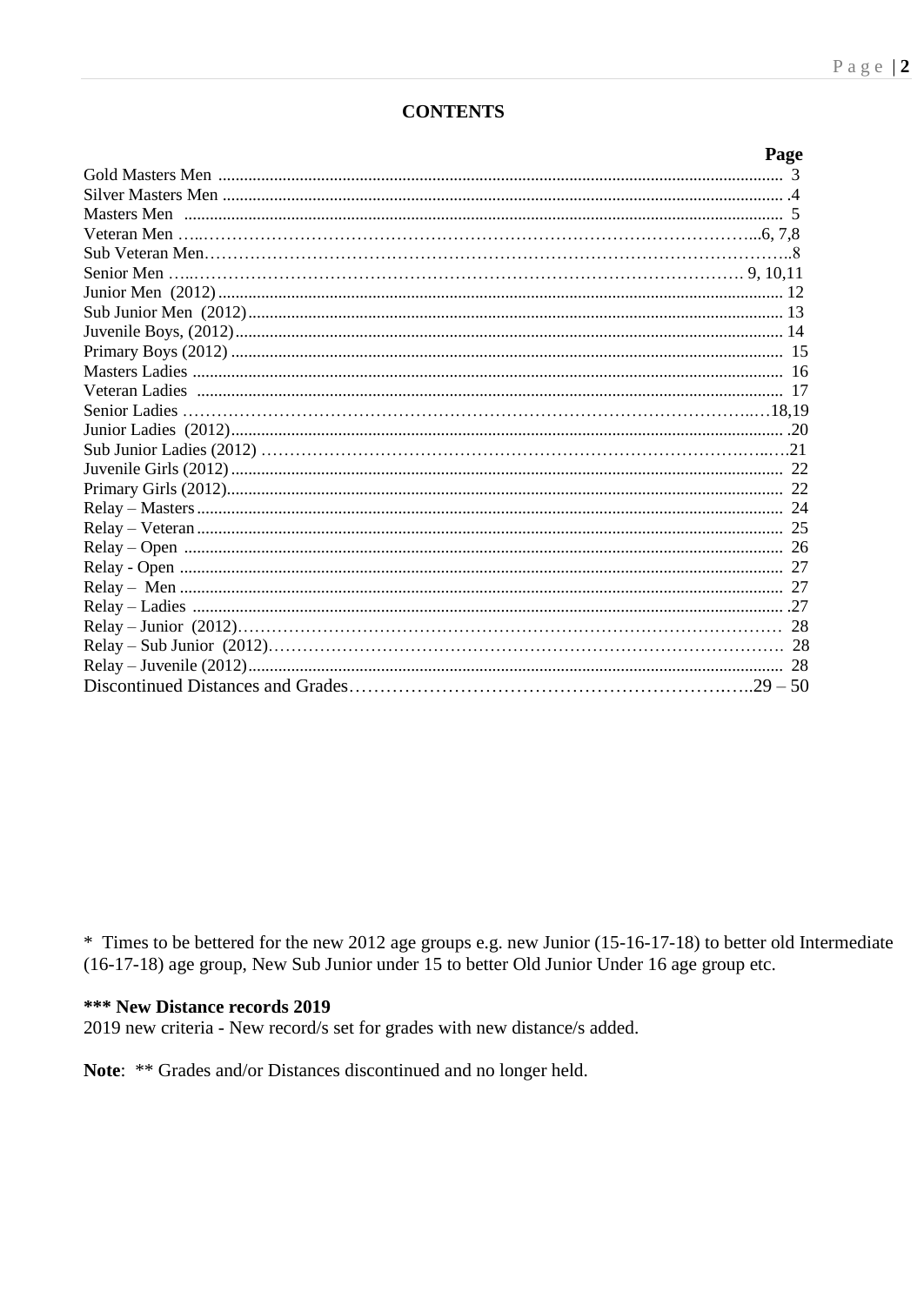# CONTENTS

| | Page |
|---|---|
| Gold Masters Men | 3 |
| Silver Masters Men | 4 |
| Masters Men | 5 |
| Veteran Men | 6, 7,8 |
| Sub Veteran Men | 8 |
| Senior Men | 9, 10,11 |
| Junior Men (2012) | 12 |
| Sub Junior Men (2012) | 13 |
| Juvenile Boys, (2012) | 14 |
| Primary Boys (2012) | 15 |
| Masters Ladies | 16 |
| Veteran Ladies | 17 |
| Senior Ladies | 18,19 |
| Junior Ladies (2012) | 20 |
| Sub Junior Ladies (2012) | 21 |
| Juvenile Girls (2012) | 22 |
| Primary Girls (2012) | 22 |
| Relay – Masters | 24 |
| Relay – Veteran | 25 |
| Relay – Open | 26 |
| Relay - Open | 27 |
| Relay – Men | 27 |
| Relay – Ladies | 27 |
| Relay – Junior (2012) | 28 |
| Relay – Sub Junior (2012) | 28 |
| Relay – Juvenile (2012) | 28 |
| Discontinued Distances and Grades | 29 – 50 |

* Times to be bettered for the new 2012 age groups e.g. new Junior (15-16-17-18) to better old Intermediate (16-17-18) age group, New Sub Junior under 15 to better Old Junior Under 16 age group etc.

**\*\*\* New Distance records 2019**
2019 new criteria - New record/s set for grades with new distance/s added.

**Note**: ** Grades and/or Distances discontinued and no longer held.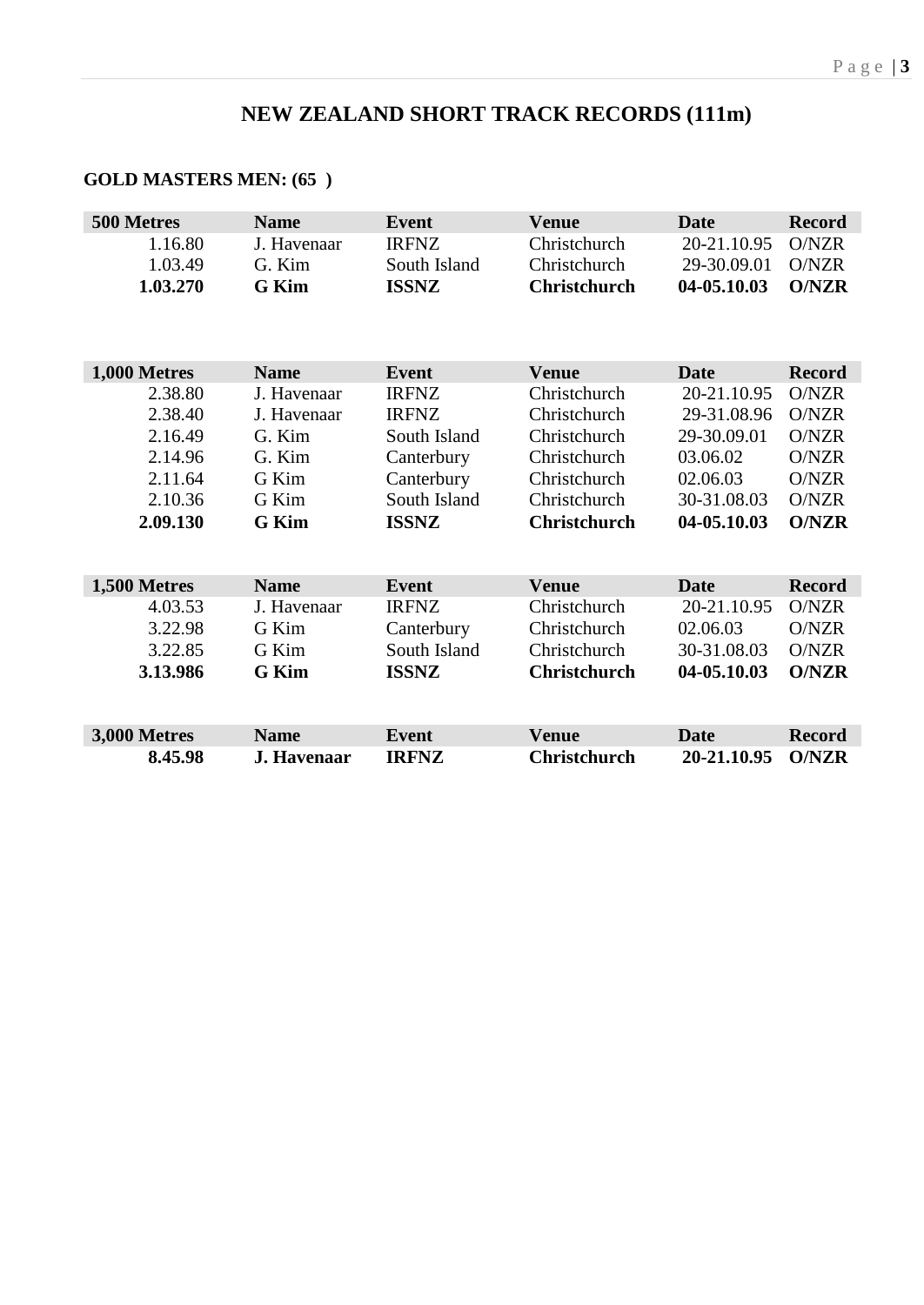# NEW ZEALAND SHORT TRACK RECORDS (111m)

## GOLD MASTERS MEN: (65 )

| 500 Metres | Name | Event | Venue | Date | Record |
|---|---|---|---|---|---|
| 1.16.80 | J. Havenaar | IRFNZ | Christchurch | 20-21.10.95 | O/NZR |
| 1.03.49 | G. Kim | South Island | Christchurch | 29-30.09.01 | O/NZR |
| **1.03.270** | **G Kim** | **ISSNZ** | **Christchurch** | **04-05.10.03** | **O/NZR** |

| 1,000 Metres | Name | Event | Venue | Date | Record |
|---|---|---|---|---|---|
| 2.38.80 | J. Havenaar | IRFNZ | Christchurch | 20-21.10.95 | O/NZR |
| 2.38.40 | J. Havenaar | IRFNZ | Christchurch | 29-31.08.96 | O/NZR |
| 2.16.49 | G. Kim | South Island | Christchurch | 29-30.09.01 | O/NZR |
| 2.14.96 | G. Kim | Canterbury | Christchurch | 03.06.02 | O/NZR |
| 2.11.64 | G Kim | Canterbury | Christchurch | 02.06.03 | O/NZR |
| 2.10.36 | G Kim | South Island | Christchurch | 30-31.08.03 | O/NZR |
| **2.09.130** | **G Kim** | **ISSNZ** | **Christchurch** | **04-05.10.03** | **O/NZR** |

| 1,500 Metres | Name | Event | Venue | Date | Record |
|---|---|---|---|---|---|
| 4.03.53 | J. Havenaar | IRFNZ | Christchurch | 20-21.10.95 | O/NZR |
| 3.22.98 | G Kim | Canterbury | Christchurch | 02.06.03 | O/NZR |
| 3.22.85 | G Kim | South Island | Christchurch | 30-31.08.03 | O/NZR |
| **3.13.986** | **G Kim** | **ISSNZ** | **Christchurch** | **04-05.10.03** | **O/NZR** |

| 3,000 Metres | Name | Event | Venue | Date | Record |
|---|---|---|---|---|---|
| **8.45.98** | **J. Havenaar** | **IRFNZ** | **Christchurch** | **20-21.10.95** | **O/NZR** |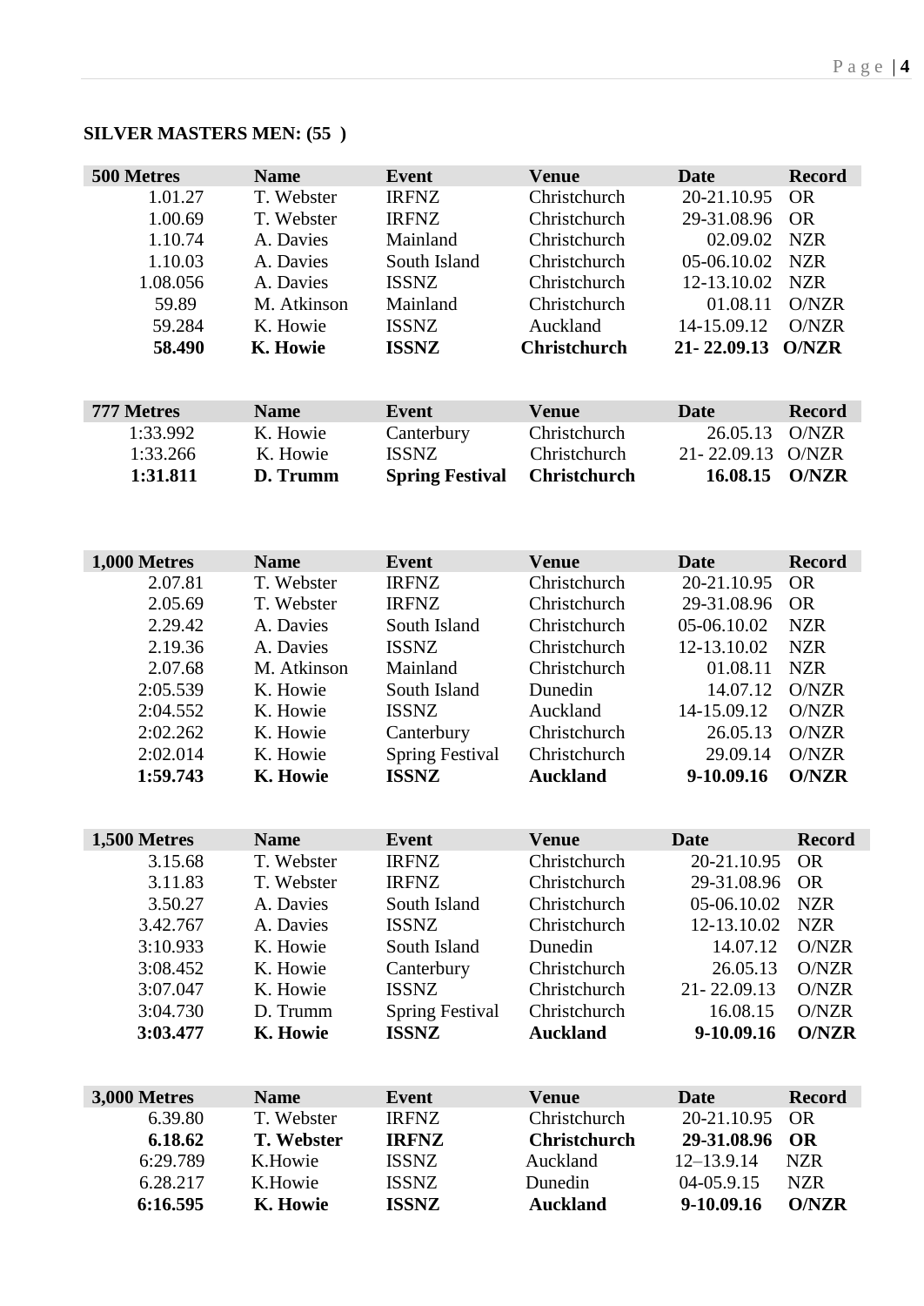**SILVER MASTERS MEN: (55 )**

| 500 Metres | Name | Event | Venue | Date | Record |
|---|---|---|---|---|---|
| 1.01.27 | T. Webster | IRFNZ | Christchurch | 20-21.10.95 | OR |
| 1.00.69 | T. Webster | IRFNZ | Christchurch | 29-31.08.96 | OR |
| 1.10.74 | A. Davies | Mainland | Christchurch | 02.09.02 | NZR |
| 1.10.03 | A. Davies | South Island | Christchurch | 05-06.10.02 | NZR |
| 1.08.056 | A. Davies | ISSNZ | Christchurch | 12-13.10.02 | NZR |
| 59.89 | M. Atkinson | Mainland | Christchurch | 01.08.11 | O/NZR |
| 59.284 | K. Howie | ISSNZ | Auckland | 14-15.09.12 | O/NZR |
| **58.490** | **K. Howie** | **ISSNZ** | **Christchurch** | **21- 22.09.13** | **O/NZR** |

| 777 Metres | Name | Event | Venue | Date | Record |
|---|---|---|---|---|---|
| 1:33.992 | K. Howie | Canterbury | Christchurch | 26.05.13 | O/NZR |
| 1:33.266 | K. Howie | ISSNZ | Christchurch | 21- 22.09.13 | O/NZR |
| **1:31.811** | **D. Trumm** | **Spring Festival** | **Christchurch** | **16.08.15** | **O/NZR** |

| 1,000 Metres | Name | Event | Venue | Date | Record |
|---|---|---|---|---|---|
| 2.07.81 | T. Webster | IRFNZ | Christchurch | 20-21.10.95 | OR |
| 2.05.69 | T. Webster | IRFNZ | Christchurch | 29-31.08.96 | OR |
| 2.29.42 | A. Davies | South Island | Christchurch | 05-06.10.02 | NZR |
| 2.19.36 | A. Davies | ISSNZ | Christchurch | 12-13.10.02 | NZR |
| 2.07.68 | M. Atkinson | Mainland | Christchurch | 01.08.11 | NZR |
| 2:05.539 | K. Howie | South Island | Dunedin | 14.07.12 | O/NZR |
| 2:04.552 | K. Howie | ISSNZ | Auckland | 14-15.09.12 | O/NZR |
| 2:02.262 | K. Howie | Canterbury | Christchurch | 26.05.13 | O/NZR |
| 2:02.014 | K. Howie | Spring Festival | Christchurch | 29.09.14 | O/NZR |
| **1:59.743** | **K. Howie** | **ISSNZ** | **Auckland** | **9-10.09.16** | **O/NZR** |

| 1,500 Metres | Name | Event | Venue | Date | Record |
|---|---|---|---|---|---|
| 3.15.68 | T. Webster | IRFNZ | Christchurch | 20-21.10.95 | OR |
| 3.11.83 | T. Webster | IRFNZ | Christchurch | 29-31.08.96 | OR |
| 3.50.27 | A. Davies | South Island | Christchurch | 05-06.10.02 | NZR |
| 3.42.767 | A. Davies | ISSNZ | Christchurch | 12-13.10.02 | NZR |
| 3:10.933 | K. Howie | South Island | Dunedin | 14.07.12 | O/NZR |
| 3:08.452 | K. Howie | Canterbury | Christchurch | 26.05.13 | O/NZR |
| 3:07.047 | K. Howie | ISSNZ | Christchurch | 21- 22.09.13 | O/NZR |
| 3:04.730 | D. Trumm | Spring Festival | Christchurch | 16.08.15 | O/NZR |
| **3:03.477** | **K. Howie** | **ISSNZ** | **Auckland** | **9-10.09.16** | **O/NZR** |

| 3,000 Metres | Name | Event | Venue | Date | Record |
|---|---|---|---|---|---|
| 6.39.80 | T. Webster | IRFNZ | Christchurch | 20-21.10.95 | OR |
| **6.18.62** | **T. Webster** | **IRFNZ** | **Christchurch** | **29-31.08.96** | **OR** |
| 6:29.789 | K.Howie | ISSNZ | Auckland | 12–13.9.14 | NZR |
| 6.28.217 | K.Howie | ISSNZ | Dunedin | 04-05.9.15 | NZR |
| **6:16.595** | **K. Howie** | **ISSNZ** | **Auckland** | **9-10.09.16** | **O/NZR** |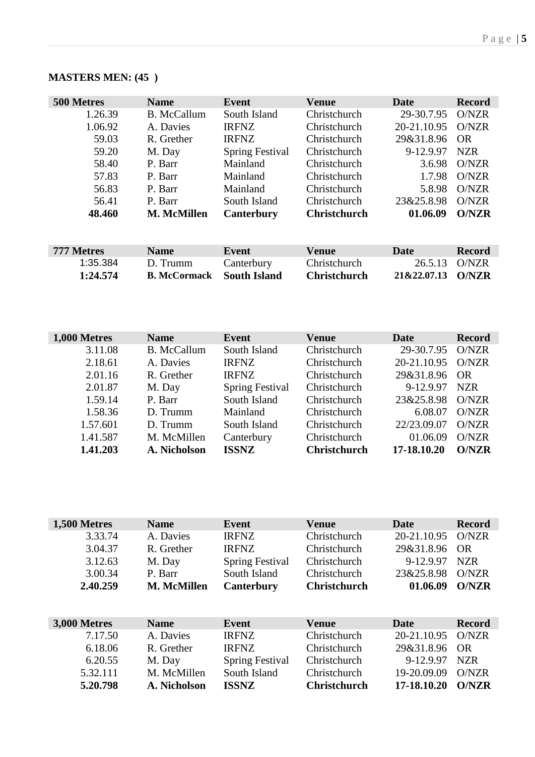**MASTERS MEN: (45 )**

| 500 Metres | Name | Event | Venue | Date | Record |
|---|---|---|---|---|---|
| 1.26.39 | B. McCallum | South Island | Christchurch | 29-30.7.95 | O/NZR |
| 1.06.92 | A. Davies | IRFNZ | Christchurch | 20-21.10.95 | O/NZR |
| 59.03 | R. Grether | IRFNZ | Christchurch | 29&31.8.96 | OR |
| 59.20 | M. Day | Spring Festival | Christchurch | 9-12.9.97 | NZR |
| 58.40 | P. Barr | Mainland | Christchurch | 3.6.98 | O/NZR |
| 57.83 | P. Barr | Mainland | Christchurch | 1.7.98 | O/NZR |
| 56.83 | P. Barr | Mainland | Christchurch | 5.8.98 | O/NZR |
| 56.41 | P. Barr | South Island | Christchurch | 23&25.8.98 | O/NZR |
| **48.460** | **M. McMillen** | **Canterbury** | **Christchurch** | **01.06.09** | **O/NZR** |

| 777 Metres | Name | Event | Venue | Date | Record |
|---|---|---|---|---|---|
| 1:35.384 | D. Trumm | Canterbury | Christchurch | 26.5.13 | O/NZR |
| **1:24.574** | **B. McCormack** | **South Island** | **Christchurch** | **21&22.07.13** | **O/NZR** |

| 1,000 Metres | Name | Event | Venue | Date | Record |
|---|---|---|---|---|---|
| 3.11.08 | B. McCallum | South Island | Christchurch | 29-30.7.95 | O/NZR |
| 2.18.61 | A. Davies | IRFNZ | Christchurch | 20-21.10.95 | O/NZR |
| 2.01.16 | R. Grether | IRFNZ | Christchurch | 29&31.8.96 | OR |
| 2.01.87 | M. Day | Spring Festival | Christchurch | 9-12.9.97 | NZR |
| 1.59.14 | P. Barr | South Island | Christchurch | 23&25.8.98 | O/NZR |
| 1.58.36 | D. Trumm | Mainland | Christchurch | 6.08.07 | O/NZR |
| 1.57.601 | D. Trumm | South Island | Christchurch | 22/23.09.07 | O/NZR |
| 1.41.587 | M. McMillen | Canterbury | Christchurch | 01.06.09 | O/NZR |
| **1.41.203** | **A. Nicholson** | **ISSNZ** | **Christchurch** | **17-18.10.20** | **O/NZR** |

| 1,500 Metres | Name | Event | Venue | Date | Record |
|---|---|---|---|---|---|
| 3.33.74 | A. Davies | IRFNZ | Christchurch | 20-21.10.95 | O/NZR |
| 3.04.37 | R. Grether | IRFNZ | Christchurch | 29&31.8.96 | OR |
| 3.12.63 | M. Day | Spring Festival | Christchurch | 9-12.9.97 | NZR |
| 3.00.34 | P. Barr | South Island | Christchurch | 23&25.8.98 | O/NZR |
| **2.40.259** | **M. McMillen** | **Canterbury** | **Christchurch** | **01.06.09** | **O/NZR** |

| 3,000 Metres | Name | Event | Venue | Date | Record |
|---|---|---|---|---|---|
| 7.17.50 | A. Davies | IRFNZ | Christchurch | 20-21.10.95 | O/NZR |
| 6.18.06 | R. Grether | IRFNZ | Christchurch | 29&31.8.96 | OR |
| 6.20.55 | M. Day | Spring Festival | Christchurch | 9-12.9.97 | NZR |
| 5.32.111 | M. McMillen | South Island | Christchurch | 19-20.09.09 | O/NZR |
| **5.20.798** | **A. Nicholson** | **ISSNZ** | **Christchurch** | **17-18.10.20** | **O/NZR** |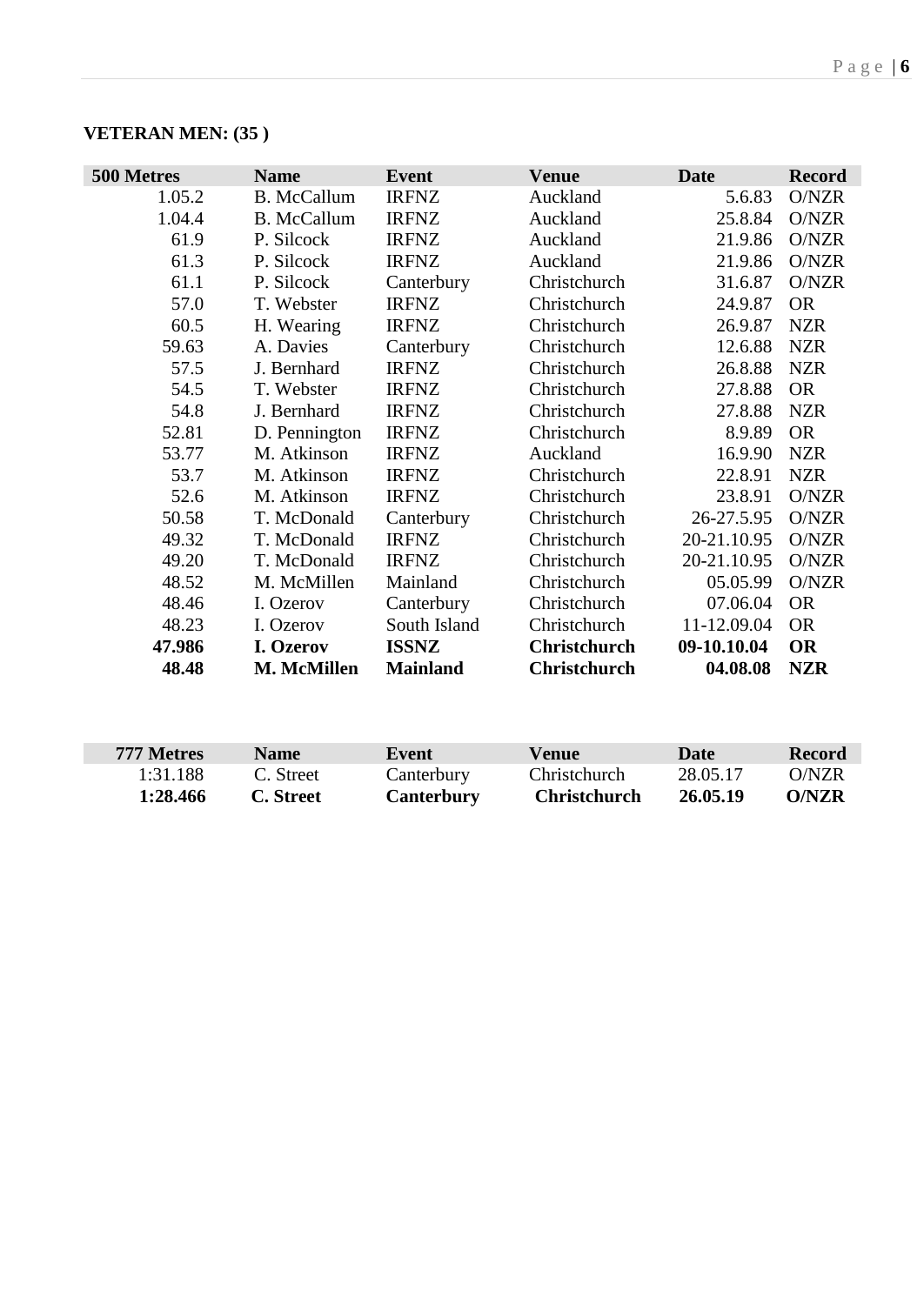**VETERAN MEN: (35 )**

| 500 Metres | Name | Event | Venue | Date | Record |
|---|---|---|---|---|---|
| 1.05.2 | B. McCallum | IRFNZ | Auckland | 5.6.83 | O/NZR |
| 1.04.4 | B. McCallum | IRFNZ | Auckland | 25.8.84 | O/NZR |
| 61.9 | P. Silcock | IRFNZ | Auckland | 21.9.86 | O/NZR |
| 61.3 | P. Silcock | IRFNZ | Auckland | 21.9.86 | O/NZR |
| 61.1 | P. Silcock | Canterbury | Christchurch | 31.6.87 | O/NZR |
| 57.0 | T. Webster | IRFNZ | Christchurch | 24.9.87 | OR |
| 60.5 | H. Wearing | IRFNZ | Christchurch | 26.9.87 | NZR |
| 59.63 | A. Davies | Canterbury | Christchurch | 12.6.88 | NZR |
| 57.5 | J. Bernhard | IRFNZ | Christchurch | 26.8.88 | NZR |
| 54.5 | T. Webster | IRFNZ | Christchurch | 27.8.88 | OR |
| 54.8 | J. Bernhard | IRFNZ | Christchurch | 27.8.88 | NZR |
| 52.81 | D. Pennington | IRFNZ | Christchurch | 8.9.89 | OR |
| 53.77 | M. Atkinson | IRFNZ | Auckland | 16.9.90 | NZR |
| 53.7 | M. Atkinson | IRFNZ | Christchurch | 22.8.91 | NZR |
| 52.6 | M. Atkinson | IRFNZ | Christchurch | 23.8.91 | O/NZR |
| 50.58 | T. McDonald | Canterbury | Christchurch | 26-27.5.95 | O/NZR |
| 49.32 | T. McDonald | IRFNZ | Christchurch | 20-21.10.95 | O/NZR |
| 49.20 | T. McDonald | IRFNZ | Christchurch | 20-21.10.95 | O/NZR |
| 48.52 | M. McMillen | Mainland | Christchurch | 05.05.99 | O/NZR |
| 48.46 | I. Ozerov | Canterbury | Christchurch | 07.06.04 | OR |
| 48.23 | I. Ozerov | South Island | Christchurch | 11-12.09.04 | OR |
| **47.986** | **I. Ozerov** | **ISSNZ** | **Christchurch** | **09-10.10.04** | **OR** |
| **48.48** | **M. McMillen** | **Mainland** | **Christchurch** | **04.08.08** | **NZR** |

| 777 Metres | Name | Event | Venue | Date | Record |
|---|---|---|---|---|---|
| 1:31.188 | C. Street | Canterbury | Christchurch | 28.05.17 | O/NZR |
| **1:28.466** | **C. Street** | **Canterbury** | **Christchurch** | **26.05.19** | **O/NZR** |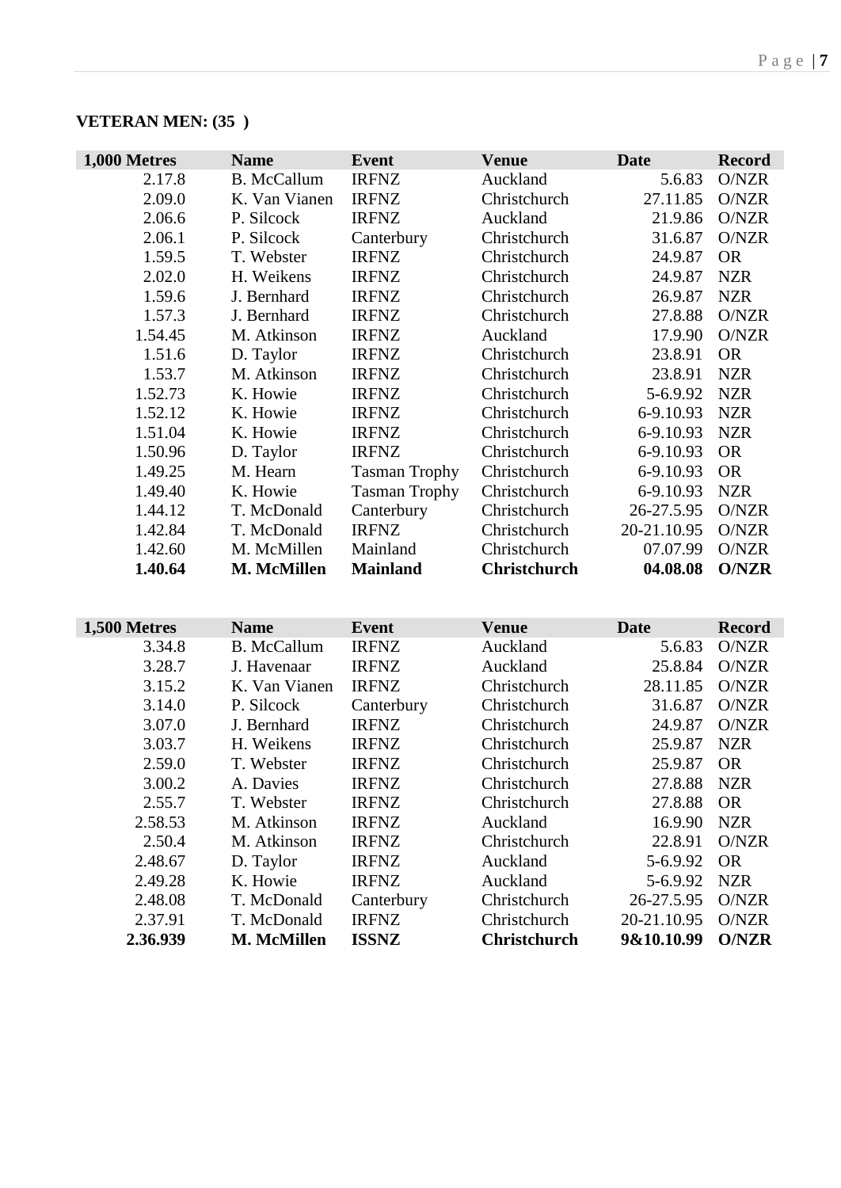**VETERAN MEN: (35 )**

| 1,000 Metres | Name | Event | Venue | Date | Record |
|---|---|---|---|---|---|
| 2.17.8 | B. McCallum | IRFNZ | Auckland | 5.6.83 | O/NZR |
| 2.09.0 | K. Van Vianen | IRFNZ | Christchurch | 27.11.85 | O/NZR |
| 2.06.6 | P. Silcock | IRFNZ | Auckland | 21.9.86 | O/NZR |
| 2.06.1 | P. Silcock | Canterbury | Christchurch | 31.6.87 | O/NZR |
| 1.59.5 | T. Webster | IRFNZ | Christchurch | 24.9.87 | OR |
| 2.02.0 | H. Weikens | IRFNZ | Christchurch | 24.9.87 | NZR |
| 1.59.6 | J. Bernhard | IRFNZ | Christchurch | 26.9.87 | NZR |
| 1.57.3 | J. Bernhard | IRFNZ | Christchurch | 27.8.88 | O/NZR |
| 1.54.45 | M. Atkinson | IRFNZ | Auckland | 17.9.90 | O/NZR |
| 1.51.6 | D. Taylor | IRFNZ | Christchurch | 23.8.91 | OR |
| 1.53.7 | M. Atkinson | IRFNZ | Christchurch | 23.8.91 | NZR |
| 1.52.73 | K. Howie | IRFNZ | Christchurch | 5-6.9.92 | NZR |
| 1.52.12 | K. Howie | IRFNZ | Christchurch | 6-9.10.93 | NZR |
| 1.51.04 | K. Howie | IRFNZ | Christchurch | 6-9.10.93 | NZR |
| 1.50.96 | D. Taylor | IRFNZ | Christchurch | 6-9.10.93 | OR |
| 1.49.25 | M. Hearn | Tasman Trophy | Christchurch | 6-9.10.93 | OR |
| 1.49.40 | K. Howie | Tasman Trophy | Christchurch | 6-9.10.93 | NZR |
| 1.44.12 | T. McDonald | Canterbury | Christchurch | 26-27.5.95 | O/NZR |
| 1.42.84 | T. McDonald | IRFNZ | Christchurch | 20-21.10.95 | O/NZR |
| 1.42.60 | M. McMillen | Mainland | Christchurch | 07.07.99 | O/NZR |
| **1.40.64** | **M. McMillen** | **Mainland** | **Christchurch** | **04.08.08** | **O/NZR** |

| 1,500 Metres | Name | Event | Venue | Date | Record |
|---|---|---|---|---|---|
| 3.34.8 | B. McCallum | IRFNZ | Auckland | 5.6.83 | O/NZR |
| 3.28.7 | J. Havenaar | IRFNZ | Auckland | 25.8.84 | O/NZR |
| 3.15.2 | K. Van Vianen | IRFNZ | Christchurch | 28.11.85 | O/NZR |
| 3.14.0 | P. Silcock | Canterbury | Christchurch | 31.6.87 | O/NZR |
| 3.07.0 | J. Bernhard | IRFNZ | Christchurch | 24.9.87 | O/NZR |
| 3.03.7 | H. Weikens | IRFNZ | Christchurch | 25.9.87 | NZR |
| 2.59.0 | T. Webster | IRFNZ | Christchurch | 25.9.87 | OR |
| 3.00.2 | A. Davies | IRFNZ | Christchurch | 27.8.88 | NZR |
| 2.55.7 | T. Webster | IRFNZ | Christchurch | 27.8.88 | OR |
| 2.58.53 | M. Atkinson | IRFNZ | Auckland | 16.9.90 | NZR |
| 2.50.4 | M. Atkinson | IRFNZ | Christchurch | 22.8.91 | O/NZR |
| 2.48.67 | D. Taylor | IRFNZ | Auckland | 5-6.9.92 | OR |
| 2.49.28 | K. Howie | IRFNZ | Auckland | 5-6.9.92 | NZR |
| 2.48.08 | T. McDonald | Canterbury | Christchurch | 26-27.5.95 | O/NZR |
| 2.37.91 | T. McDonald | IRFNZ | Christchurch | 20-21.10.95 | O/NZR |
| **2.36.939** | **M. McMillen** | **ISSNZ** | **Christchurch** | **9&10.10.99** | **O/NZR** |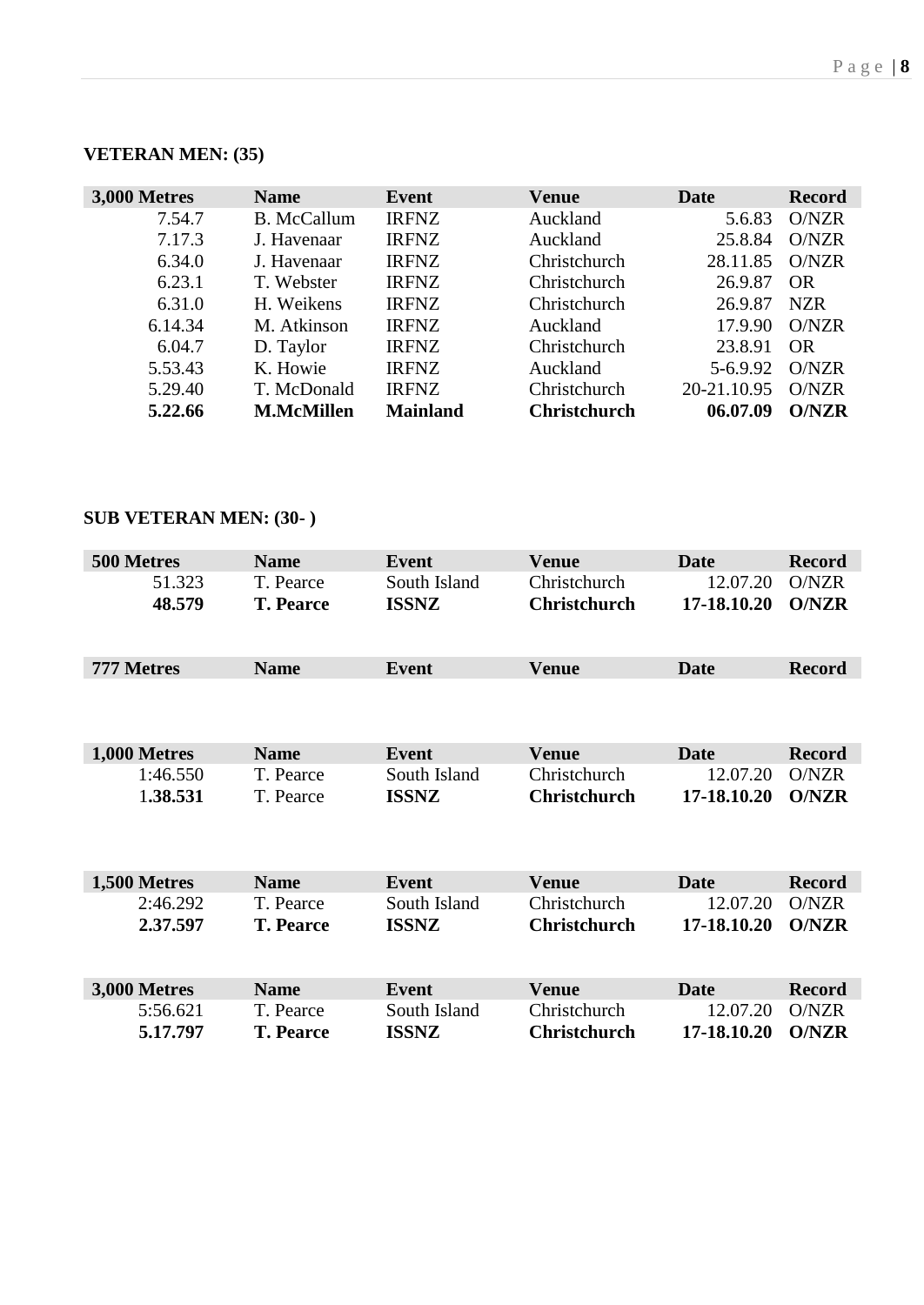**VETERAN MEN: (35)**

| 3,000 Metres | Name | Event | Venue | Date | Record |
|---|---|---|---|---|---|
| 7.54.7 | B. McCallum | IRFNZ | Auckland | 5.6.83 | O/NZR |
| 7.17.3 | J. Havenaar | IRFNZ | Auckland | 25.8.84 | O/NZR |
| 6.34.0 | J. Havenaar | IRFNZ | Christchurch | 28.11.85 | O/NZR |
| 6.23.1 | T. Webster | IRFNZ | Christchurch | 26.9.87 | OR |
| 6.31.0 | H. Weikens | IRFNZ | Christchurch | 26.9.87 | NZR |
| 6.14.34 | M. Atkinson | IRFNZ | Auckland | 17.9.90 | O/NZR |
| 6.04.7 | D. Taylor | IRFNZ | Christchurch | 23.8.91 | OR |
| 5.53.43 | K. Howie | IRFNZ | Auckland | 5-6.9.92 | O/NZR |
| 5.29.40 | T. McDonald | IRFNZ | Christchurch | 20-21.10.95 | O/NZR |
| **5.22.66** | **M.McMillen** | **Mainland** | **Christchurch** | **06.07.09** | **O/NZR** |

**SUB VETERAN MEN: (30- )**

| 500 Metres | Name | Event | Venue | Date | Record |
|---|---|---|---|---|---|
| 51.323 | T. Pearce | South Island | Christchurch | 12.07.20 | O/NZR |
| **48.579** | **T. Pearce** | **ISSNZ** | **Christchurch** | **17-18.10.20** | **O/NZR** |

| 777 Metres | Name | Event | Venue | Date | Record |
|---|---|---|---|---|---|

| 1,000 Metres | Name | Event | Venue | Date | Record |
|---|---|---|---|---|---|
| 1:46.550 | T. Pearce | South Island | Christchurch | 12.07.20 | O/NZR |
| 1**.38.531** | T. Pearce | **ISSNZ** | **Christchurch** | **17-18.10.20** | **O/NZR** |

| 1,500 Metres | Name | Event | Venue | Date | Record |
|---|---|---|---|---|---|
| 2:46.292 | T. Pearce | South Island | Christchurch | 12.07.20 | O/NZR |
| **2.37.597** | **T. Pearce** | **ISSNZ** | **Christchurch** | **17-18.10.20** | **O/NZR** |

| 3,000 Metres | Name | Event | Venue | Date | Record |
|---|---|---|---|---|---|
| 5:56.621 | T. Pearce | South Island | Christchurch | 12.07.20 | O/NZR |
| **5.17.797** | **T. Pearce** | **ISSNZ** | **Christchurch** | **17-18.10.20** | **O/NZR** |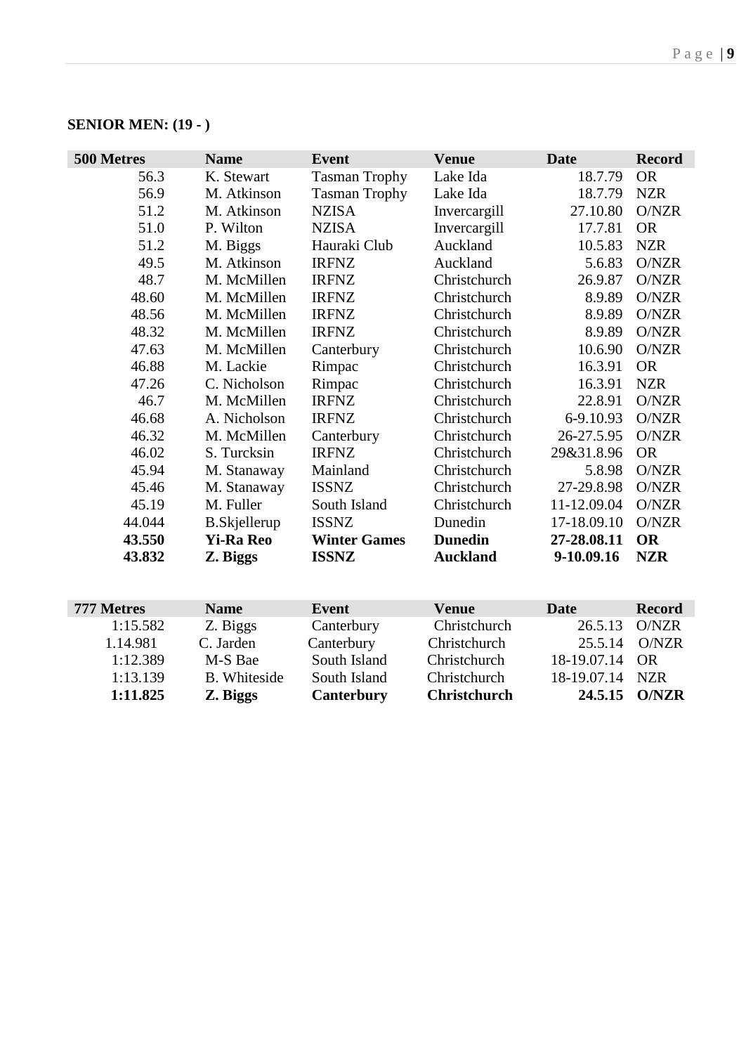**SENIOR MEN: (19 - )**

| 500 Metres | Name | Event | Venue | Date | Record |
|---|---|---|---|---|---|
| 56.3 | K. Stewart | Tasman Trophy | Lake Ida | 18.7.79 | OR |
| 56.9 | M. Atkinson | Tasman Trophy | Lake Ida | 18.7.79 | NZR |
| 51.2 | M. Atkinson | NZISA | Invercargill | 27.10.80 | O/NZR |
| 51.0 | P. Wilton | NZISA | Invercargill | 17.7.81 | OR |
| 51.2 | M. Biggs | Hauraki Club | Auckland | 10.5.83 | NZR |
| 49.5 | M. Atkinson | IRFNZ | Auckland | 5.6.83 | O/NZR |
| 48.7 | M. McMillen | IRFNZ | Christchurch | 26.9.87 | O/NZR |
| 48.60 | M. McMillen | IRFNZ | Christchurch | 8.9.89 | O/NZR |
| 48.56 | M. McMillen | IRFNZ | Christchurch | 8.9.89 | O/NZR |
| 48.32 | M. McMillen | IRFNZ | Christchurch | 8.9.89 | O/NZR |
| 47.63 | M. McMillen | Canterbury | Christchurch | 10.6.90 | O/NZR |
| 46.88 | M. Lackie | Rimpac | Christchurch | 16.3.91 | OR |
| 47.26 | C. Nicholson | Rimpac | Christchurch | 16.3.91 | NZR |
| 46.7 | M. McMillen | IRFNZ | Christchurch | 22.8.91 | O/NZR |
| 46.68 | A. Nicholson | IRFNZ | Christchurch | 6-9.10.93 | O/NZR |
| 46.32 | M. McMillen | Canterbury | Christchurch | 26-27.5.95 | O/NZR |
| 46.02 | S. Turcksin | IRFNZ | Christchurch | 29&31.8.96 | OR |
| 45.94 | M. Stanaway | Mainland | Christchurch | 5.8.98 | O/NZR |
| 45.46 | M. Stanaway | ISSNZ | Christchurch | 27-29.8.98 | O/NZR |
| 45.19 | M. Fuller | South Island | Christchurch | 11-12.09.04 | O/NZR |
| 44.044 | B.Skjellerup | ISSNZ | Dunedin | 17-18.09.10 | O/NZR |
| **43.550** | **Yi-Ra Reo** | **Winter Games** | **Dunedin** | **27-28.08.11** | **OR** |
| **43.832** | **Z. Biggs** | **ISSNZ** | **Auckland** | **9-10.09.16** | **NZR** |

| 777 Metres | Name | Event | Venue | Date | Record |
|---|---|---|---|---|---|
| 1:15.582 | Z. Biggs | Canterbury | Christchurch | 26.5.13 | O/NZR |
| 1.14.981 | C. Jarden | Canterbury | Christchurch | 25.5.14 | O/NZR |
| 1:12.389 | M-S Bae | South Island | Christchurch | 18-19.07.14 | OR |
| 1:13.139 | B. Whiteside | South Island | Christchurch | 18-19.07.14 | NZR |
| **1:11.825** | **Z. Biggs** | **Canterbury** | **Christchurch** | **24.5.15** | **O/NZR** |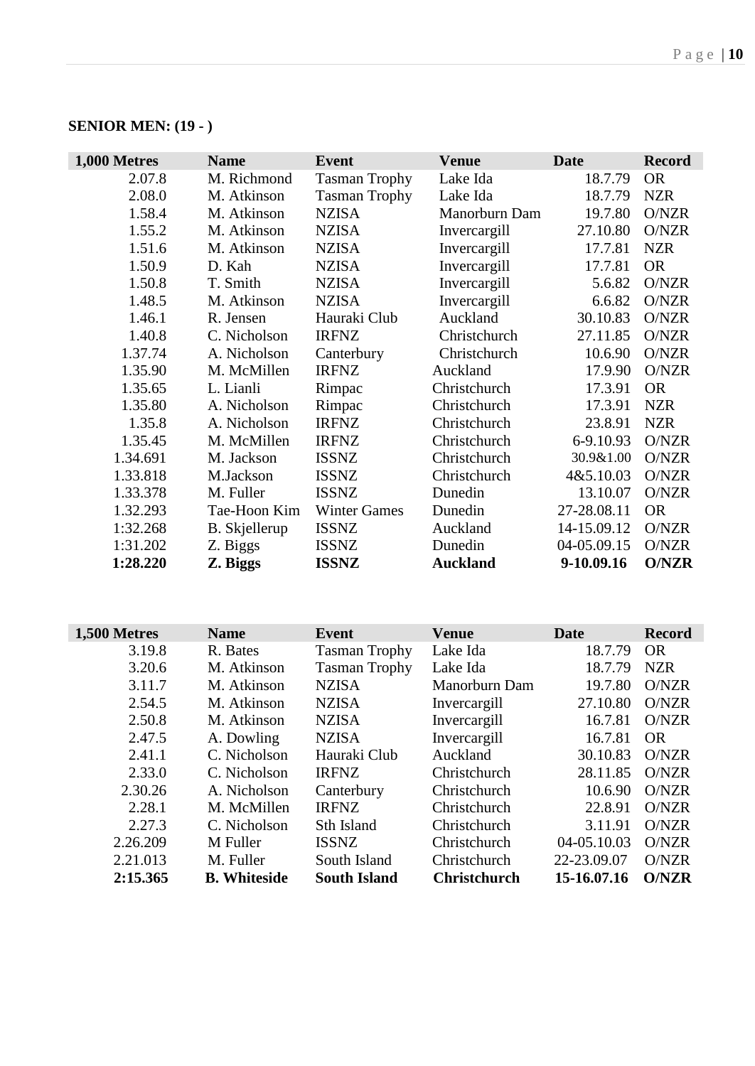**SENIOR MEN: (19 - )**

| 1,000 Metres | Name | Event | Venue | Date | Record |
|---|---|---|---|---|---|
| 2.07.8 | M. Richmond | Tasman Trophy | Lake Ida | 18.7.79 | OR |
| 2.08.0 | M. Atkinson | Tasman Trophy | Lake Ida | 18.7.79 | NZR |
| 1.58.4 | M. Atkinson | NZISA | Manorburn Dam | 19.7.80 | O/NZR |
| 1.55.2 | M. Atkinson | NZISA | Invercargill | 27.10.80 | O/NZR |
| 1.51.6 | M. Atkinson | NZISA | Invercargill | 17.7.81 | NZR |
| 1.50.9 | D. Kah | NZISA | Invercargill | 17.7.81 | OR |
| 1.50.8 | T. Smith | NZISA | Invercargill | 5.6.82 | O/NZR |
| 1.48.5 | M. Atkinson | NZISA | Invercargill | 6.6.82 | O/NZR |
| 1.46.1 | R. Jensen | Hauraki Club | Auckland | 30.10.83 | O/NZR |
| 1.40.8 | C. Nicholson | IRFNZ | Christchurch | 27.11.85 | O/NZR |
| 1.37.74 | A. Nicholson | Canterbury | Christchurch | 10.6.90 | O/NZR |
| 1.35.90 | M. McMillen | IRFNZ | Auckland | 17.9.90 | O/NZR |
| 1.35.65 | L. Lianli | Rimpac | Christchurch | 17.3.91 | OR |
| 1.35.80 | A. Nicholson | Rimpac | Christchurch | 17.3.91 | NZR |
| 1.35.8 | A. Nicholson | IRFNZ | Christchurch | 23.8.91 | NZR |
| 1.35.45 | M. McMillen | IRFNZ | Christchurch | 6-9.10.93 | O/NZR |
| 1.34.691 | M. Jackson | ISSNZ | Christchurch | 30.9&1.00 | O/NZR |
| 1.33.818 | M.Jackson | ISSNZ | Christchurch | 4&5.10.03 | O/NZR |
| 1.33.378 | M. Fuller | ISSNZ | Dunedin | 13.10.07 | O/NZR |
| 1.32.293 | Tae-Hoon Kim | Winter Games | Dunedin | 27-28.08.11 | OR |
| 1:32.268 | B. Skjellerup | ISSNZ | Auckland | 14-15.09.12 | O/NZR |
| 1:31.202 | Z. Biggs | ISSNZ | Dunedin | 04-05.09.15 | O/NZR |
| **1:28.220** | **Z. Biggs** | **ISSNZ** | **Auckland** | **9-10.09.16** | **O/NZR** |

| 1,500 Metres | Name | Event | Venue | Date | Record |
|---|---|---|---|---|---|
| 3.19.8 | R. Bates | Tasman Trophy | Lake Ida | 18.7.79 | OR |
| 3.20.6 | M. Atkinson | Tasman Trophy | Lake Ida | 18.7.79 | NZR |
| 3.11.7 | M. Atkinson | NZISA | Manorburn Dam | 19.7.80 | O/NZR |
| 2.54.5 | M. Atkinson | NZISA | Invercargill | 27.10.80 | O/NZR |
| 2.50.8 | M. Atkinson | NZISA | Invercargill | 16.7.81 | O/NZR |
| 2.47.5 | A. Dowling | NZISA | Invercargill | 16.7.81 | OR |
| 2.41.1 | C. Nicholson | Hauraki Club | Auckland | 30.10.83 | O/NZR |
| 2.33.0 | C. Nicholson | IRFNZ | Christchurch | 28.11.85 | O/NZR |
| 2.30.26 | A. Nicholson | Canterbury | Christchurch | 10.6.90 | O/NZR |
| 2.28.1 | M. McMillen | IRFNZ | Christchurch | 22.8.91 | O/NZR |
| 2.27.3 | C. Nicholson | Sth Island | Christchurch | 3.11.91 | O/NZR |
| 2.26.209 | M Fuller | ISSNZ | Christchurch | 04-05.10.03 | O/NZR |
| 2.21.013 | M. Fuller | South Island | Christchurch | 22-23.09.07 | O/NZR |
| **2:15.365** | **B. Whiteside** | **South Island** | **Christchurch** | **15-16.07.16** | **O/NZR** |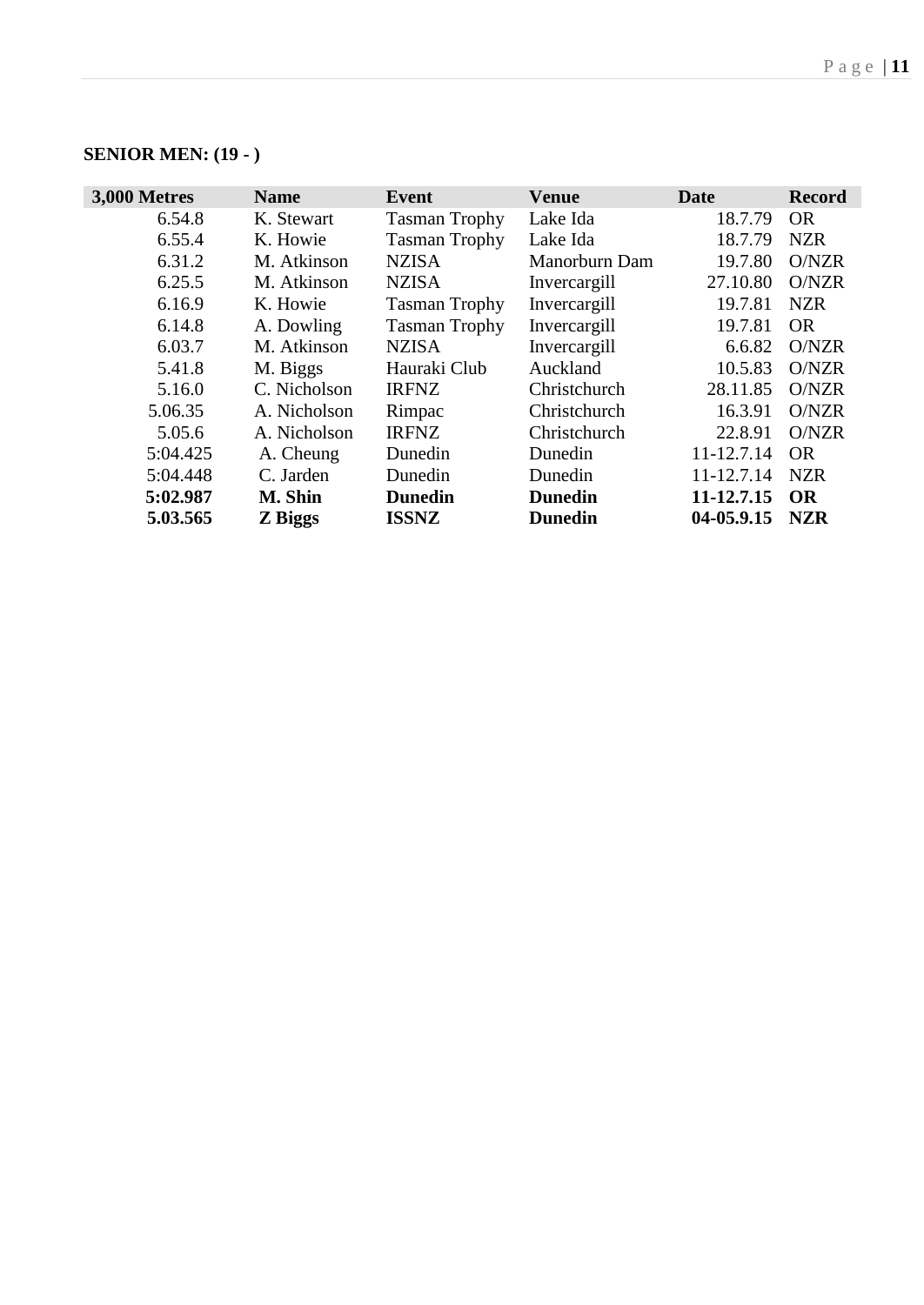**SENIOR MEN: (19 - )**

| 3,000 Metres | Name | Event | Venue | Date | Record |
|---|---|---|---|---|---|
| 6.54.8 | K. Stewart | Tasman Trophy | Lake Ida | 18.7.79 | OR |
| 6.55.4 | K. Howie | Tasman Trophy | Lake Ida | 18.7.79 | NZR |
| 6.31.2 | M. Atkinson | NZISA | Manorburn Dam | 19.7.80 | O/NZR |
| 6.25.5 | M. Atkinson | NZISA | Invercargill | 27.10.80 | O/NZR |
| 6.16.9 | K. Howie | Tasman Trophy | Invercargill | 19.7.81 | NZR |
| 6.14.8 | A. Dowling | Tasman Trophy | Invercargill | 19.7.81 | OR |
| 6.03.7 | M. Atkinson | NZISA | Invercargill | 6.6.82 | O/NZR |
| 5.41.8 | M. Biggs | Hauraki Club | Auckland | 10.5.83 | O/NZR |
| 5.16.0 | C. Nicholson | IRFNZ | Christchurch | 28.11.85 | O/NZR |
| 5.06.35 | A. Nicholson | Rimpac | Christchurch | 16.3.91 | O/NZR |
| 5.05.6 | A. Nicholson | IRFNZ | Christchurch | 22.8.91 | O/NZR |
| 5:04.425 | A. Cheung | Dunedin | Dunedin | 11-12.7.14 | OR |
| 5:04.448 | C. Jarden | Dunedin | Dunedin | 11-12.7.14 | NZR |
| **5:02.987** | **M. Shin** | **Dunedin** | **Dunedin** | **11-12.7.15** | **OR** |
| **5.03.565** | **Z Biggs** | **ISSNZ** | **Dunedin** | **04-05.9.15** | **NZR** |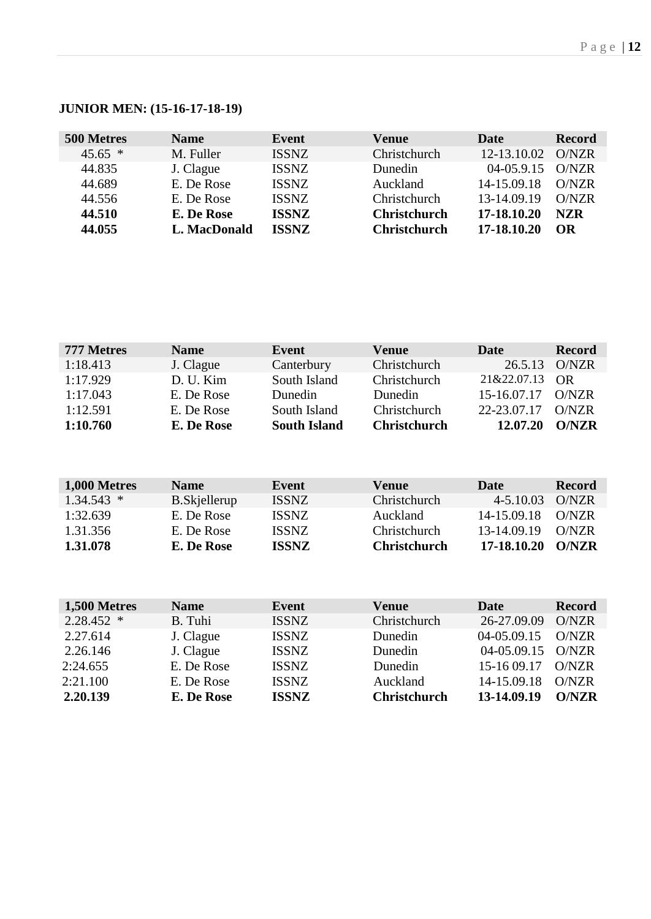**JUNIOR MEN: (15-16-17-18-19)**

| 500 Metres | Name | Event | Venue | Date | Record |
|---|---|---|---|---|---|
| 45.65 * | M. Fuller | ISSNZ | Christchurch | 12-13.10.02 | O/NZR |
| 44.835 | J. Clague | ISSNZ | Dunedin | 04-05.9.15 | O/NZR |
| 44.689 | E. De Rose | ISSNZ | Auckland | 14-15.09.18 | O/NZR |
| 44.556 | E. De Rose | ISSNZ | Christchurch | 13-14.09.19 | O/NZR |
| **44.510** | **E. De Rose** | **ISSNZ** | **Christchurch** | **17-18.10.20** | **NZR** |
| **44.055** | **L. MacDonald** | **ISSNZ** | **Christchurch** | **17-18.10.20** | **OR** |

| 777 Metres | Name | Event | Venue | Date | Record |
|---|---|---|---|---|---|
| 1:18.413 | J. Clague | Canterbury | Christchurch | 26.5.13 | O/NZR |
| 1:17.929 | D. U. Kim | South Island | Christchurch | 21&22.07.13 | OR |
| 1:17.043 | E. De Rose | Dunedin | Dunedin | 15-16.07.17 | O/NZR |
| 1:12.591 | E. De Rose | South Island | Christchurch | 22-23.07.17 | O/NZR |
| **1:10.760** | **E. De Rose** | **South Island** | **Christchurch** | **12.07.20** | **O/NZR** |

| 1,000 Metres | Name | Event | Venue | Date | Record |
|---|---|---|---|---|---|
| 1.34.543 * | B.Skjellerup | ISSNZ | Christchurch | 4-5.10.03 | O/NZR |
| 1:32.639 | E. De Rose | ISSNZ | Auckland | 14-15.09.18 | O/NZR |
| 1.31.356 | E. De Rose | ISSNZ | Christchurch | 13-14.09.19 | O/NZR |
| **1.31.078** | **E. De Rose** | **ISSNZ** | **Christchurch** | **17-18.10.20** | **O/NZR** |

| 1,500 Metres | Name | Event | Venue | Date | Record |
|---|---|---|---|---|---|
| 2.28.452 * | B. Tuhi | ISSNZ | Christchurch | 26-27.09.09 | O/NZR |
| 2.27.614 | J. Clague | ISSNZ | Dunedin | 04-05.09.15 | O/NZR |
| 2.26.146 | J. Clague | ISSNZ | Dunedin | 04-05.09.15 | O/NZR |
| 2:24.655 | E. De Rose | ISSNZ | Dunedin | 15-16 09.17 | O/NZR |
| 2:21.100 | E. De Rose | ISSNZ | Auckland | 14-15.09.18 | O/NZR |
| **2.20.139** | **E. De Rose** | **ISSNZ** | **Christchurch** | **13-14.09.19** | **O/NZR** |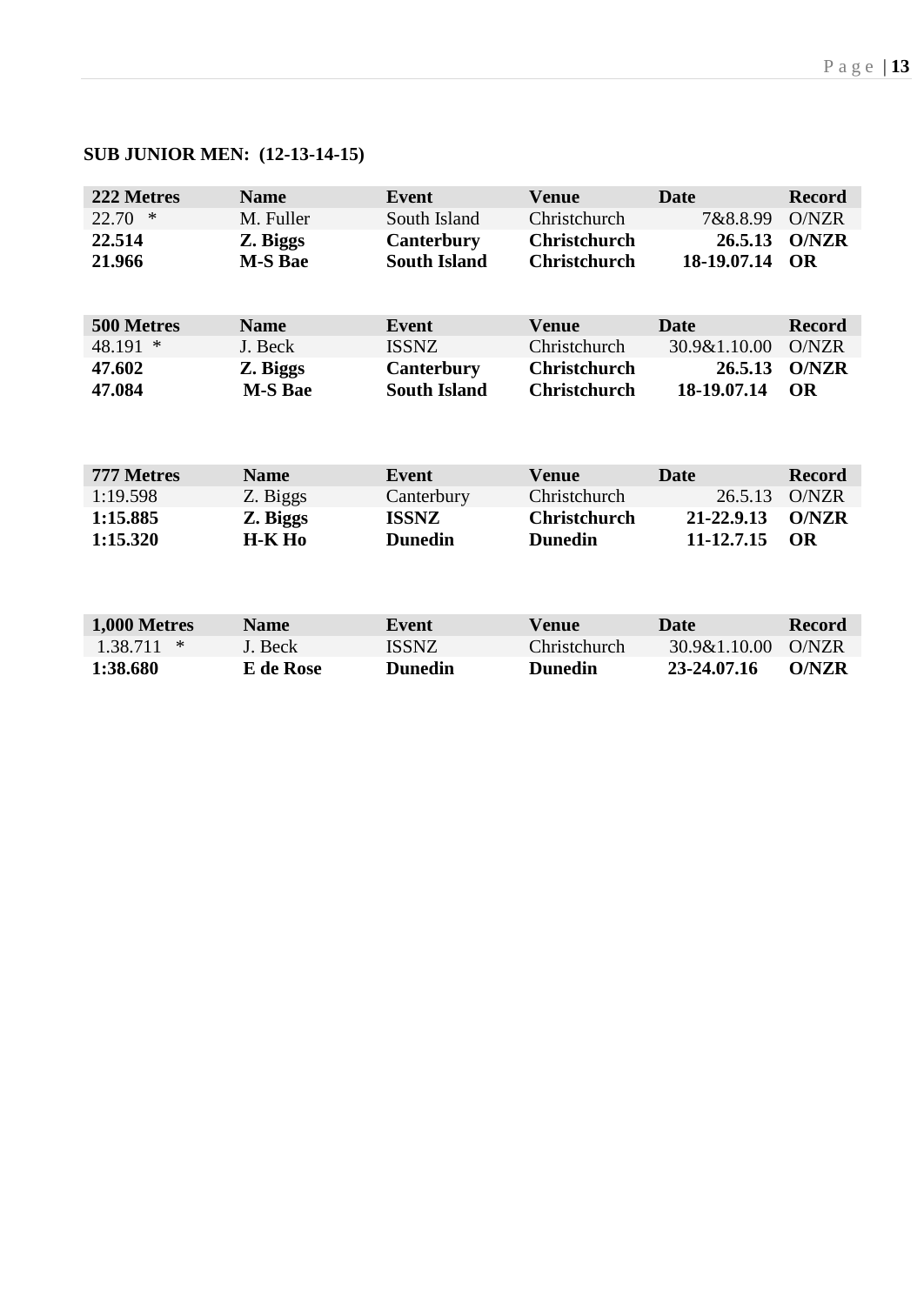**SUB JUNIOR MEN: (12-13-14-15)**

| 222 Metres | Name | Event | Venue | Date | Record |
|---|---|---|---|---|---|
| 22.70 * | M. Fuller | South Island | Christchurch | 7&8.8.99 | O/NZR |
| **22.514** | **Z. Biggs** | **Canterbury** | **Christchurch** | **26.5.13** | **O/NZR** |
| **21.966** | **M-S Bae** | **South Island** | **Christchurch** | **18-19.07.14** | **OR** |

| 500 Metres | Name | Event | Venue | Date | Record |
|---|---|---|---|---|---|
| 48.191 * | J. Beck | ISSNZ | Christchurch | 30.9&1.10.00 | O/NZR |
| **47.602** | **Z. Biggs** | **Canterbury** | **Christchurch** | **26.5.13** | **O/NZR** |
| **47.084** | **M-S Bae** | **South Island** | **Christchurch** | **18-19.07.14** | **OR** |

| 777 Metres | Name | Event | Venue | Date | Record |
|---|---|---|---|---|---|
| 1:19.598 | Z. Biggs | Canterbury | Christchurch | 26.5.13 | O/NZR |
| **1:15.885** | **Z. Biggs** | **ISSNZ** | **Christchurch** | **21-22.9.13** | **O/NZR** |
| **1:15.320** | **H-K Ho** | **Dunedin** | **Dunedin** | **11-12.7.15** | **OR** |

| 1,000 Metres | Name | Event | Venue | Date | Record |
|---|---|---|---|---|---|
| 1.38.711 * | J. Beck | ISSNZ | Christchurch | 30.9&1.10.00 | O/NZR |
| **1:38.680** | **E de Rose** | **Dunedin** | **Dunedin** | **23-24.07.16** | **O/NZR** |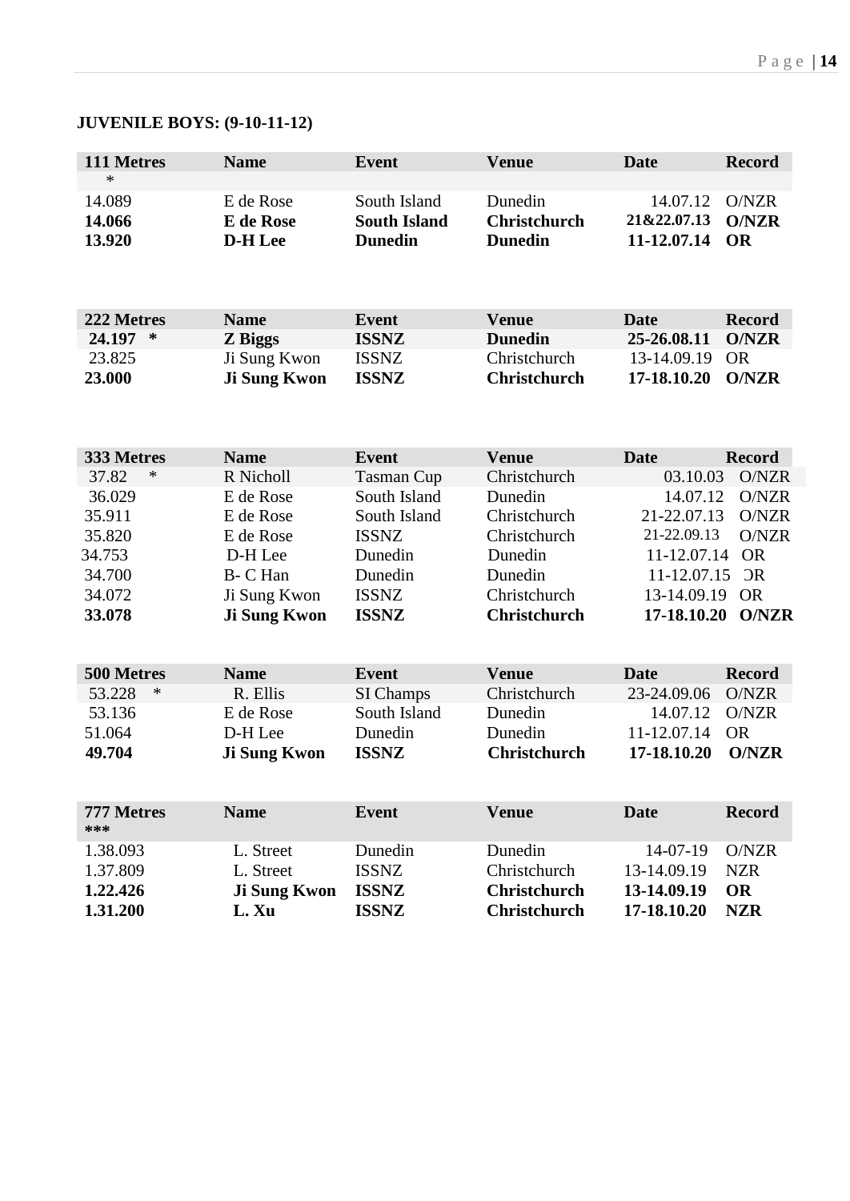**JUVENILE BOYS: (9-10-11-12)**

| 111 Metres * | Name | Event | Venue | Date | Record |
|---|---|---|---|---|---|
| 14.089 | E de Rose | South Island | Dunedin | 14.07.12 | O/NZR |
| **14.066** | **E de Rose** | **South Island** | **Christchurch** | **21&22.07.13** | **O/NZR** |
| **13.920** | **D-H Lee** | **Dunedin** | **Dunedin** | **11-12.07.14** | **OR** |

| 222 Metres | Name | Event | Venue | Date | Record |
|---|---|---|---|---|---|
| **24.197 \*** | **Z Biggs** | **ISSNZ** | **Dunedin** | **25-26.08.11** | **O/NZR** |
| 23.825 | Ji Sung Kwon | ISSNZ | Christchurch | 13-14.09.19 | OR |
| **23.000** | **Ji Sung Kwon** | **ISSNZ** | **Christchurch** | **17-18.10.20** | **O/NZR** |

| 333 Metres | Name | Event | Venue | Date | Record |
|---|---|---|---|---|---|
| 37.82 * | R Nicholl | Tasman Cup | Christchurch | 03.10.03 | O/NZR |
| 36.029 | E de Rose | South Island | Dunedin | 14.07.12 | O/NZR |
| 35.911 | E de Rose | South Island | Christchurch | 21-22.07.13 | O/NZR |
| 35.820 | E de Rose | ISSNZ | Christchurch | 21-22.09.13 | O/NZR |
| 34.753 | D-H Lee | Dunedin | Dunedin | 11-12.07.14 | OR |
| 34.700 | B- C Han | Dunedin | Dunedin | 11-12.07.15 | OR |
| 34.072 | Ji Sung Kwon | ISSNZ | Christchurch | 13-14.09.19 | OR |
| **33.078** | **Ji Sung Kwon** | **ISSNZ** | **Christchurch** | **17-18.10.20** | **O/NZR** |

| 500 Metres | Name | Event | Venue | Date | Record |
|---|---|---|---|---|---|
| 53.228 * | R. Ellis | SI Champs | Christchurch | 23-24.09.06 | O/NZR |
| 53.136 | E de Rose | South Island | Dunedin | 14.07.12 | O/NZR |
| 51.064 | D-H Lee | Dunedin | Dunedin | 11-12.07.14 | OR |
| **49.704** | **Ji Sung Kwon** | **ISSNZ** | **Christchurch** | **17-18.10.20** | **O/NZR** |

| 777 Metres *** | Name | Event | Venue | Date | Record |
|---|---|---|---|---|---|
| 1.38.093 | L. Street | Dunedin | Dunedin | 14-07-19 | O/NZR |
| 1.37.809 | L. Street | ISSNZ | Christchurch | 13-14.09.19 | NZR |
| **1.22.426** | **Ji Sung Kwon** | **ISSNZ** | **Christchurch** | **13-14.09.19** | **OR** |
| **1.31.200** | **L. Xu** | **ISSNZ** | **Christchurch** | **17-18.10.20** | **NZR** |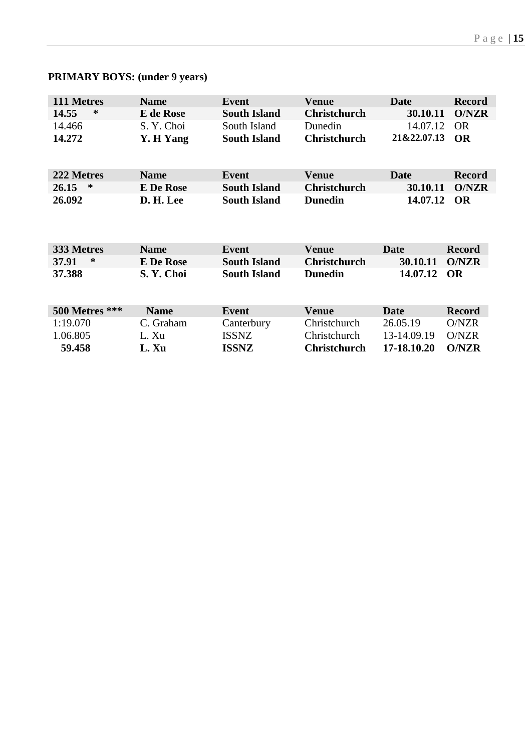**PRIMARY BOYS: (under 9 years)**

| 111 Metres | Name | Event | Venue | Date | Record |
|---|---|---|---|---|---|
| **14.55 \*** | **E de Rose** | **South Island** | **Christchurch** | **30.10.11** | **O/NZR** |
| 14.466 | S. Y. Choi | South Island | Dunedin | 14.07.12 | OR |
| **14.272** | **Y. H Yang** | **South Island** | **Christchurch** | **21&22.07.13** | **OR** |

| 222 Metres | Name | Event | Venue | Date | Record |
|---|---|---|---|---|---|
| **26.15 \*** | **E De Rose** | **South Island** | **Christchurch** | **30.10.11** | **O/NZR** |
| **26.092** | **D. H. Lee** | **South Island** | **Dunedin** | **14.07.12** | **OR** |

| 333 Metres | Name | Event | Venue | Date | Record |
|---|---|---|---|---|---|
| **37.91 \*** | **E De Rose** | **South Island** | **Christchurch** | **30.10.11** | **O/NZR** |
| **37.388** | **S. Y. Choi** | **South Island** | **Dunedin** | **14.07.12** | **OR** |

| 500 Metres \*\*\* | Name | Event | Venue | Date | Record |
|---|---|---|---|---|---|
| 1:19.070 | C. Graham | Canterbury | Christchurch | 26.05.19 | O/NZR |
| 1.06.805 | L. Xu | ISSNZ | Christchurch | 13-14.09.19 | O/NZR |
| **59.458** | **L. Xu** | **ISSNZ** | **Christchurch** | **17-18.10.20** | **O/NZR** |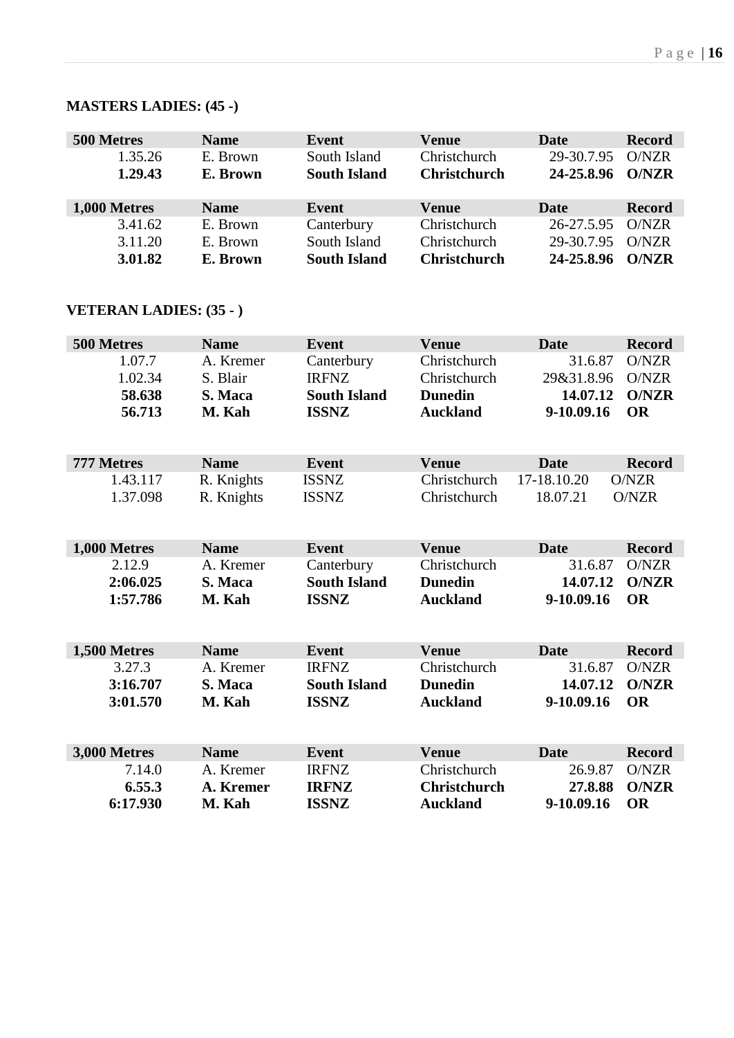**MASTERS LADIES: (45 -)**

| 500 Metres | Name | Event | Venue | Date | Record |
|---|---|---|---|---|---|
| 1.35.26 | E. Brown | South Island | Christchurch | 29-30.7.95 | O/NZR |
| **1.29.43** | **E. Brown** | **South Island** | **Christchurch** | **24-25.8.96** | **O/NZR** |

| 1,000 Metres | Name | Event | Venue | Date | Record |
|---|---|---|---|---|---|
| 3.41.62 | E. Brown | Canterbury | Christchurch | 26-27.5.95 | O/NZR |
| 3.11.20 | E. Brown | South Island | Christchurch | 29-30.7.95 | O/NZR |
| **3.01.82** | **E. Brown** | **South Island** | **Christchurch** | **24-25.8.96** | **O/NZR** |

**VETERAN LADIES: (35 - )**

| 500 Metres | Name | Event | Venue | Date | Record |
|---|---|---|---|---|---|
| 1.07.7 | A. Kremer | Canterbury | Christchurch | 31.6.87 | O/NZR |
| 1.02.34 | S. Blair | IRFNZ | Christchurch | 29&31.8.96 | O/NZR |
| **58.638** | **S. Maca** | **South Island** | **Dunedin** | **14.07.12** | **O/NZR** |
| **56.713** | **M. Kah** | **ISSNZ** | **Auckland** | **9-10.09.16** | **OR** |

| 777 Metres | Name | Event | Venue | Date | Record |
|---|---|---|---|---|---|
| 1.43.117 | R. Knights | ISSNZ | Christchurch | 17-18.10.20 | O/NZR |
| 1.37.098 | R. Knights | ISSNZ | Christchurch | 18.07.21 | O/NZR |

| 1,000 Metres | Name | Event | Venue | Date | Record |
|---|---|---|---|---|---|
| 2.12.9 | A. Kremer | Canterbury | Christchurch | 31.6.87 | O/NZR |
| **2:06.025** | **S. Maca** | **South Island** | **Dunedin** | **14.07.12** | **O/NZR** |
| **1:57.786** | **M. Kah** | **ISSNZ** | **Auckland** | **9-10.09.16** | **OR** |

| 1,500 Metres | Name | Event | Venue | Date | Record |
|---|---|---|---|---|---|
| 3.27.3 | A. Kremer | IRFNZ | Christchurch | 31.6.87 | O/NZR |
| **3:16.707** | **S. Maca** | **South Island** | **Dunedin** | **14.07.12** | **O/NZR** |
| **3:01.570** | **M. Kah** | **ISSNZ** | **Auckland** | **9-10.09.16** | **OR** |

| 3,000 Metres | Name | Event | Venue | Date | Record |
|---|---|---|---|---|---|
| 7.14.0 | A. Kremer | IRFNZ | Christchurch | 26.9.87 | O/NZR |
| **6.55.3** | **A. Kremer** | **IRFNZ** | **Christchurch** | **27.8.88** | **O/NZR** |
| **6:17.930** | **M. Kah** | **ISSNZ** | **Auckland** | **9-10.09.16** | **OR** |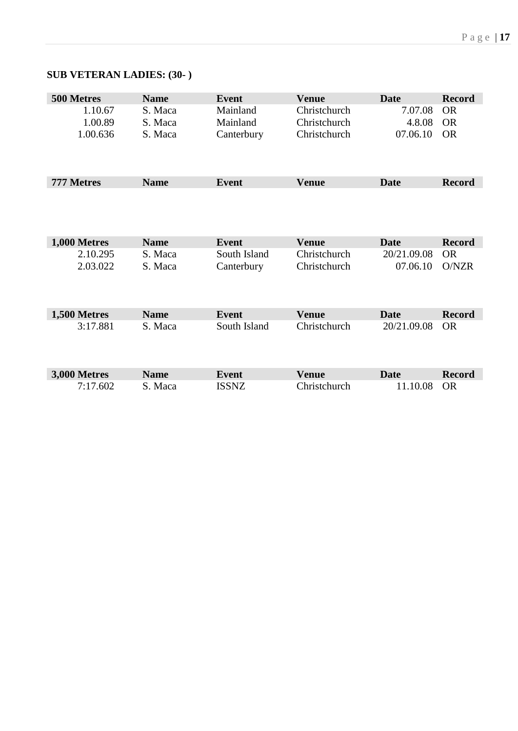**SUB VETERAN LADIES: (30- )**

| 500 Metres | Name | Event | Venue | Date | Record |
|---|---|---|---|---|---|
| 1.10.67 | S. Maca | Mainland | Christchurch | 7.07.08 | OR |
| 1.00.89 | S. Maca | Mainland | Christchurch | 4.8.08 | OR |
| 1.00.636 | S. Maca | Canterbury | Christchurch | 07.06.10 | OR |

| 777 Metres | Name | Event | Venue | Date | Record |
|---|---|---|---|---|---|

| 1,000 Metres | Name | Event | Venue | Date | Record |
|---|---|---|---|---|---|
| 2.10.295 | S. Maca | South Island | Christchurch | 20/21.09.08 | OR |
| 2.03.022 | S. Maca | Canterbury | Christchurch | 07.06.10 | O/NZR |

| 1,500 Metres | Name | Event | Venue | Date | Record |
|---|---|---|---|---|---|
| 3:17.881 | S. Maca | South Island | Christchurch | 20/21.09.08 | OR |

| 3,000 Metres | Name | Event | Venue | Date | Record |
|---|---|---|---|---|---|
| 7:17.602 | S. Maca | ISSNZ | Christchurch | 11.10.08 | OR |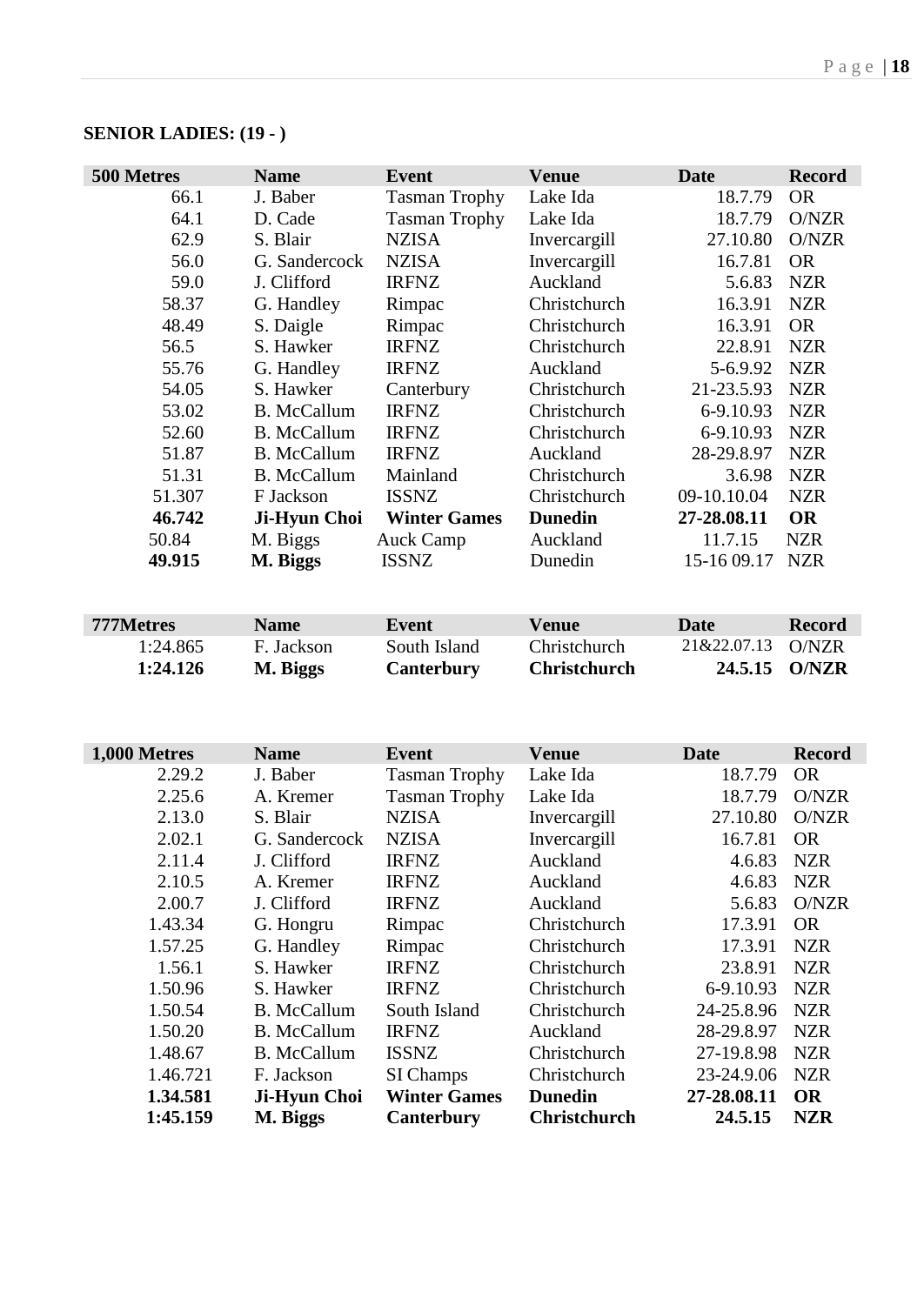**SENIOR LADIES: (19 - )**

| 500 Metres | Name | Event | Venue | Date | Record |
|---|---|---|---|---|---|
| 66.1 | J. Baber | Tasman Trophy | Lake Ida | 18.7.79 | OR |
| 64.1 | D. Cade | Tasman Trophy | Lake Ida | 18.7.79 | O/NZR |
| 62.9 | S. Blair | NZISA | Invercargill | 27.10.80 | O/NZR |
| 56.0 | G. Sandercock | NZISA | Invercargill | 16.7.81 | OR |
| 59.0 | J. Clifford | IRFNZ | Auckland | 5.6.83 | NZR |
| 58.37 | G. Handley | Rimpac | Christchurch | 16.3.91 | NZR |
| 48.49 | S. Daigle | Rimpac | Christchurch | 16.3.91 | OR |
| 56.5 | S. Hawker | IRFNZ | Christchurch | 22.8.91 | NZR |
| 55.76 | G. Handley | IRFNZ | Auckland | 5-6.9.92 | NZR |
| 54.05 | S. Hawker | Canterbury | Christchurch | 21-23.5.93 | NZR |
| 53.02 | B. McCallum | IRFNZ | Christchurch | 6-9.10.93 | NZR |
| 52.60 | B. McCallum | IRFNZ | Christchurch | 6-9.10.93 | NZR |
| 51.87 | B. McCallum | IRFNZ | Auckland | 28-29.8.97 | NZR |
| 51.31 | B. McCallum | Mainland | Christchurch | 3.6.98 | NZR |
| 51.307 | F Jackson | ISSNZ | Christchurch | 09-10.10.04 | NZR |
| **46.742** | **Ji-Hyun Choi** | **Winter Games** | **Dunedin** | **27-28.08.11** | **OR** |
| 50.84 | M. Biggs | Auck Camp | Auckland | 11.7.15 | NZR |
| **49.915** | **M. Biggs** | ISSNZ | Dunedin | 15-16 09.17 | NZR |

| 777Metres | Name | Event | Venue | Date | Record |
|---|---|---|---|---|---|
| 1:24.865 | F. Jackson | South Island | Christchurch | 21&22.07.13 | O/NZR |
| **1:24.126** | **M. Biggs** | **Canterbury** | **Christchurch** | **24.5.15** | **O/NZR** |

| 1,000 Metres | Name | Event | Venue | Date | Record |
|---|---|---|---|---|---|
| 2.29.2 | J. Baber | Tasman Trophy | Lake Ida | 18.7.79 | OR |
| 2.25.6 | A. Kremer | Tasman Trophy | Lake Ida | 18.7.79 | O/NZR |
| 2.13.0 | S. Blair | NZISA | Invercargill | 27.10.80 | O/NZR |
| 2.02.1 | G. Sandercock | NZISA | Invercargill | 16.7.81 | OR |
| 2.11.4 | J. Clifford | IRFNZ | Auckland | 4.6.83 | NZR |
| 2.10.5 | A. Kremer | IRFNZ | Auckland | 4.6.83 | NZR |
| 2.00.7 | J. Clifford | IRFNZ | Auckland | 5.6.83 | O/NZR |
| 1.43.34 | G. Hongru | Rimpac | Christchurch | 17.3.91 | OR |
| 1.57.25 | G. Handley | Rimpac | Christchurch | 17.3.91 | NZR |
| 1.56.1 | S. Hawker | IRFNZ | Christchurch | 23.8.91 | NZR |
| 1.50.96 | S. Hawker | IRFNZ | Christchurch | 6-9.10.93 | NZR |
| 1.50.54 | B. McCallum | South Island | Christchurch | 24-25.8.96 | NZR |
| 1.50.20 | B. McCallum | IRFNZ | Auckland | 28-29.8.97 | NZR |
| 1.48.67 | B. McCallum | ISSNZ | Christchurch | 27-19.8.98 | NZR |
| 1.46.721 | F. Jackson | SI Champs | Christchurch | 23-24.9.06 | NZR |
| **1.34.581** | **Ji-Hyun Choi** | **Winter Games** | **Dunedin** | **27-28.08.11** | **OR** |
| **1:45.159** | **M. Biggs** | **Canterbury** | **Christchurch** | **24.5.15** | **NZR** |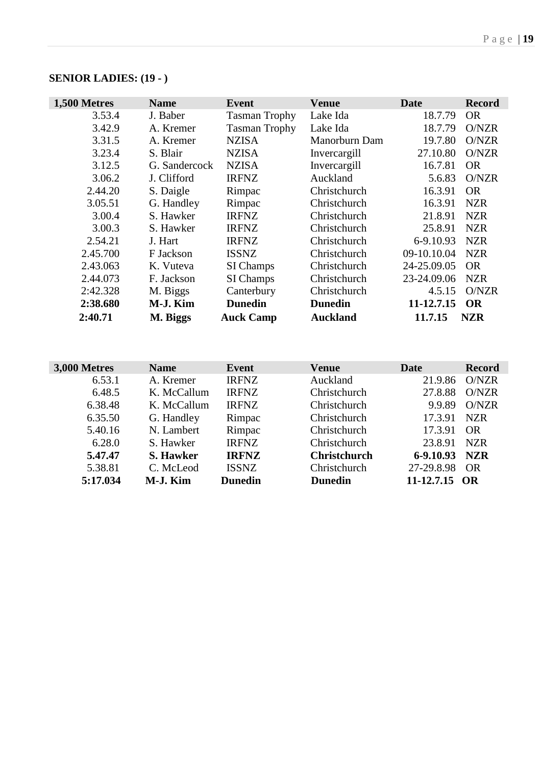**SENIOR LADIES: (19 - )**

| 1,500 Metres | Name | Event | Venue | Date | Record |
|---|---|---|---|---|---|
| 3.53.4 | J. Baber | Tasman Trophy | Lake Ida | 18.7.79 | OR |
| 3.42.9 | A. Kremer | Tasman Trophy | Lake Ida | 18.7.79 | O/NZR |
| 3.31.5 | A. Kremer | NZISA | Manorburn Dam | 19.7.80 | O/NZR |
| 3.23.4 | S. Blair | NZISA | Invercargill | 27.10.80 | O/NZR |
| 3.12.5 | G. Sandercock | NZISA | Invercargill | 16.7.81 | OR |
| 3.06.2 | J. Clifford | IRFNZ | Auckland | 5.6.83 | O/NZR |
| 2.44.20 | S. Daigle | Rimpac | Christchurch | 16.3.91 | OR |
| 3.05.51 | G. Handley | Rimpac | Christchurch | 16.3.91 | NZR |
| 3.00.4 | S. Hawker | IRFNZ | Christchurch | 21.8.91 | NZR |
| 3.00.3 | S. Hawker | IRFNZ | Christchurch | 25.8.91 | NZR |
| 2.54.21 | J. Hart | IRFNZ | Christchurch | 6-9.10.93 | NZR |
| 2.45.700 | F Jackson | ISSNZ | Christchurch | 09-10.10.04 | NZR |
| 2.43.063 | K. Vuteva | SI Champs | Christchurch | 24-25.09.05 | OR |
| 2.44.073 | F. Jackson | SI Champs | Christchurch | 23-24.09.06 | NZR |
| 2:42.328 | M. Biggs | Canterbury | Christchurch | 4.5.15 | O/NZR |
| **2:38.680** | **M-J. Kim** | **Dunedin** | **Dunedin** | **11-12.7.15** | **OR** |
| **2:40.71** | **M. Biggs** | **Auck Camp** | **Auckland** | **11.7.15** | **NZR** |

| 3,000 Metres | Name | Event | Venue | Date | Record |
|---|---|---|---|---|---|
| 6.53.1 | A. Kremer | IRFNZ | Auckland | 21.9.86 | O/NZR |
| 6.48.5 | K. McCallum | IRFNZ | Christchurch | 27.8.88 | O/NZR |
| 6.38.48 | K. McCallum | IRFNZ | Christchurch | 9.9.89 | O/NZR |
| 6.35.50 | G. Handley | Rimpac | Christchurch | 17.3.91 | NZR |
| 5.40.16 | N. Lambert | Rimpac | Christchurch | 17.3.91 | OR |
| 6.28.0 | S. Hawker | IRFNZ | Christchurch | 23.8.91 | NZR |
| **5.47.47** | **S. Hawker** | **IRFNZ** | **Christchurch** | **6-9.10.93** | **NZR** |
| 5.38.81 | C. McLeod | ISSNZ | Christchurch | 27-29.8.98 | OR |
| **5:17.034** | **M-J. Kim** | **Dunedin** | **Dunedin** | **11-12.7.15** | **OR** |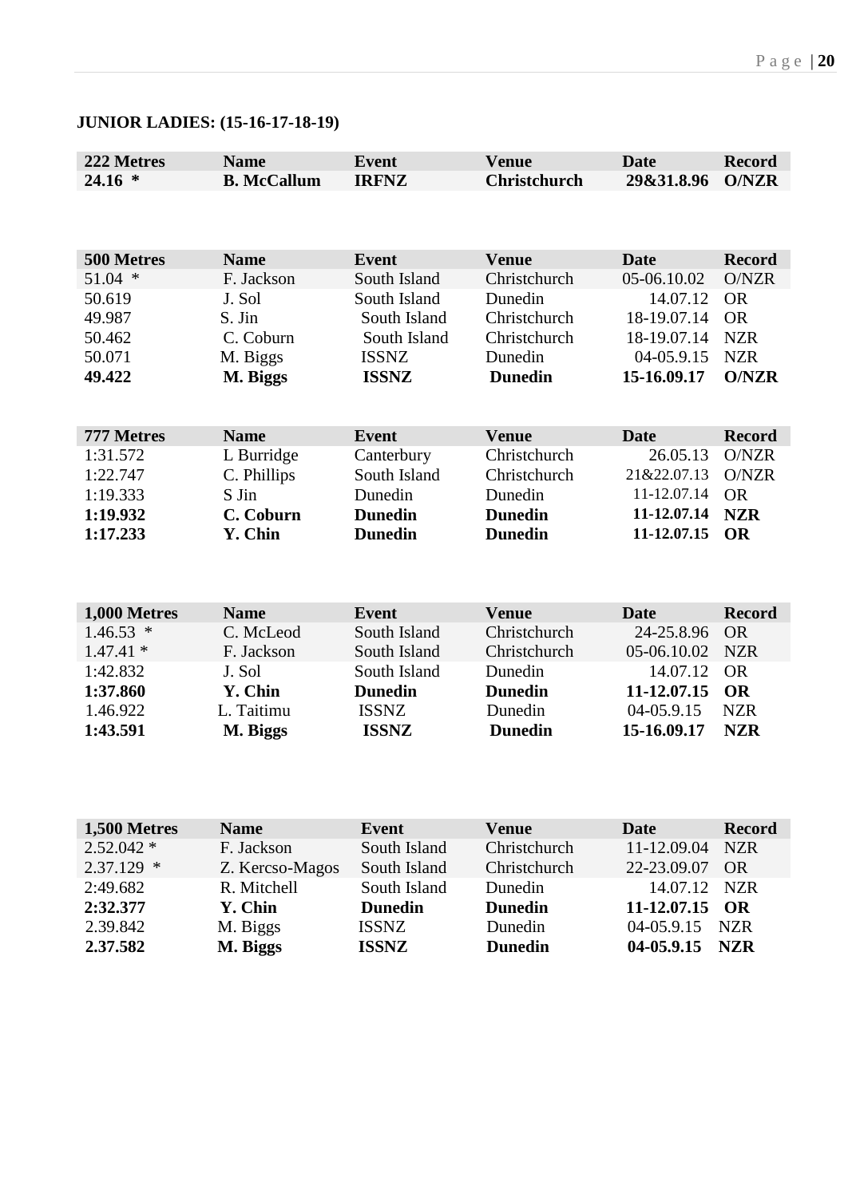**JUNIOR LADIES: (15-16-17-18-19)**

| 222 Metres | Name | Event | Venue | Date | Record |
|---|---|---|---|---|---|
| **24.16 \*** | **B. McCallum** | **IRFNZ** | **Christchurch** | **29&31.8.96** | **O/NZR** |

| 500 Metres | Name | Event | Venue | Date | Record |
|---|---|---|---|---|---|
| 51.04 * | F. Jackson | South Island | Christchurch | 05-06.10.02 | O/NZR |
| 50.619 | J. Sol | South Island | Dunedin | 14.07.12 | OR |
| 49.987 | S. Jin | South Island | Christchurch | 18-19.07.14 | OR |
| 50.462 | C. Coburn | South Island | Christchurch | 18-19.07.14 | NZR |
| 50.071 | M. Biggs | ISSNZ | Dunedin | 04-05.9.15 | NZR |
| **49.422** | **M. Biggs** | **ISSNZ** | **Dunedin** | **15-16.09.17** | **O/NZR** |

| 777 Metres | Name | Event | Venue | Date | Record |
|---|---|---|---|---|---|
| 1:31.572 | L Burridge | Canterbury | Christchurch | 26.05.13 | O/NZR |
| 1:22.747 | C. Phillips | South Island | Christchurch | 21&22.07.13 | O/NZR |
| 1:19.333 | S Jin | Dunedin | Dunedin | 11-12.07.14 | OR |
| **1:19.932** | **C. Coburn** | **Dunedin** | **Dunedin** | **11-12.07.14** | **NZR** |
| **1:17.233** | **Y. Chin** | **Dunedin** | **Dunedin** | **11-12.07.15** | **OR** |

| 1,000 Metres | Name | Event | Venue | Date | Record |
|---|---|---|---|---|---|
| 1.46.53 * | C. McLeod | South Island | Christchurch | 24-25.8.96 | OR |
| 1.47.41 * | F. Jackson | South Island | Christchurch | 05-06.10.02 | NZR |
| 1:42.832 | J. Sol | South Island | Dunedin | 14.07.12 | OR |
| **1:37.860** | **Y. Chin** | **Dunedin** | **Dunedin** | **11-12.07.15** | **OR** |
| 1.46.922 | L. Taitimu | ISSNZ | Dunedin | 04-05.9.15 | NZR |
| **1:43.591** | **M. Biggs** | **ISSNZ** | **Dunedin** | **15-16.09.17** | **NZR** |

| 1,500 Metres | Name | Event | Venue | Date | Record |
|---|---|---|---|---|---|
| 2.52.042 * | F. Jackson | South Island | Christchurch | 11-12.09.04 | NZR |
| 2.37.129 * | Z. Kercso-Magos | South Island | Christchurch | 22-23.09.07 | OR |
| 2:49.682 | R. Mitchell | South Island | Dunedin | 14.07.12 | NZR |
| **2:32.377** | **Y. Chin** | **Dunedin** | **Dunedin** | **11-12.07.15** | **OR** |
| 2.39.842 | M. Biggs | ISSNZ | Dunedin | 04-05.9.15 | NZR |
| **2.37.582** | **M. Biggs** | **ISSNZ** | **Dunedin** | **04-05.9.15** | **NZR** |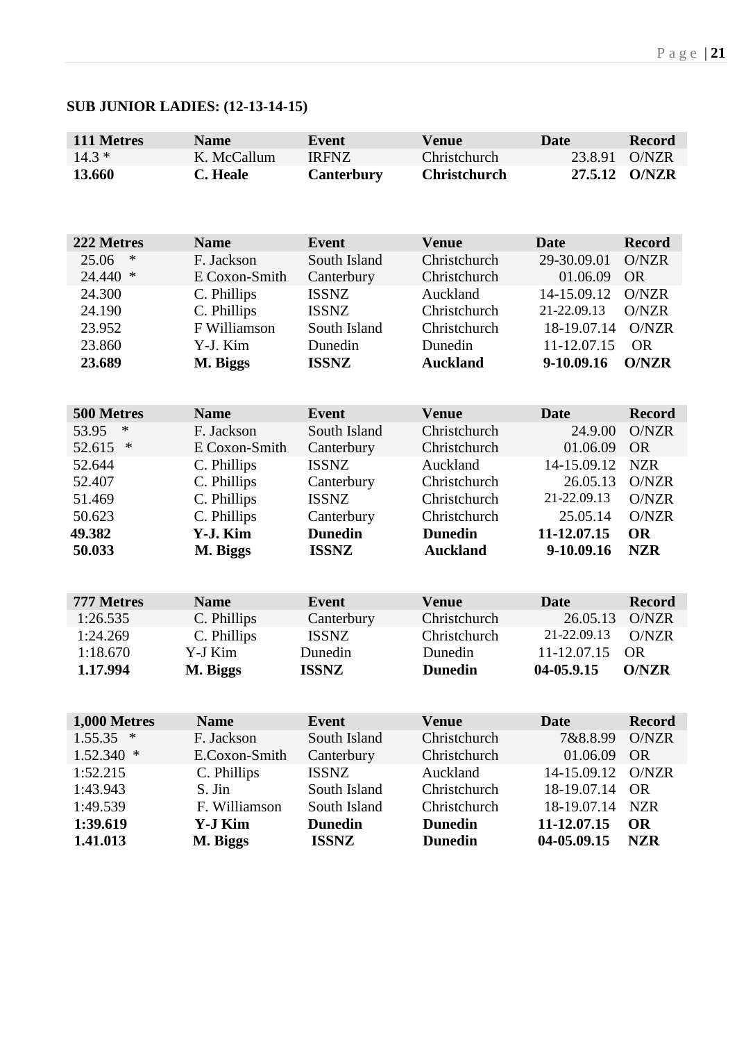**SUB JUNIOR LADIES: (12-13-14-15)**

| 111 Metres | Name | Event | Venue | Date | Record |
|---|---|---|---|---|---|
| 14.3 * | K. McCallum | IRFNZ | Christchurch | 23.8.91 | O/NZR |
| **13.660** | **C. Heale** | **Canterbury** | **Christchurch** | **27.5.12** | **O/NZR** |

| 222 Metres | Name | Event | Venue | Date | Record |
|---|---|---|---|---|---|
| 25.06 * | F. Jackson | South Island | Christchurch | 29-30.09.01 | O/NZR |
| 24.440 * | E Coxon-Smith | Canterbury | Christchurch | 01.06.09 | OR |
| 24.300 | C. Phillips | ISSNZ | Auckland | 14-15.09.12 | O/NZR |
| 24.190 | C. Phillips | ISSNZ | Christchurch | 21-22.09.13 | O/NZR |
| 23.952 | F Williamson | South Island | Christchurch | 18-19.07.14 | O/NZR |
| 23.860 | Y-J. Kim | Dunedin | Dunedin | 11-12.07.15 | OR |
| **23.689** | **M. Biggs** | **ISSNZ** | **Auckland** | **9-10.09.16** | **O/NZR** |

| 500 Metres | Name | Event | Venue | Date | Record |
|---|---|---|---|---|---|
| 53.95 * | F. Jackson | South Island | Christchurch | 24.9.00 | O/NZR |
| 52.615 * | E Coxon-Smith | Canterbury | Christchurch | 01.06.09 | OR |
| 52.644 | C. Phillips | ISSNZ | Auckland | 14-15.09.12 | NZR |
| 52.407 | C. Phillips | Canterbury | Christchurch | 26.05.13 | O/NZR |
| 51.469 | C. Phillips | ISSNZ | Christchurch | 21-22.09.13 | O/NZR |
| 50.623 | C. Phillips | Canterbury | Christchurch | 25.05.14 | O/NZR |
| **49.382** | **Y-J. Kim** | **Dunedin** | **Dunedin** | **11-12.07.15** | **OR** |
| **50.033** | **M. Biggs** | **ISSNZ** | **Auckland** | **9-10.09.16** | **NZR** |

| 777 Metres | Name | Event | Venue | Date | Record |
|---|---|---|---|---|---|
| 1:26.535 | C. Phillips | Canterbury | Christchurch | 26.05.13 | O/NZR |
| 1:24.269 | C. Phillips | ISSNZ | Christchurch | 21-22.09.13 | O/NZR |
| 1:18.670 | Y-J Kim | Dunedin | Dunedin | 11-12.07.15 | OR |
| **1.17.994** | **M. Biggs** | **ISSNZ** | **Dunedin** | **04-05.9.15** | **O/NZR** |

| 1,000 Metres | Name | Event | Venue | Date | Record |
|---|---|---|---|---|---|
| 1.55.35 * | F. Jackson | South Island | Christchurch | 7&8.8.99 | O/NZR |
| 1.52.340 * | E.Coxon-Smith | Canterbury | Christchurch | 01.06.09 | OR |
| 1:52.215 | C. Phillips | ISSNZ | Auckland | 14-15.09.12 | O/NZR |
| 1:43.943 | S. Jin | South Island | Christchurch | 18-19.07.14 | OR |
| 1:49.539 | F. Williamson | South Island | Christchurch | 18-19.07.14 | NZR |
| **1:39.619** | **Y-J Kim** | **Dunedin** | **Dunedin** | **11-12.07.15** | **OR** |
| **1.41.013** | **M. Biggs** | **ISSNZ** | **Dunedin** | **04-05.09.15** | **NZR** |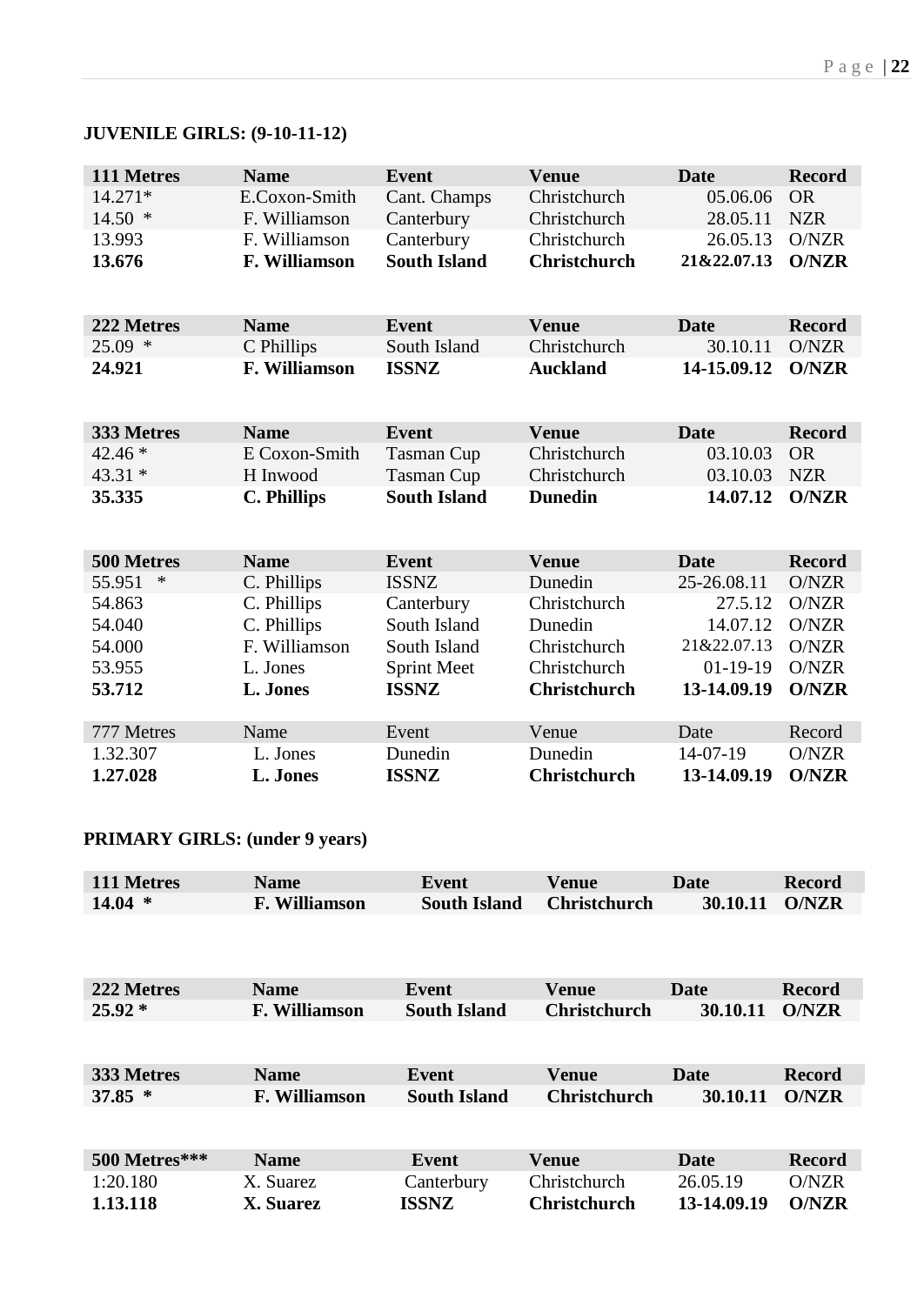**JUVENILE GIRLS: (9-10-11-12)**

| 111 Metres | Name | Event | Venue | Date | Record |
|---|---|---|---|---|---|
| 14.271* | E.Coxon-Smith | Cant. Champs | Christchurch | 05.06.06 | OR |
| 14.50 * | F. Williamson | Canterbury | Christchurch | 28.05.11 | NZR |
| 13.993 | F. Williamson | Canterbury | Christchurch | 26.05.13 | O/NZR |
| **13.676** | **F. Williamson** | **South Island** | **Christchurch** | **21&22.07.13** | **O/NZR** |

| 222 Metres | Name | Event | Venue | Date | Record |
|---|---|---|---|---|---|
| 25.09 * | C Phillips | South Island | Christchurch | 30.10.11 | O/NZR |
| **24.921** | **F. Williamson** | **ISSNZ** | **Auckland** | **14-15.09.12** | **O/NZR** |

| 333 Metres | Name | Event | Venue | Date | Record |
|---|---|---|---|---|---|
| 42.46 * | E Coxon-Smith | Tasman Cup | Christchurch | 03.10.03 | OR |
| 43.31 * | H Inwood | Tasman Cup | Christchurch | 03.10.03 | NZR |
| **35.335** | **C. Phillips** | **South Island** | **Dunedin** | **14.07.12** | **O/NZR** |

| 500 Metres | Name | Event | Venue | Date | Record |
|---|---|---|---|---|---|
| 55.951 * | C. Phillips | ISSNZ | Dunedin | 25-26.08.11 | O/NZR |
| 54.863 | C. Phillips | Canterbury | Christchurch | 27.5.12 | O/NZR |
| 54.040 | C. Phillips | South Island | Dunedin | 14.07.12 | O/NZR |
| 54.000 | F. Williamson | South Island | Christchurch | 21&22.07.13 | O/NZR |
| 53.955 | L. Jones | Sprint Meet | Christchurch | 01-19-19 | O/NZR |
| **53.712** | **L. Jones** | **ISSNZ** | **Christchurch** | **13-14.09.19** | **O/NZR** |

| 777 Metres | Name | Event | Venue | Date | Record |
|---|---|---|---|---|---|
| 1.32.307 | L. Jones | Dunedin | Dunedin | 14-07-19 | O/NZR |
| **1.27.028** | **L. Jones** | **ISSNZ** | **Christchurch** | **13-14.09.19** | **O/NZR** |

**PRIMARY GIRLS: (under 9 years)**

| 111 Metres | Name | Event | Venue | Date | Record |
|---|---|---|---|---|---|
| **14.04 *** | **F. Williamson** | **South Island** | **Christchurch** | **30.10.11** | **O/NZR** |

| 222 Metres | Name | Event | Venue | Date | Record |
|---|---|---|---|---|---|
| **25.92 *** | **F. Williamson** | **South Island** | **Christchurch** | **30.10.11** | **O/NZR** |

| 333 Metres | Name | Event | Venue | Date | Record |
|---|---|---|---|---|---|
| **37.85 *** | **F. Williamson** | **South Island** | **Christchurch** | **30.10.11** | **O/NZR** |

| 500 Metres*** | Name | Event | Venue | Date | Record |
|---|---|---|---|---|---|
| 1:20.180 | X. Suarez | Canterbury | Christchurch | 26.05.19 | O/NZR |
| **1.13.118** | **X. Suarez** | **ISSNZ** | **Christchurch** | **13-14.09.19** | **O/NZR** |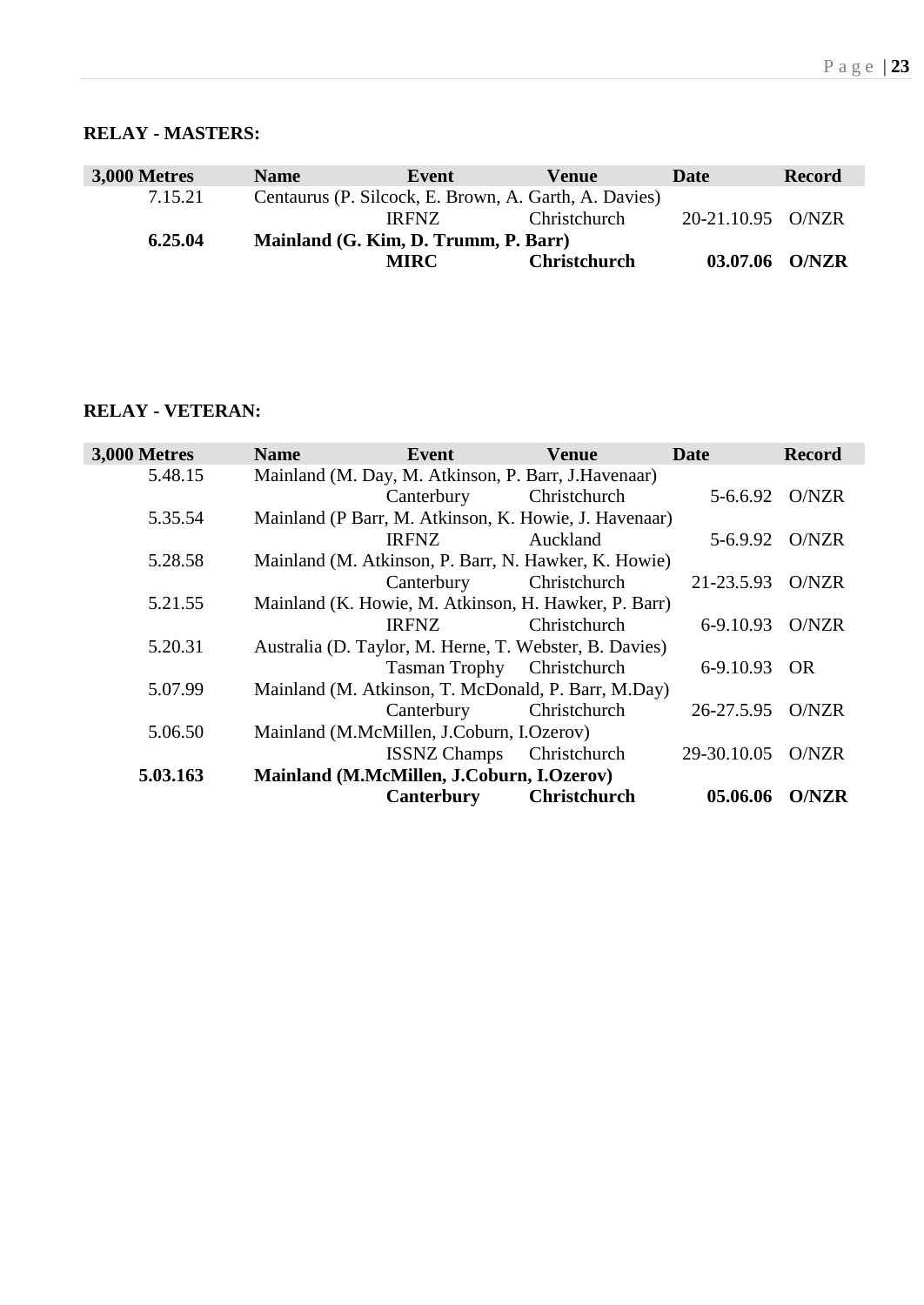**RELAY - MASTERS:**

| 3,000 Metres | Name | Event | Venue | Date | Record |
|---|---|---|---|---|---|
| 7.15.21 | Centaurus (P. Silcock, E. Brown, A. Garth, A. Davies) | IRFNZ | Christchurch | 20-21.10.95 | O/NZR |
| **6.25.04** | **Mainland (G. Kim, D. Trumm, P. Barr)** | **MIRC** | **Christchurch** | **03.07.06** | **O/NZR** |

**RELAY - VETERAN:**

| 3,000 Metres | Name | Event | Venue | Date | Record |
|---|---|---|---|---|---|
| 5.48.15 | Mainland (M. Day, M. Atkinson, P. Barr, J.Havenaar) | Canterbury | Christchurch | 5-6.6.92 | O/NZR |
| 5.35.54 | Mainland (P Barr, M. Atkinson, K. Howie, J. Havenaar) | IRFNZ | Auckland | 5-6.9.92 | O/NZR |
| 5.28.58 | Mainland (M. Atkinson, P. Barr, N. Hawker, K. Howie) | Canterbury | Christchurch | 21-23.5.93 | O/NZR |
| 5.21.55 | Mainland (K. Howie, M. Atkinson, H. Hawker, P. Barr) | IRFNZ | Christchurch | 6-9.10.93 | O/NZR |
| 5.20.31 | Australia (D. Taylor, M. Herne, T. Webster, B. Davies) | Tasman Trophy | Christchurch | 6-9.10.93 | OR |
| 5.07.99 | Mainland (M. Atkinson, T. McDonald, P. Barr, M.Day) | Canterbury | Christchurch | 26-27.5.95 | O/NZR |
| 5.06.50 | Mainland (M.McMillen, J.Coburn, I.Ozerov) | ISSNZ Champs | Christchurch | 29-30.10.05 | O/NZR |
| **5.03.163** | **Mainland (M.McMillen, J.Coburn, I.Ozerov)** | **Canterbury** | **Christchurch** | **05.06.06** | **O/NZR** |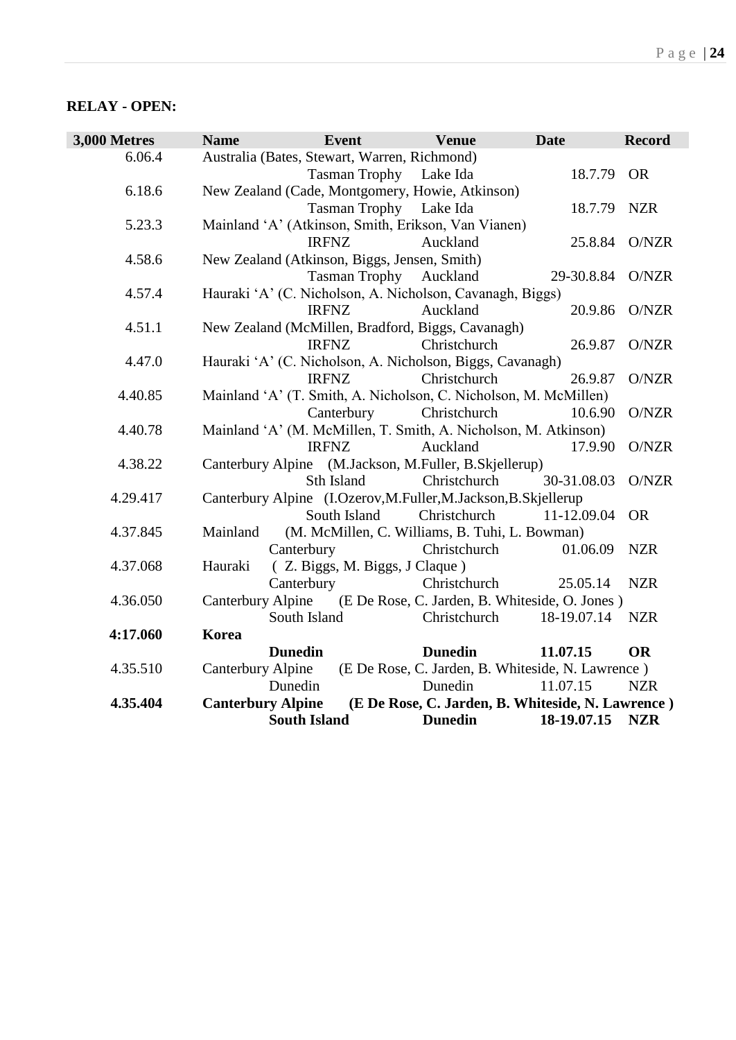**RELAY - OPEN:**

| 3,000 Metres | Name | Event | Venue | Date | Record |
|---|---|---|---|---|---|
| 6.06.4 | Australia (Bates, Stewart, Warren, Richmond) | | | | |
| | | Tasman Trophy | Lake Ida | 18.7.79 | OR |
| 6.18.6 | New Zealand (Cade, Montgomery, Howie, Atkinson) | | | | |
| | | Tasman Trophy | Lake Ida | 18.7.79 | NZR |
| 5.23.3 | Mainland 'A' (Atkinson, Smith, Erikson, Van Vianen) | | | | |
| | | IRFNZ | Auckland | 25.8.84 | O/NZR |
| 4.58.6 | New Zealand (Atkinson, Biggs, Jensen, Smith) | | | | |
| | | Tasman Trophy | Auckland | 29-30.8.84 | O/NZR |
| 4.57.4 | Hauraki 'A' (C. Nicholson, A. Nicholson, Cavanagh, Biggs) | | | | |
| | | IRFNZ | Auckland | 20.9.86 | O/NZR |
| 4.51.1 | New Zealand (McMillen, Bradford, Biggs, Cavanagh) | | | | |
| | | IRFNZ | Christchurch | 26.9.87 | O/NZR |
| 4.47.0 | Hauraki 'A' (C. Nicholson, A. Nicholson, Biggs, Cavanagh) | | | | |
| | | IRFNZ | Christchurch | 26.9.87 | O/NZR |
| 4.40.85 | Mainland 'A' (T. Smith, A. Nicholson, C. Nicholson, M. McMillen) | | | | |
| | | Canterbury | Christchurch | 10.6.90 | O/NZR |
| 4.40.78 | Mainland 'A' (M. McMillen, T. Smith, A. Nicholson, M. Atkinson) | | | | |
| | | IRFNZ | Auckland | 17.9.90 | O/NZR |
| 4.38.22 | Canterbury Alpine (M.Jackson, M.Fuller, B.Skjellerup) | | | | |
| | | Sth Island | Christchurch | 30-31.08.03 | O/NZR |
| 4.29.417 | Canterbury Alpine (I.Ozerov,M.Fuller,M.Jackson,B.Skjellerup | | | | |
| | | South Island | Christchurch | 11-12.09.04 | OR |
| 4.37.845 | Mainland (M. McMillen, C. Williams, B. Tuhi, L. Bowman) | | | | |
| | | Canterbury | Christchurch | 01.06.09 | NZR |
| 4.37.068 | Hauraki ( Z. Biggs, M. Biggs, J Claque ) | | | | |
| | | Canterbury | Christchurch | 25.05.14 | NZR |
| 4.36.050 | Canterbury Alpine (E De Rose, C. Jarden, B. Whiteside, O. Jones ) | | | | |
| | | South Island | Christchurch | 18-19.07.14 | NZR |
| **4:17.060** | **Korea** | | | | |
| | | **Dunedin** | **Dunedin** | **11.07.15** | **OR** |
| 4.35.510 | Canterbury Alpine (E De Rose, C. Jarden, B. Whiteside, N. Lawrence ) | | | | |
| | | Dunedin | Dunedin | 11.07.15 | NZR |
| **4.35.404** | **Canterbury Alpine (E De Rose, C. Jarden, B. Whiteside, N. Lawrence )** | | | | |
| | | **South Island** | **Dunedin** | **18-19.07.15** | **NZR** |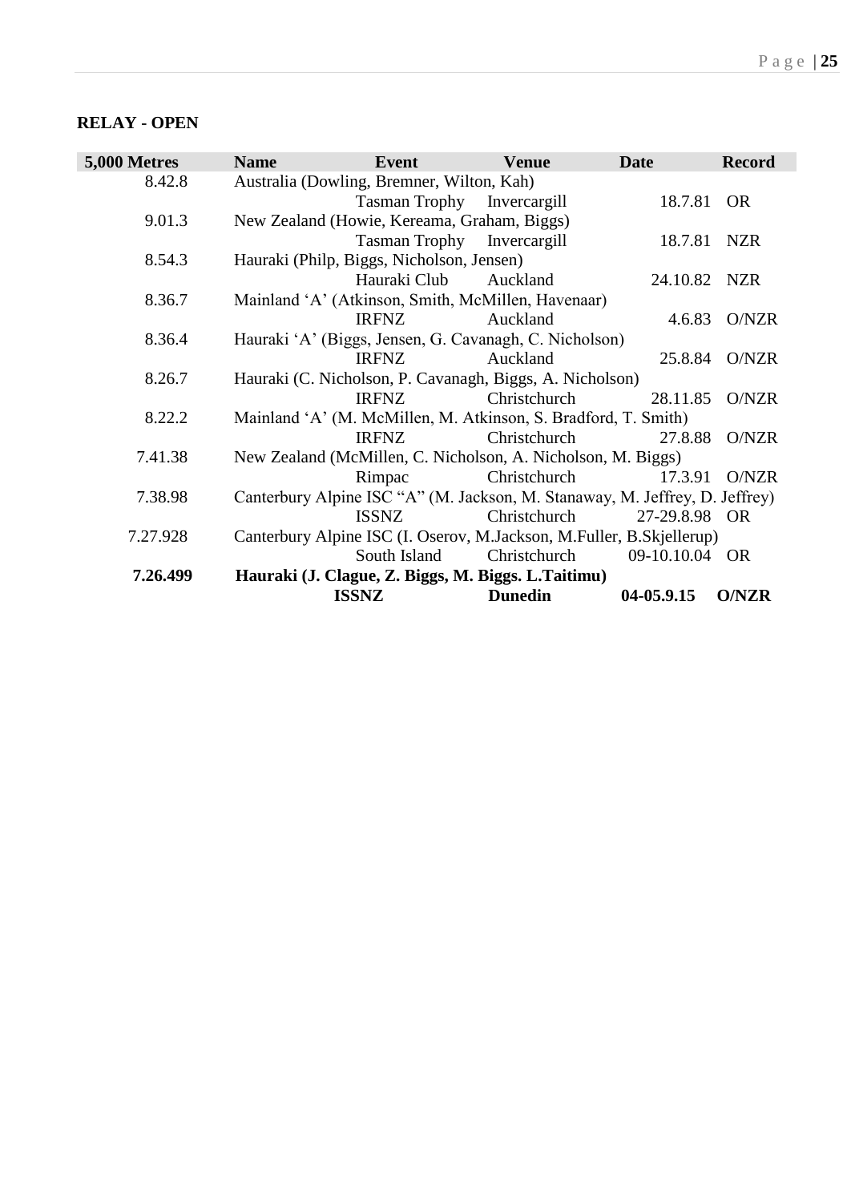## RELAY - OPEN

| 5,000 Metres | Name | Event | Venue | Date | Record |
|---|---|---|---|---|---|
| 8.42.8 | Australia (Dowling, Bremner, Wilton, Kah) | Tasman Trophy | Invercargill | 18.7.81 | OR |
| 9.01.3 | New Zealand (Howie, Kereama, Graham, Biggs) | Tasman Trophy | Invercargill | 18.7.81 | NZR |
| 8.54.3 | Hauraki (Philp, Biggs, Nicholson, Jensen) | Hauraki Club | Auckland | 24.10.82 | NZR |
| 8.36.7 | Mainland 'A' (Atkinson, Smith, McMillen, Havenaar) | IRFNZ | Auckland | 4.6.83 | O/NZR |
| 8.36.4 | Hauraki 'A' (Biggs, Jensen, G. Cavanagh, C. Nicholson) | IRFNZ | Auckland | 25.8.84 | O/NZR |
| 8.26.7 | Hauraki (C. Nicholson, P. Cavanagh, Biggs, A. Nicholson) | IRFNZ | Christchurch | 28.11.85 | O/NZR |
| 8.22.2 | Mainland 'A' (M. McMillen, M. Atkinson, S. Bradford, T. Smith) | IRFNZ | Christchurch | 27.8.88 | O/NZR |
| 7.41.38 | New Zealand (McMillen, C. Nicholson, A. Nicholson, M. Biggs) | Rimpac | Christchurch | 17.3.91 | O/NZR |
| 7.38.98 | Canterbury Alpine ISC "A" (M. Jackson, M. Stanaway, M. Jeffrey, D. Jeffrey) | ISSNZ | Christchurch | 27-29.8.98 | OR |
| 7.27.928 | Canterbury Alpine ISC (I. Oserov, M.Jackson, M.Fuller, B.Skjellerup) | South Island | Christchurch | 09-10.10.04 | OR |
| **7.26.499** | **Hauraki (J. Clague, Z. Biggs, M. Biggs. L.Taitimu)** | **ISSNZ** | **Dunedin** | **04-05.9.15** | **O/NZR** |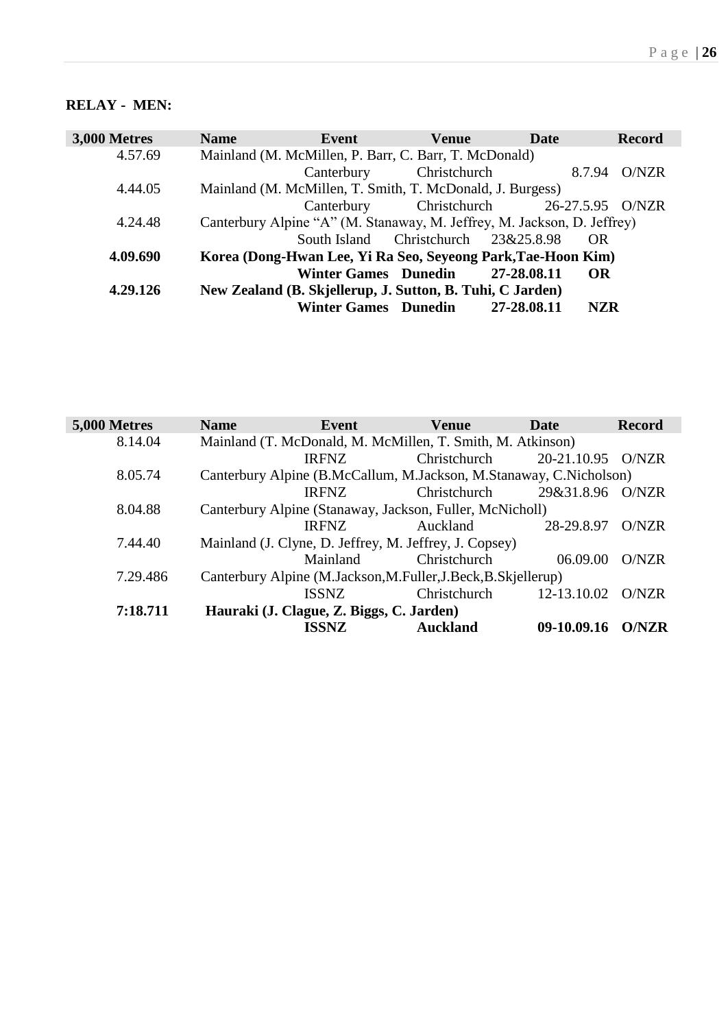**RELAY - MEN:**

| 3,000 Metres | Name | Event | Venue | Date | Record |
|---|---|---|---|---|---|
| 4.57.69 | Mainland (M. McMillen, P. Barr, C. Barr, T. McDonald) | | | | |
| | | Canterbury | Christchurch | 8.7.94 | O/NZR |
| 4.44.05 | Mainland (M. McMillen, T. Smith, T. McDonald, J. Burgess) | | | | |
| | | Canterbury | Christchurch | 26-27.5.95 | O/NZR |
| 4.24.48 | Canterbury Alpine "A" (M. Stanaway, M. Jeffrey, M. Jackson, D. Jeffrey) | | | | |
| | | South Island | Christchurch | 23&25.8.98 | OR |
| **4.09.690** | **Korea (Dong-Hwan Lee, Yi Ra Seo, Seyeong Park,Tae-Hoon Kim)** | | | | |
| | | **Winter Games** | **Dunedin** | **27-28.08.11** | **OR** |
| **4.29.126** | **New Zealand (B. Skjellerup, J. Sutton, B. Tuhi, C Jarden)** | | | | |
| | | **Winter Games** | **Dunedin** | **27-28.08.11** | **NZR** |

| 5,000 Metres | Name | Event | Venue | Date | Record |
|---|---|---|---|---|---|
| 8.14.04 | Mainland (T. McDonald, M. McMillen, T. Smith, M. Atkinson) | | | | |
| | | IRFNZ | Christchurch | 20-21.10.95 | O/NZR |
| 8.05.74 | Canterbury Alpine (B.McCallum, M.Jackson, M.Stanaway, C.Nicholson) | | | | |
| | | IRFNZ | Christchurch | 29&31.8.96 | O/NZR |
| 8.04.88 | Canterbury Alpine (Stanaway, Jackson, Fuller, McNicholl) | | | | |
| | | IRFNZ | Auckland | 28-29.8.97 | O/NZR |
| 7.44.40 | Mainland (J. Clyne, D. Jeffrey, M. Jeffrey, J. Copsey) | | | | |
| | | Mainland | Christchurch | 06.09.00 | O/NZR |
| 7.29.486 | Canterbury Alpine (M.Jackson,M.Fuller,J.Beck,B.Skjellerup) | | | | |
| | | ISSNZ | Christchurch | 12-13.10.02 | O/NZR |
| **7:18.711** | **Hauraki (J. Clague, Z. Biggs, C. Jarden)** | | | | |
| | | **ISSNZ** | **Auckland** | **09-10.09.16** | **O/NZR** |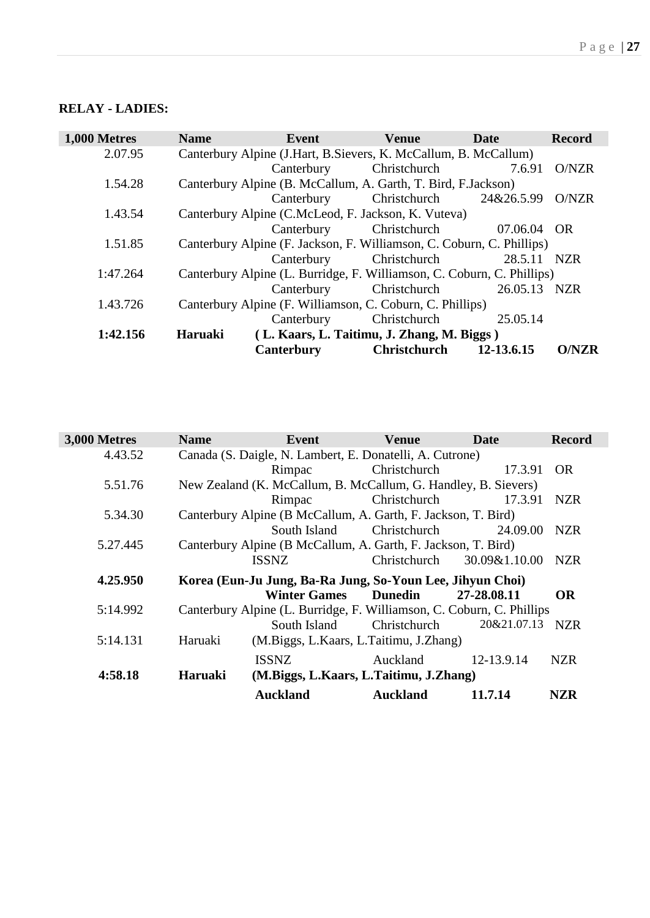**RELAY - LADIES:**

| 1,000 Metres | Name | Event | Venue | Date | Record |
|---|---|---|---|---|---|
| 2.07.95 | Canterbury Alpine (J.Hart, B.Sievers, K. McCallum, B. McCallum) | | | | |
| | | Canterbury | Christchurch | 7.6.91 | O/NZR |
| 1.54.28 | Canterbury Alpine (B. McCallum, A. Garth, T. Bird, F.Jackson) | | | | |
| | | Canterbury | Christchurch | 24&26.5.99 | O/NZR |
| 1.43.54 | Canterbury Alpine (C.McLeod, F. Jackson, K. Vuteva) | | | | |
| | | Canterbury | Christchurch | 07.06.04 | OR |
| 1.51.85 | Canterbury Alpine (F. Jackson, F. Williamson, C. Coburn, C. Phillips) | | | | |
| | | Canterbury | Christchurch | 28.5.11 | NZR |
| 1:47.264 | Canterbury Alpine (L. Burridge, F. Williamson, C. Coburn, C. Phillips) | | | | |
| | | Canterbury | Christchurch | 26.05.13 | NZR |
| 1.43.726 | Canterbury Alpine (F. Williamson, C. Coburn, C. Phillips) | | | | |
| | | Canterbury | Christchurch | 25.05.14 | |
| **1:42.156** | **Haruaki** | **( L. Kaars, L. Taitimu, J. Zhang, M. Biggs )** | | | |
| | | **Canterbury** | **Christchurch** | **12-13.6.15** | **O/NZR** |

| 3,000 Metres | Name | Event | Venue | Date | Record |
|---|---|---|---|---|---|
| 4.43.52 | Canada (S. Daigle, N. Lambert, E. Donatelli, A. Cutrone) | | | | |
| | | Rimpac | Christchurch | 17.3.91 | OR |
| 5.51.76 | New Zealand (K. McCallum, B. McCallum, G. Handley, B. Sievers) | | | | |
| | | Rimpac | Christchurch | 17.3.91 | NZR |
| 5.34.30 | Canterbury Alpine (B McCallum, A. Garth, F. Jackson, T. Bird) | | | | |
| | | South Island | Christchurch | 24.09.00 | NZR |
| 5.27.445 | Canterbury Alpine (B McCallum, A. Garth, F. Jackson, T. Bird) | | | | |
| | | ISSNZ | Christchurch | 30.09&1.10.00 | NZR |
| **4.25.950** | **Korea (Eun-Ju Jung, Ba-Ra Jung, So-Youn Lee, Jihyun Choi)** | | | | |
| | | **Winter Games** | **Dunedin** | **27-28.08.11** | **OR** |
| 5:14.992 | Canterbury Alpine (L. Burridge, F. Williamson, C. Coburn, C. Phillips | | | | |
| | | South Island | Christchurch | 20&21.07.13 | NZR |
| 5:14.131 | Haruaki | (M.Biggs, L.Kaars, L.Taitimu, J.Zhang) | | | |
| | | ISSNZ | Auckland | 12-13.9.14 | NZR |
| **4:58.18** | **Haruaki** | **(M.Biggs, L.Kaars, L.Taitimu, J.Zhang)** | | | |
| | | **Auckland** | **Auckland** | **11.7.14** | **NZR** |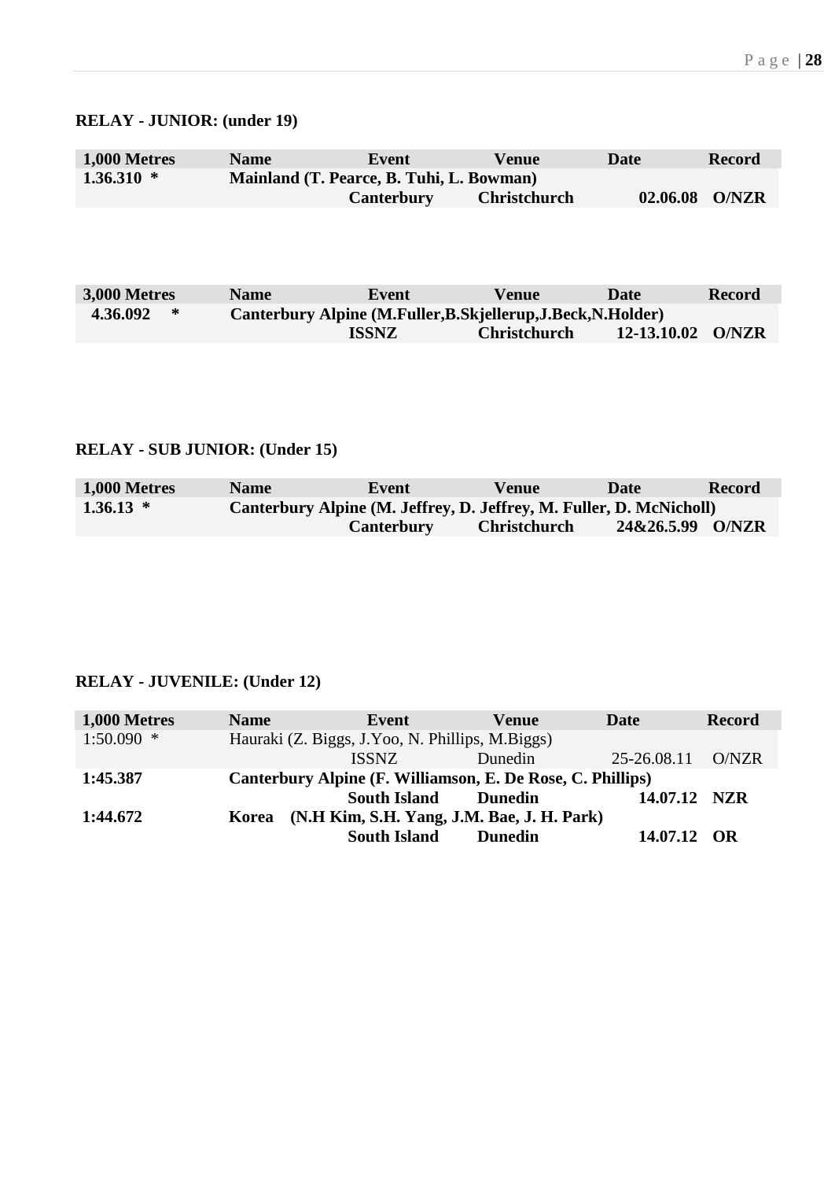**RELAY - JUNIOR: (under 19)**

| 1,000 Metres | Name | Event | Venue | Date | Record |
|---|---|---|---|---|---|
| **1.36.310 \*** | **Mainland (T. Pearce, B. Tuhi, L. Bowman)** | | | | |
| | | **Canterbury** | **Christchurch** | **02.06.08** | **O/NZR** |

| 3,000 Metres | Name | Event | Venue | Date | Record |
|---|---|---|---|---|---|
| **4.36.092 \*** | **Canterbury Alpine (M.Fuller,B.Skjellerup,J.Beck,N.Holder)** | | | | |
| | | **ISSNZ** | **Christchurch** | **12-13.10.02** | **O/NZR** |

**RELAY - SUB JUNIOR: (Under 15)**

| 1,000 Metres | Name | Event | Venue | Date | Record |
|---|---|---|---|---|---|
| **1.36.13 \*** | **Canterbury Alpine (M. Jeffrey, D. Jeffrey, M. Fuller, D. McNicholl)** | | | | |
| | | **Canterbury** | **Christchurch** | **24&26.5.99** | **O/NZR** |

**RELAY - JUVENILE: (Under 12)**

| 1,000 Metres | Name | Event | Venue | Date | Record |
|---|---|---|---|---|---|
| 1:50.090 * | Hauraki (Z. Biggs, J.Yoo, N. Phillips, M.Biggs) | | | | |
| | | ISSNZ | Dunedin | 25-26.08.11 | O/NZR |
| **1:45.387** | **Canterbury Alpine (F. Williamson, E. De Rose, C. Phillips)** | | | | |
| | | **South Island** | **Dunedin** | **14.07.12** | **NZR** |
| **1:44.672** | **Korea (N.H Kim, S.H. Yang, J.M. Bae, J. H. Park)** | | | | |
| | | **South Island** | **Dunedin** | **14.07.12** | **OR** |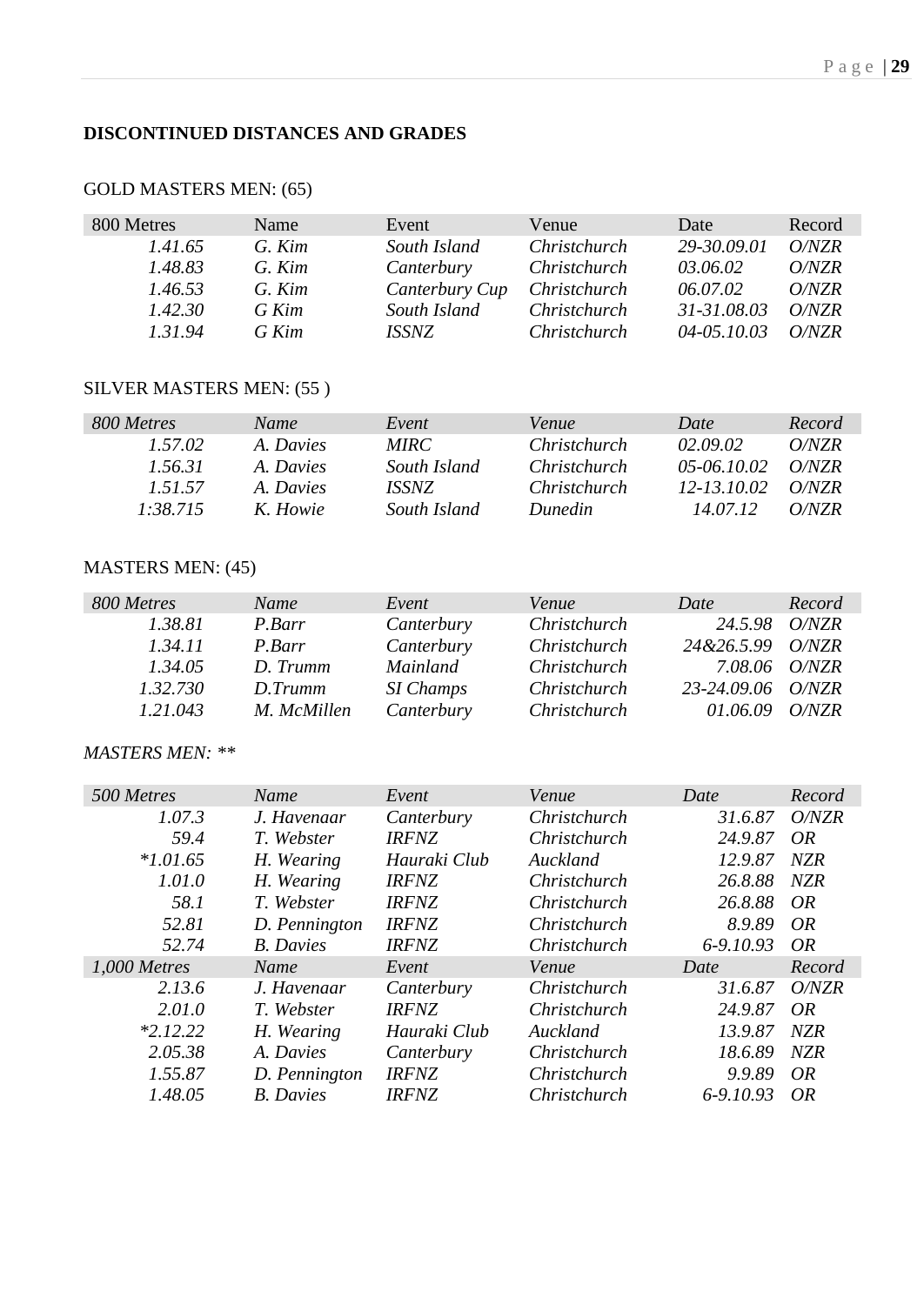**DISCONTINUED DISTANCES AND GRADES**

GOLD MASTERS MEN: (65)

| 800 Metres | Name | Event | Venue | Date | Record |
|---|---|---|---|---|---|
| *1.41.65* | *G. Kim* | *South Island* | *Christchurch* | *29-30.09.01* | *O/NZR* |
| *1.48.83* | *G. Kim* | *Canterbury* | *Christchurch* | *03.06.02* | *O/NZR* |
| *1.46.53* | *G. Kim* | *Canterbury Cup* | *Christchurch* | *06.07.02* | *O/NZR* |
| *1.42.30* | *G Kim* | *South Island* | *Christchurch* | *31-31.08.03* | *O/NZR* |
| *1.31.94* | *G Kim* | *ISSNZ* | *Christchurch* | *04-05.10.03* | *O/NZR* |

SILVER MASTERS MEN: (55 )

| *800 Metres* | *Name* | *Event* | *Venue* | *Date* | *Record* |
|---|---|---|---|---|---|
| *1.57.02* | *A. Davies* | *MIRC* | *Christchurch* | *02.09.02* | *O/NZR* |
| *1.56.31* | *A. Davies* | *South Island* | *Christchurch* | *05-06.10.02* | *O/NZR* |
| *1.51.57* | *A. Davies* | *ISSNZ* | *Christchurch* | *12-13.10.02* | *O/NZR* |
| *1:38.715* | *K. Howie* | *South Island* | *Dunedin* | *14.07.12* | *O/NZR* |

MASTERS MEN: (45)

| *800 Metres* | *Name* | *Event* | *Venue* | *Date* | *Record* |
|---|---|---|---|---|---|
| *1.38.81* | *P.Barr* | *Canterbury* | *Christchurch* | *24.5.98* | *O/NZR* |
| *1.34.11* | *P.Barr* | *Canterbury* | *Christchurch* | *24&26.5.99* | *O/NZR* |
| *1.34.05* | *D. Trumm* | *Mainland* | *Christchurch* | *7.08.06* | *O/NZR* |
| *1.32.730* | *D.Trumm* | *SI Champs* | *Christchurch* | *23-24.09.06* | *O/NZR* |
| *1.21.043* | *M. McMillen* | *Canterbury* | *Christchurch* | *01.06.09* | *O/NZR* |

*MASTERS MEN: ***

| *500 Metres* | *Name* | *Event* | *Venue* | *Date* | *Record* |
|---|---|---|---|---|---|
| *1.07.3* | *J. Havenaar* | *Canterbury* | *Christchurch* | *31.6.87* | *O/NZR* |
| *59.4* | *T. Webster* | *IRFNZ* | *Christchurch* | *24.9.87* | *OR* |
| **1.01.65* | *H. Wearing* | *Hauraki Club* | *Auckland* | *12.9.87* | *NZR* |
| *1.01.0* | *H. Wearing* | *IRFNZ* | *Christchurch* | *26.8.88* | *NZR* |
| *58.1* | *T. Webster* | *IRFNZ* | *Christchurch* | *26.8.88* | *OR* |
| *52.81* | *D. Pennington* | *IRFNZ* | *Christchurch* | *8.9.89* | *OR* |
| *52.74* | *B. Davies* | *IRFNZ* | *Christchurch* | *6-9.10.93* | *OR* |
| *1,000 Metres* | *Name* | *Event* | *Venue* | *Date* | *Record* |
| *2.13.6* | *J. Havenaar* | *Canterbury* | *Christchurch* | *31.6.87* | *O/NZR* |
| *2.01.0* | *T. Webster* | *IRFNZ* | *Christchurch* | *24.9.87* | *OR* |
| **2.12.22* | *H. Wearing* | *Hauraki Club* | *Auckland* | *13.9.87* | *NZR* |
| *2.05.38* | *A. Davies* | *Canterbury* | *Christchurch* | *18.6.89* | *NZR* |
| *1.55.87* | *D. Pennington* | *IRFNZ* | *Christchurch* | *9.9.89* | *OR* |
| *1.48.05* | *B. Davies* | *IRFNZ* | *Christchurch* | *6-9.10.93* | *OR* |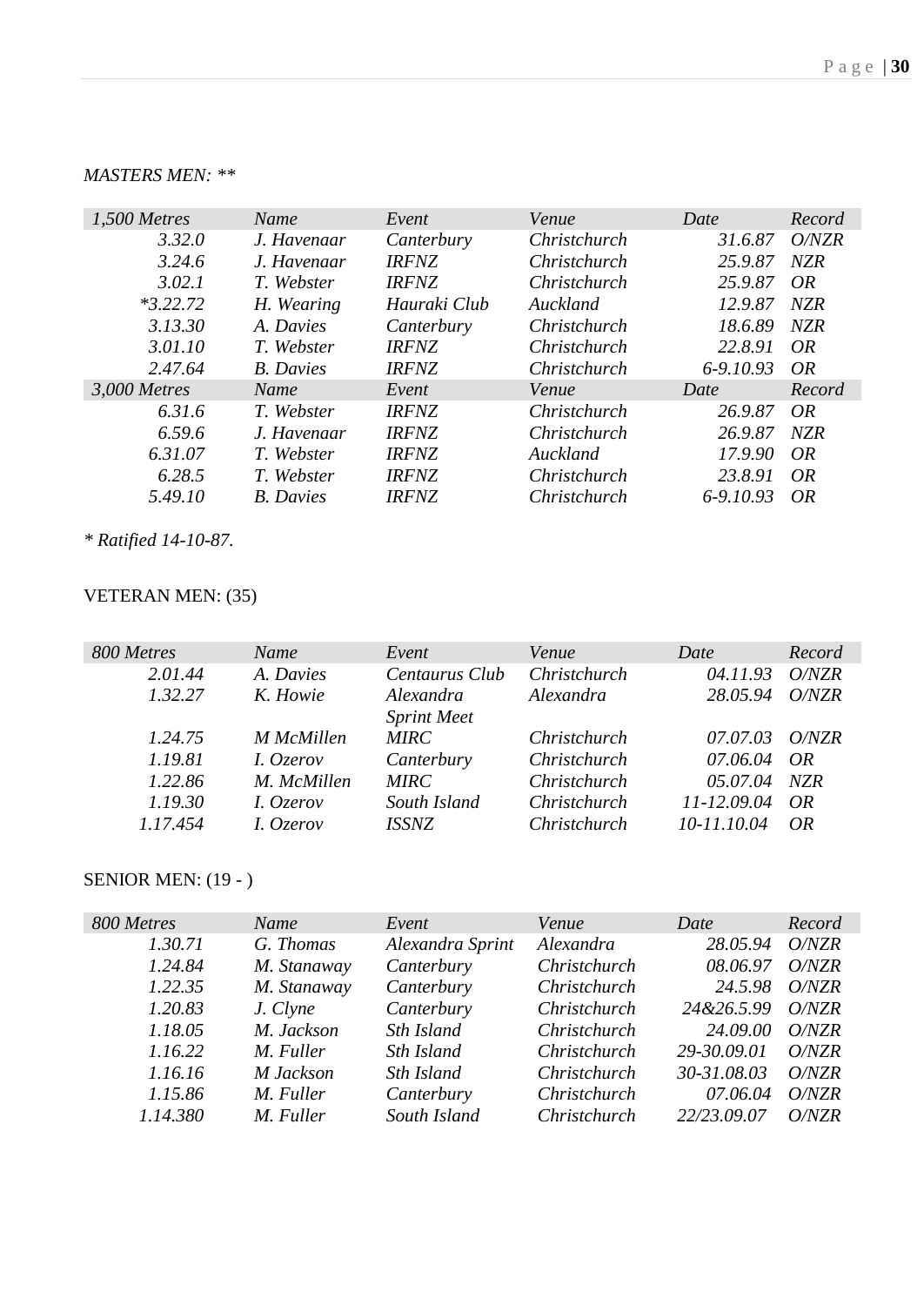*MASTERS MEN: ***

| *1,500 Metres* | *Name* | *Event* | *Venue* | *Date* | *Record* |
|---|---|---|---|---|---|
| *3.32.0* | *J. Havenaar* | *Canterbury* | *Christchurch* | *31.6.87* | *O/NZR* |
| *3.24.6* | *J. Havenaar* | *IRFNZ* | *Christchurch* | *25.9.87* | *NZR* |
| *3.02.1* | *T. Webster* | *IRFNZ* | *Christchurch* | *25.9.87* | *OR* |
| **3.22.72* | *H. Wearing* | *Hauraki Club* | *Auckland* | *12.9.87* | *NZR* |
| *3.13.30* | *A. Davies* | *Canterbury* | *Christchurch* | *18.6.89* | *NZR* |
| *3.01.10* | *T. Webster* | *IRFNZ* | *Christchurch* | *22.8.91* | *OR* |
| *2.47.64* | *B. Davies* | *IRFNZ* | *Christchurch* | *6-9.10.93* | *OR* |
| *3,000 Metres* | *Name* | *Event* | *Venue* | *Date* | *Record* |
| *6.31.6* | *T. Webster* | *IRFNZ* | *Christchurch* | *26.9.87* | *OR* |
| *6.59.6* | *J. Havenaar* | *IRFNZ* | *Christchurch* | *26.9.87* | *NZR* |
| *6.31.07* | *T. Webster* | *IRFNZ* | *Auckland* | *17.9.90* | *OR* |
| *6.28.5* | *T. Webster* | *IRFNZ* | *Christchurch* | *23.8.91* | *OR* |
| *5.49.10* | *B. Davies* | *IRFNZ* | *Christchurch* | *6-9.10.93* | *OR* |

** Ratified 14-10-87.*

VETERAN MEN: (35)

| *800 Metres* | *Name* | *Event* | *Venue* | *Date* | *Record* |
|---|---|---|---|---|---|
| *2.01.44* | *A. Davies* | *Centaurus Club* | *Christchurch* | *04.11.93* | *O/NZR* |
| *1.32.27* | *K. Howie* | *Alexandra Sprint Meet* | *Alexandra* | *28.05.94* | *O/NZR* |
| *1.24.75* | *M McMillen* | *MIRC* | *Christchurch* | *07.07.03* | *O/NZR* |
| *1.19.81* | *I. Ozerov* | *Canterbury* | *Christchurch* | *07.06.04* | *OR* |
| *1.22.86* | *M. McMillen* | *MIRC* | *Christchurch* | *05.07.04* | *NZR* |
| *1.19.30* | *I. Ozerov* | *South Island* | *Christchurch* | *11-12.09.04* | *OR* |
| *1.17.454* | *I. Ozerov* | *ISSNZ* | *Christchurch* | *10-11.10.04* | *OR* |

SENIOR MEN: (19 - )

| *800 Metres* | *Name* | *Event* | *Venue* | *Date* | *Record* |
|---|---|---|---|---|---|
| *1.30.71* | *G. Thomas* | *Alexandra Sprint* | *Alexandra* | *28.05.94* | *O/NZR* |
| *1.24.84* | *M. Stanaway* | *Canterbury* | *Christchurch* | *08.06.97* | *O/NZR* |
| *1.22.35* | *M. Stanaway* | *Canterbury* | *Christchurch* | *24.5.98* | *O/NZR* |
| *1.20.83* | *J. Clyne* | *Canterbury* | *Christchurch* | *24&26.5.99* | *O/NZR* |
| *1.18.05* | *M. Jackson* | *Sth Island* | *Christchurch* | *24.09.00* | *O/NZR* |
| *1.16.22* | *M. Fuller* | *Sth Island* | *Christchurch* | *29-30.09.01* | *O/NZR* |
| *1.16.16* | *M Jackson* | *Sth Island* | *Christchurch* | *30-31.08.03* | *O/NZR* |
| *1.15.86* | *M. Fuller* | *Canterbury* | *Christchurch* | *07.06.04* | *O/NZR* |
| *1.14.380* | *M. Fuller* | *South Island* | *Christchurch* | *22/23.09.07* | *O/NZR* |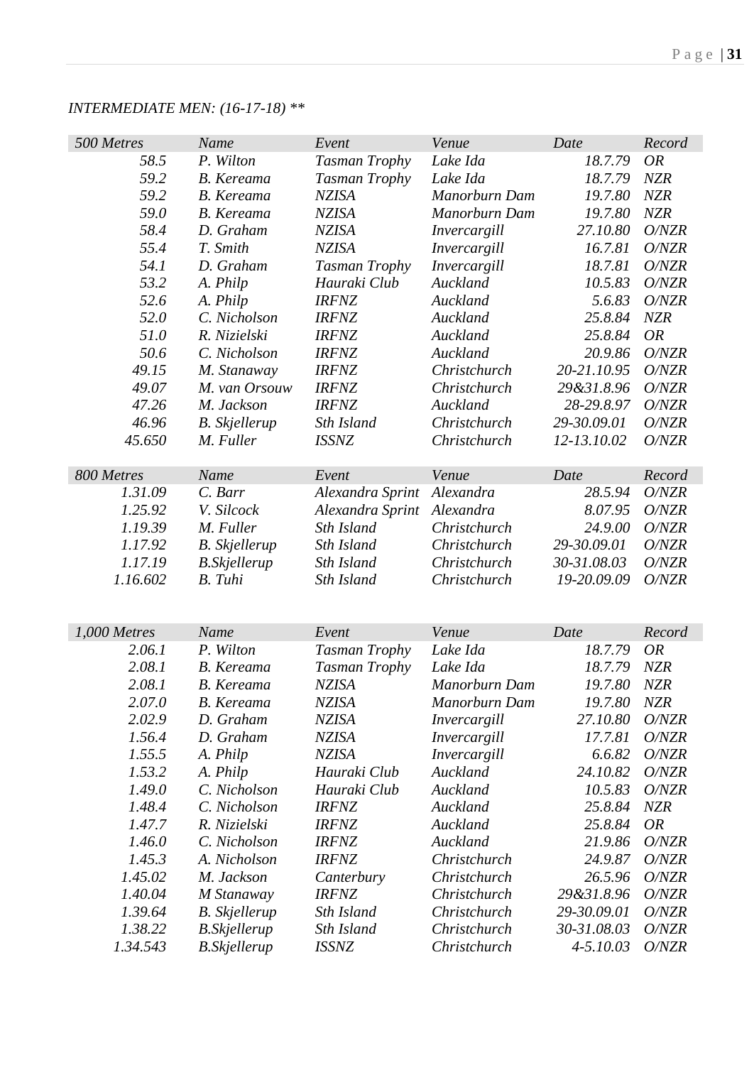*INTERMEDIATE MEN: (16-17-18) \*\**

| *500 Metres* | *Name* | *Event* | *Venue* | *Date* | *Record* |
|---|---|---|---|---|---|
| *58.5* | *P. Wilton* | *Tasman Trophy* | *Lake Ida* | *18.7.79* | *OR* |
| *59.2* | *B. Kereama* | *Tasman Trophy* | *Lake Ida* | *18.7.79* | *NZR* |
| *59.2* | *B. Kereama* | *NZISA* | *Manorburn Dam* | *19.7.80* | *NZR* |
| *59.0* | *B. Kereama* | *NZISA* | *Manorburn Dam* | *19.7.80* | *NZR* |
| *58.4* | *D. Graham* | *NZISA* | *Invercargill* | *27.10.80* | *O/NZR* |
| *55.4* | *T. Smith* | *NZISA* | *Invercargill* | *16.7.81* | *O/NZR* |
| *54.1* | *D. Graham* | *Tasman Trophy* | *Invercargill* | *18.7.81* | *O/NZR* |
| *53.2* | *A. Philp* | *Hauraki Club* | *Auckland* | *10.5.83* | *O/NZR* |
| *52.6* | *A. Philp* | *IRFNZ* | *Auckland* | *5.6.83* | *O/NZR* |
| *52.0* | *C. Nicholson* | *IRFNZ* | *Auckland* | *25.8.84* | *NZR* |
| *51.0* | *R. Nizielski* | *IRFNZ* | *Auckland* | *25.8.84* | *OR* |
| *50.6* | *C. Nicholson* | *IRFNZ* | *Auckland* | *20.9.86* | *O/NZR* |
| *49.15* | *M. Stanaway* | *IRFNZ* | *Christchurch* | *20-21.10.95* | *O/NZR* |
| *49.07* | *M. van Orsouw* | *IRFNZ* | *Christchurch* | *29&31.8.96* | *O/NZR* |
| *47.26* | *M. Jackson* | *IRFNZ* | *Auckland* | *28-29.8.97* | *O/NZR* |
| *46.96* | *B. Skjellerup* | *Sth Island* | *Christchurch* | *29-30.09.01* | *O/NZR* |
| *45.650* | *M. Fuller* | *ISSNZ* | *Christchurch* | *12-13.10.02* | *O/NZR* |

| *800 Metres* | *Name* | *Event* | *Venue* | *Date* | *Record* |
|---|---|---|---|---|---|
| *1.31.09* | *C. Barr* | *Alexandra Sprint* | *Alexandra* | *28.5.94* | *O/NZR* |
| *1.25.92* | *V. Silcock* | *Alexandra Sprint* | *Alexandra* | *8.07.95* | *O/NZR* |
| *1.19.39* | *M. Fuller* | *Sth Island* | *Christchurch* | *24.9.00* | *O/NZR* |
| *1.17.92* | *B. Skjellerup* | *Sth Island* | *Christchurch* | *29-30.09.01* | *O/NZR* |
| *1.17.19* | *B.Skjellerup* | *Sth Island* | *Christchurch* | *30-31.08.03* | *O/NZR* |
| *1.16.602* | *B. Tuhi* | *Sth Island* | *Christchurch* | *19-20.09.09* | *O/NZR* |

| *1,000 Metres* | *Name* | *Event* | *Venue* | *Date* | *Record* |
|---|---|---|---|---|---|
| *2.06.1* | *P. Wilton* | *Tasman Trophy* | *Lake Ida* | *18.7.79* | *OR* |
| *2.08.1* | *B. Kereama* | *Tasman Trophy* | *Lake Ida* | *18.7.79* | *NZR* |
| *2.08.1* | *B. Kereama* | *NZISA* | *Manorburn Dam* | *19.7.80* | *NZR* |
| *2.07.0* | *B. Kereama* | *NZISA* | *Manorburn Dam* | *19.7.80* | *NZR* |
| *2.02.9* | *D. Graham* | *NZISA* | *Invercargill* | *27.10.80* | *O/NZR* |
| *1.56.4* | *D. Graham* | *NZISA* | *Invercargill* | *17.7.81* | *O/NZR* |
| *1.55.5* | *A. Philp* | *NZISA* | *Invercargill* | *6.6.82* | *O/NZR* |
| *1.53.2* | *A. Philp* | *Hauraki Club* | *Auckland* | *24.10.82* | *O/NZR* |
| *1.49.0* | *C. Nicholson* | *Hauraki Club* | *Auckland* | *10.5.83* | *O/NZR* |
| *1.48.4* | *C. Nicholson* | *IRFNZ* | *Auckland* | *25.8.84* | *NZR* |
| *1.47.7* | *R. Nizielski* | *IRFNZ* | *Auckland* | *25.8.84* | *OR* |
| *1.46.0* | *C. Nicholson* | *IRFNZ* | *Auckland* | *21.9.86* | *O/NZR* |
| *1.45.3* | *A. Nicholson* | *IRFNZ* | *Christchurch* | *24.9.87* | *O/NZR* |
| *1.45.02* | *M. Jackson* | *Canterbury* | *Christchurch* | *26.5.96* | *O/NZR* |
| *1.40.04* | *M Stanaway* | *IRFNZ* | *Christchurch* | *29&31.8.96* | *O/NZR* |
| *1.39.64* | *B. Skjellerup* | *Sth Island* | *Christchurch* | *29-30.09.01* | *O/NZR* |
| *1.38.22* | *B.Skjellerup* | *Sth Island* | *Christchurch* | *30-31.08.03* | *O/NZR* |
| *1.34.543* | *B.Skjellerup* | *ISSNZ* | *Christchurch* | *4-5.10.03* | *O/NZR* |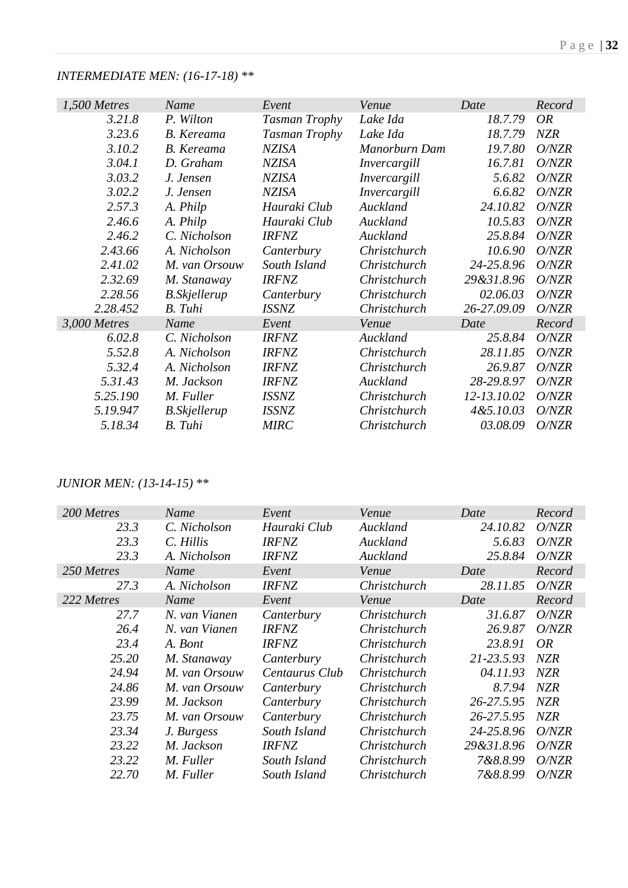*INTERMEDIATE MEN: (16-17-18) ***

| *1,500 Metres* | *Name* | *Event* | *Venue* | *Date* | *Record* |
|---|---|---|---|---|---|
| *3.21.8* | *P. Wilton* | *Tasman Trophy* | *Lake Ida* | *18.7.79* | *OR* |
| *3.23.6* | *B. Kereama* | *Tasman Trophy* | *Lake Ida* | *18.7.79* | *NZR* |
| *3.10.2* | *B. Kereama* | *NZISA* | *Manorburn Dam* | *19.7.80* | *O/NZR* |
| *3.04.1* | *D. Graham* | *NZISA* | *Invercargill* | *16.7.81* | *O/NZR* |
| *3.03.2* | *J. Jensen* | *NZISA* | *Invercargill* | *5.6.82* | *O/NZR* |
| *3.02.2* | *J. Jensen* | *NZISA* | *Invercargill* | *6.6.82* | *O/NZR* |
| *2.57.3* | *A. Philp* | *Hauraki Club* | *Auckland* | *24.10.82* | *O/NZR* |
| *2.46.6* | *A. Philp* | *Hauraki Club* | *Auckland* | *10.5.83* | *O/NZR* |
| *2.46.2* | *C. Nicholson* | *IRFNZ* | *Auckland* | *25.8.84* | *O/NZR* |
| *2.43.66* | *A. Nicholson* | *Canterbury* | *Christchurch* | *10.6.90* | *O/NZR* |
| *2.41.02* | *M. van Orsouw* | *South Island* | *Christchurch* | *24-25.8.96* | *O/NZR* |
| *2.32.69* | *M. Stanaway* | *IRFNZ* | *Christchurch* | *29&31.8.96* | *O/NZR* |
| *2.28.56* | *B.Skjellerup* | *Canterbury* | *Christchurch* | *02.06.03* | *O/NZR* |
| *2.28.452* | *B. Tuhi* | *ISSNZ* | *Christchurch* | *26-27.09.09* | *O/NZR* |
| *3,000 Metres* | *Name* | *Event* | *Venue* | *Date* | *Record* |
| *6.02.8* | *C. Nicholson* | *IRFNZ* | *Auckland* | *25.8.84* | *O/NZR* |
| *5.52.8* | *A. Nicholson* | *IRFNZ* | *Christchurch* | *28.11.85* | *O/NZR* |
| *5.32.4* | *A. Nicholson* | *IRFNZ* | *Christchurch* | *26.9.87* | *O/NZR* |
| *5.31.43* | *M. Jackson* | *IRFNZ* | *Auckland* | *28-29.8.97* | *O/NZR* |
| *5.25.190* | *M. Fuller* | *ISSNZ* | *Christchurch* | *12-13.10.02* | *O/NZR* |
| *5.19.947* | *B.Skjellerup* | *ISSNZ* | *Christchurch* | *4&5.10.03* | *O/NZR* |
| *5.18.34* | *B. Tuhi* | *MIRC* | *Christchurch* | *03.08.09* | *O/NZR* |

*JUNIOR MEN: (13-14-15) ***

| *200 Metres* | *Name* | *Event* | *Venue* | *Date* | *Record* |
|---|---|---|---|---|---|
| *23.3* | *C. Nicholson* | *Hauraki Club* | *Auckland* | *24.10.82* | *O/NZR* |
| *23.3* | *C. Hillis* | *IRFNZ* | *Auckland* | *5.6.83* | *O/NZR* |
| *23.3* | *A. Nicholson* | *IRFNZ* | *Auckland* | *25.8.84* | *O/NZR* |
| *250 Metres* | *Name* | *Event* | *Venue* | *Date* | *Record* |
| *27.3* | *A. Nicholson* | *IRFNZ* | *Christchurch* | *28.11.85* | *O/NZR* |
| *222 Metres* | *Name* | *Event* | *Venue* | *Date* | *Record* |
| *27.7* | *N. van Vianen* | *Canterbury* | *Christchurch* | *31.6.87* | *O/NZR* |
| *26.4* | *N. van Vianen* | *IRFNZ* | *Christchurch* | *26.9.87* | *O/NZR* |
| *23.4* | *A. Bont* | *IRFNZ* | *Christchurch* | *23.8.91* | *OR* |
| *25.20* | *M. Stanaway* | *Canterbury* | *Christchurch* | *21-23.5.93* | *NZR* |
| *24.94* | *M. van Orsouw* | *Centaurus Club* | *Christchurch* | *04.11.93* | *NZR* |
| *24.86* | *M. van Orsouw* | *Canterbury* | *Christchurch* | *8.7.94* | *NZR* |
| *23.99* | *M. Jackson* | *Canterbury* | *Christchurch* | *26-27.5.95* | *NZR* |
| *23.75* | *M. van Orsouw* | *Canterbury* | *Christchurch* | *26-27.5.95* | *NZR* |
| *23.34* | *J. Burgess* | *South Island* | *Christchurch* | *24-25.8.96* | *O/NZR* |
| *23.22* | *M. Jackson* | *IRFNZ* | *Christchurch* | *29&31.8.96* | *O/NZR* |
| *23.22* | *M. Fuller* | *South Island* | *Christchurch* | *7&8.8.99* | *O/NZR* |
| *22.70* | *M. Fuller* | *South Island* | *Christchurch* | *7&8.8.99* | *O/NZR* |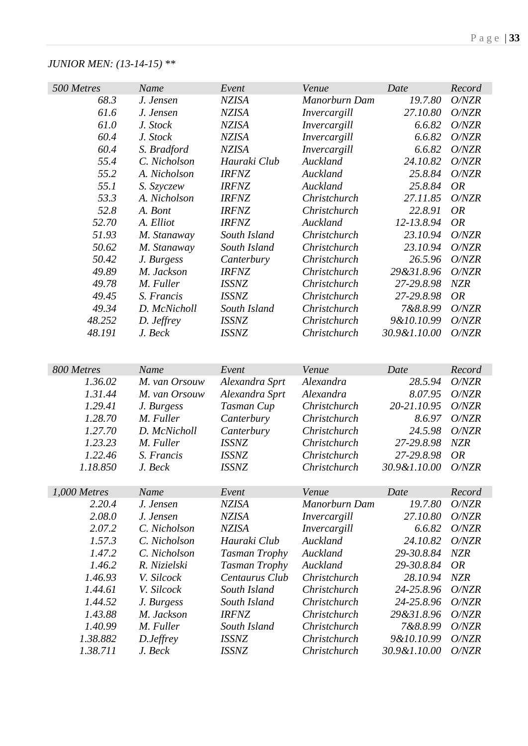*JUNIOR MEN: (13-14-15) ***

| 500 Metres | Name | Event | Venue | Date | Record |
|---|---|---|---|---|---|
| 68.3 | J. Jensen | NZISA | Manorburn Dam | 19.7.80 | O/NZR |
| 61.6 | J. Jensen | NZISA | Invercargill | 27.10.80 | O/NZR |
| 61.0 | J. Stock | NZISA | Invercargill | 6.6.82 | O/NZR |
| 60.4 | J. Stock | NZISA | Invercargill | 6.6.82 | O/NZR |
| 60.4 | S. Bradford | NZISA | Invercargill | 6.6.82 | O/NZR |
| 55.4 | C. Nicholson | Hauraki Club | Auckland | 24.10.82 | O/NZR |
| 55.2 | A. Nicholson | IRFNZ | Auckland | 25.8.84 | O/NZR |
| 55.1 | S. Szyczew | IRFNZ | Auckland | 25.8.84 | OR |
| 53.3 | A. Nicholson | IRFNZ | Christchurch | 27.11.85 | O/NZR |
| 52.8 | A. Bont | IRFNZ | Christchurch | 22.8.91 | OR |
| 52.70 | A. Elliot | IRFNZ | Auckland | 12-13.8.94 | OR |
| 51.93 | M. Stanaway | South Island | Christchurch | 23.10.94 | O/NZR |
| 50.62 | M. Stanaway | South Island | Christchurch | 23.10.94 | O/NZR |
| 50.42 | J. Burgess | Canterbury | Christchurch | 26.5.96 | O/NZR |
| 49.89 | M. Jackson | IRFNZ | Christchurch | 29&31.8.96 | O/NZR |
| 49.78 | M. Fuller | ISSNZ | Christchurch | 27-29.8.98 | NZR |
| 49.45 | S. Francis | ISSNZ | Christchurch | 27-29.8.98 | OR |
| 49.34 | D. McNicholl | South Island | Christchurch | 7&8.8.99 | O/NZR |
| 48.252 | D. Jeffrey | ISSNZ | Christchurch | 9&10.10.99 | O/NZR |
| 48.191 | J. Beck | ISSNZ | Christchurch | 30.9&1.10.00 | O/NZR |

| 800 Metres | Name | Event | Venue | Date | Record |
|---|---|---|---|---|---|
| 1.36.02 | M. van Orsouw | Alexandra Sprt | Alexandra | 28.5.94 | O/NZR |
| 1.31.44 | M. van Orsouw | Alexandra Sprt | Alexandra | 8.07.95 | O/NZR |
| 1.29.41 | J. Burgess | Tasman Cup | Christchurch | 20-21.10.95 | O/NZR |
| 1.28.70 | M. Fuller | Canterbury | Christchurch | 8.6.97 | O/NZR |
| 1.27.70 | D. McNicholl | Canterbury | Christchurch | 24.5.98 | O/NZR |
| 1.23.23 | M. Fuller | ISSNZ | Christchurch | 27-29.8.98 | NZR |
| 1.22.46 | S. Francis | ISSNZ | Christchurch | 27-29.8.98 | OR |
| 1.18.850 | J. Beck | ISSNZ | Christchurch | 30.9&1.10.00 | O/NZR |

| 1,000 Metres | Name | Event | Venue | Date | Record |
|---|---|---|---|---|---|
| 2.20.4 | J. Jensen | NZISA | Manorburn Dam | 19.7.80 | O/NZR |
| 2.08.0 | J. Jensen | NZISA | Invercargill | 27.10.80 | O/NZR |
| 2.07.2 | C. Nicholson | NZISA | Invercargill | 6.6.82 | O/NZR |
| 1.57.3 | C. Nicholson | Hauraki Club | Auckland | 24.10.82 | O/NZR |
| 1.47.2 | C. Nicholson | Tasman Trophy | Auckland | 29-30.8.84 | NZR |
| 1.46.2 | R. Nizielski | Tasman Trophy | Auckland | 29-30.8.84 | OR |
| 1.46.93 | V. Silcock | Centaurus Club | Christchurch | 28.10.94 | NZR |
| 1.44.61 | V. Silcock | South Island | Christchurch | 24-25.8.96 | O/NZR |
| 1.44.52 | J. Burgess | South Island | Christchurch | 24-25.8.96 | O/NZR |
| 1.43.88 | M. Jackson | IRFNZ | Christchurch | 29&31.8.96 | O/NZR |
| 1.40.99 | M. Fuller | South Island | Christchurch | 7&8.8.99 | O/NZR |
| 1.38.882 | D.Jeffrey | ISSNZ | Christchurch | 9&10.10.99 | O/NZR |
| 1.38.711 | J. Beck | ISSNZ | Christchurch | 30.9&1.10.00 | O/NZR |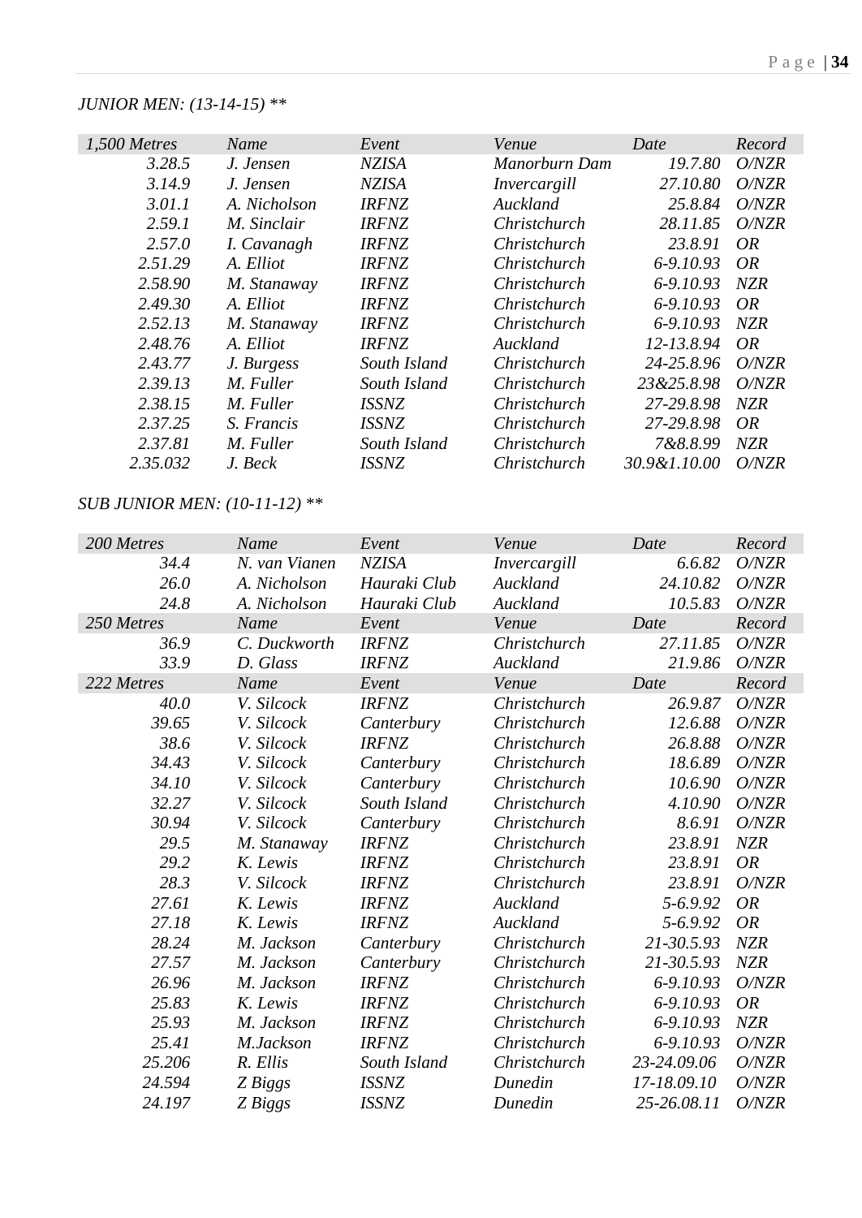*JUNIOR MEN: (13-14-15) ***

| 1,500 Metres | Name | Event | Venue | Date | Record |
|---|---|---|---|---|---|
| 3.28.5 | J. Jensen | NZISA | Manorburn Dam | 19.7.80 | O/NZR |
| 3.14.9 | J. Jensen | NZISA | Invercargill | 27.10.80 | O/NZR |
| 3.01.1 | A. Nicholson | IRFNZ | Auckland | 25.8.84 | O/NZR |
| 2.59.1 | M. Sinclair | IRFNZ | Christchurch | 28.11.85 | O/NZR |
| 2.57.0 | I. Cavanagh | IRFNZ | Christchurch | 23.8.91 | OR |
| 2.51.29 | A. Elliot | IRFNZ | Christchurch | 6-9.10.93 | OR |
| 2.58.90 | M. Stanaway | IRFNZ | Christchurch | 6-9.10.93 | NZR |
| 2.49.30 | A. Elliot | IRFNZ | Christchurch | 6-9.10.93 | OR |
| 2.52.13 | M. Stanaway | IRFNZ | Christchurch | 6-9.10.93 | NZR |
| 2.48.76 | A. Elliot | IRFNZ | Auckland | 12-13.8.94 | OR |
| 2.43.77 | J. Burgess | South Island | Christchurch | 24-25.8.96 | O/NZR |
| 2.39.13 | M. Fuller | South Island | Christchurch | 23&25.8.98 | O/NZR |
| 2.38.15 | M. Fuller | ISSNZ | Christchurch | 27-29.8.98 | NZR |
| 2.37.25 | S. Francis | ISSNZ | Christchurch | 27-29.8.98 | OR |
| 2.37.81 | M. Fuller | South Island | Christchurch | 7&8.8.99 | NZR |
| 2.35.032 | J. Beck | ISSNZ | Christchurch | 30.9&1.10.00 | O/NZR |

*SUB JUNIOR MEN: (10-11-12) ***

| 200 Metres | Name | Event | Venue | Date | Record |
|---|---|---|---|---|---|
| 34.4 | N. van Vianen | NZISA | Invercargill | 6.6.82 | O/NZR |
| 26.0 | A. Nicholson | Hauraki Club | Auckland | 24.10.82 | O/NZR |
| 24.8 | A. Nicholson | Hauraki Club | Auckland | 10.5.83 | O/NZR |
| **250 Metres** | **Name** | **Event** | **Venue** | **Date** | **Record** |
| 36.9 | C. Duckworth | IRFNZ | Christchurch | 27.11.85 | O/NZR |
| 33.9 | D. Glass | IRFNZ | Auckland | 21.9.86 | O/NZR |
| **222 Metres** | **Name** | **Event** | **Venue** | **Date** | **Record** |
| 40.0 | V. Silcock | IRFNZ | Christchurch | 26.9.87 | O/NZR |
| 39.65 | V. Silcock | Canterbury | Christchurch | 12.6.88 | O/NZR |
| 38.6 | V. Silcock | IRFNZ | Christchurch | 26.8.88 | O/NZR |
| 34.43 | V. Silcock | Canterbury | Christchurch | 18.6.89 | O/NZR |
| 34.10 | V. Silcock | Canterbury | Christchurch | 10.6.90 | O/NZR |
| 32.27 | V. Silcock | South Island | Christchurch | 4.10.90 | O/NZR |
| 30.94 | V. Silcock | Canterbury | Christchurch | 8.6.91 | O/NZR |
| 29.5 | M. Stanaway | IRFNZ | Christchurch | 23.8.91 | NZR |
| 29.2 | K. Lewis | IRFNZ | Christchurch | 23.8.91 | OR |
| 28.3 | V. Silcock | IRFNZ | Christchurch | 23.8.91 | O/NZR |
| 27.61 | K. Lewis | IRFNZ | Auckland | 5-6.9.92 | OR |
| 27.18 | K. Lewis | IRFNZ | Auckland | 5-6.9.92 | OR |
| 28.24 | M. Jackson | Canterbury | Christchurch | 21-30.5.93 | NZR |
| 27.57 | M. Jackson | Canterbury | Christchurch | 21-30.5.93 | NZR |
| 26.96 | M. Jackson | IRFNZ | Christchurch | 6-9.10.93 | O/NZR |
| 25.83 | K. Lewis | IRFNZ | Christchurch | 6-9.10.93 | OR |
| 25.93 | M. Jackson | IRFNZ | Christchurch | 6-9.10.93 | NZR |
| 25.41 | M.Jackson | IRFNZ | Christchurch | 6-9.10.93 | O/NZR |
| 25.206 | R. Ellis | South Island | Christchurch | 23-24.09.06 | O/NZR |
| 24.594 | Z Biggs | ISSNZ | Dunedin | 17-18.09.10 | O/NZR |
| 24.197 | Z Biggs | ISSNZ | Dunedin | 25-26.08.11 | O/NZR |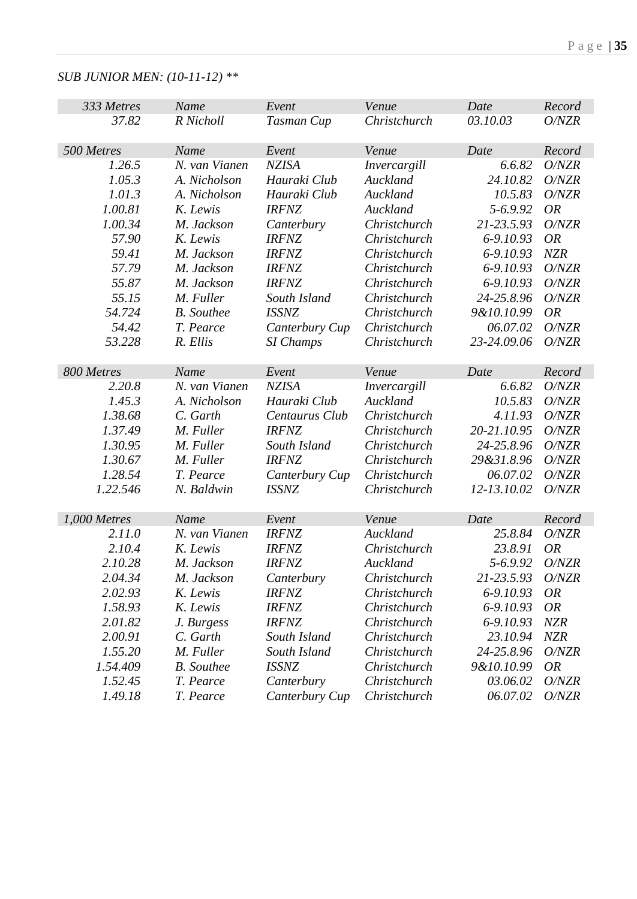*SUB JUNIOR MEN: (10-11-12) ***

| *333 Metres* | *Name* | *Event* | *Venue* | *Date* | *Record* |
|---|---|---|---|---|---|
| *37.82* | *R Nicholl* | *Tasman Cup* | *Christchurch* | *03.10.03* | *O/NZR* |

| *500 Metres* | *Name* | *Event* | *Venue* | *Date* | *Record* |
|---|---|---|---|---|---|
| *1.26.5* | *N. van Vianen* | *NZISA* | *Invercargill* | *6.6.82* | *O/NZR* |
| *1.05.3* | *A. Nicholson* | *Hauraki Club* | *Auckland* | *24.10.82* | *O/NZR* |
| *1.01.3* | *A. Nicholson* | *Hauraki Club* | *Auckland* | *10.5.83* | *O/NZR* |
| *1.00.81* | *K. Lewis* | *IRFNZ* | *Auckland* | *5-6.9.92* | *OR* |
| *1.00.34* | *M. Jackson* | *Canterbury* | *Christchurch* | *21-23.5.93* | *O/NZR* |
| *57.90* | *K. Lewis* | *IRFNZ* | *Christchurch* | *6-9.10.93* | *OR* |
| *59.41* | *M. Jackson* | *IRFNZ* | *Christchurch* | *6-9.10.93* | *NZR* |
| *57.79* | *M. Jackson* | *IRFNZ* | *Christchurch* | *6-9.10.93* | *O/NZR* |
| *55.87* | *M. Jackson* | *IRFNZ* | *Christchurch* | *6-9.10.93* | *O/NZR* |
| *55.15* | *M. Fuller* | *South Island* | *Christchurch* | *24-25.8.96* | *O/NZR* |
| *54.724* | *B. Southee* | *ISSNZ* | *Christchurch* | *9&10.10.99* | *OR* |
| *54.42* | *T. Pearce* | *Canterbury Cup* | *Christchurch* | *06.07.02* | *O/NZR* |
| *53.228* | *R. Ellis* | *SI Champs* | *Christchurch* | *23-24.09.06* | *O/NZR* |

| *800 Metres* | *Name* | *Event* | *Venue* | *Date* | *Record* |
|---|---|---|---|---|---|
| *2.20.8* | *N. van Vianen* | *NZISA* | *Invercargill* | *6.6.82* | *O/NZR* |
| *1.45.3* | *A. Nicholson* | *Hauraki Club* | *Auckland* | *10.5.83* | *O/NZR* |
| *1.38.68* | *C. Garth* | *Centaurus Club* | *Christchurch* | *4.11.93* | *O/NZR* |
| *1.37.49* | *M. Fuller* | *IRFNZ* | *Christchurch* | *20-21.10.95* | *O/NZR* |
| *1.30.95* | *M. Fuller* | *South Island* | *Christchurch* | *24-25.8.96* | *O/NZR* |
| *1.30.67* | *M. Fuller* | *IRFNZ* | *Christchurch* | *29&31.8.96* | *O/NZR* |
| *1.28.54* | *T. Pearce* | *Canterbury Cup* | *Christchurch* | *06.07.02* | *O/NZR* |
| *1.22.546* | *N. Baldwin* | *ISSNZ* | *Christchurch* | *12-13.10.02* | *O/NZR* |

| *1,000 Metres* | *Name* | *Event* | *Venue* | *Date* | *Record* |
|---|---|---|---|---|---|
| *2.11.0* | *N. van Vianen* | *IRFNZ* | *Auckland* | *25.8.84* | *O/NZR* |
| *2.10.4* | *K. Lewis* | *IRFNZ* | *Christchurch* | *23.8.91* | *OR* |
| *2.10.28* | *M. Jackson* | *IRFNZ* | *Auckland* | *5-6.9.92* | *O/NZR* |
| *2.04.34* | *M. Jackson* | *Canterbury* | *Christchurch* | *21-23.5.93* | *O/NZR* |
| *2.02.93* | *K. Lewis* | *IRFNZ* | *Christchurch* | *6-9.10.93* | *OR* |
| *1.58.93* | *K. Lewis* | *IRFNZ* | *Christchurch* | *6-9.10.93* | *OR* |
| *2.01.82* | *J. Burgess* | *IRFNZ* | *Christchurch* | *6-9.10.93* | *NZR* |
| *2.00.91* | *C. Garth* | *South Island* | *Christchurch* | *23.10.94* | *NZR* |
| *1.55.20* | *M. Fuller* | *South Island* | *Christchurch* | *24-25.8.96* | *O/NZR* |
| *1.54.409* | *B. Southee* | *ISSNZ* | *Christchurch* | *9&10.10.99* | *OR* |
| *1.52.45* | *T. Pearce* | *Canterbury* | *Christchurch* | *03.06.02* | *O/NZR* |
| *1.49.18* | *T. Pearce* | *Canterbury Cup* | *Christchurch* | *06.07.02* | *O/NZR* |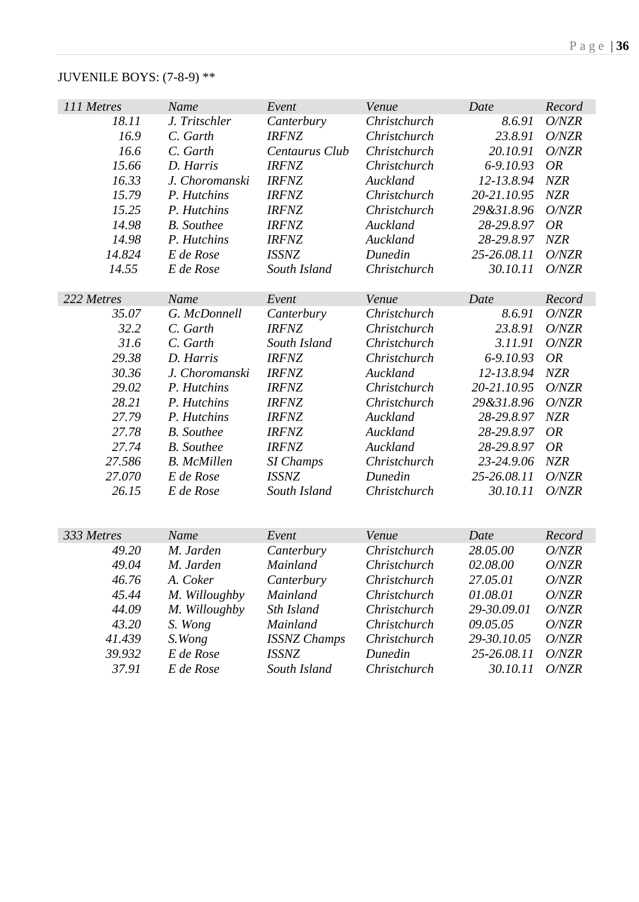JUVENILE BOYS: (7-8-9) **

| *111 Metres* | *Name* | *Event* | *Venue* | *Date* | *Record* |
|---|---|---|---|---|---|
| *18.11* | *J. Tritschler* | *Canterbury* | *Christchurch* | *8.6.91* | *O/NZR* |
| *16.9* | *C. Garth* | *IRFNZ* | *Christchurch* | *23.8.91* | *O/NZR* |
| *16.6* | *C. Garth* | *Centaurus Club* | *Christchurch* | *20.10.91* | *O/NZR* |
| *15.66* | *D. Harris* | *IRFNZ* | *Christchurch* | *6-9.10.93* | *OR* |
| *16.33* | *J. Choromanski* | *IRFNZ* | *Auckland* | *12-13.8.94* | *NZR* |
| *15.79* | *P. Hutchins* | *IRFNZ* | *Christchurch* | *20-21.10.95* | *NZR* |
| *15.25* | *P. Hutchins* | *IRFNZ* | *Christchurch* | *29&31.8.96* | *O/NZR* |
| *14.98* | *B. Southee* | *IRFNZ* | *Auckland* | *28-29.8.97* | *OR* |
| *14.98* | *P. Hutchins* | *IRFNZ* | *Auckland* | *28-29.8.97* | *NZR* |
| *14.824* | *E de Rose* | *ISSNZ* | *Dunedin* | *25-26.08.11* | *O/NZR* |
| *14.55* | *E de Rose* | *South Island* | *Christchurch* | *30.10.11* | *O/NZR* |

| *222 Metres* | *Name* | *Event* | *Venue* | *Date* | *Record* |
|---|---|---|---|---|---|
| *35.07* | *G. McDonnell* | *Canterbury* | *Christchurch* | *8.6.91* | *O/NZR* |
| *32.2* | *C. Garth* | *IRFNZ* | *Christchurch* | *23.8.91* | *O/NZR* |
| *31.6* | *C. Garth* | *South Island* | *Christchurch* | *3.11.91* | *O/NZR* |
| *29.38* | *D. Harris* | *IRFNZ* | *Christchurch* | *6-9.10.93* | *OR* |
| *30.36* | *J. Choromanski* | *IRFNZ* | *Auckland* | *12-13.8.94* | *NZR* |
| *29.02* | *P. Hutchins* | *IRFNZ* | *Christchurch* | *20-21.10.95* | *O/NZR* |
| *28.21* | *P. Hutchins* | *IRFNZ* | *Christchurch* | *29&31.8.96* | *O/NZR* |
| *27.79* | *P. Hutchins* | *IRFNZ* | *Auckland* | *28-29.8.97* | *NZR* |
| *27.78* | *B. Southee* | *IRFNZ* | *Auckland* | *28-29.8.97* | *OR* |
| *27.74* | *B. Southee* | *IRFNZ* | *Auckland* | *28-29.8.97* | *OR* |
| *27.586* | *B. McMillen* | *SI Champs* | *Christchurch* | *23-24.9.06* | *NZR* |
| *27.070* | *E de Rose* | *ISSNZ* | *Dunedin* | *25-26.08.11* | *O/NZR* |
| *26.15* | *E de Rose* | *South Island* | *Christchurch* | *30.10.11* | *O/NZR* |

| *333 Metres* | *Name* | *Event* | *Venue* | *Date* | *Record* |
|---|---|---|---|---|---|
| *49.20* | *M. Jarden* | *Canterbury* | *Christchurch* | *28.05.00* | *O/NZR* |
| *49.04* | *M. Jarden* | *Mainland* | *Christchurch* | *02.08.00* | *O/NZR* |
| *46.76* | *A. Coker* | *Canterbury* | *Christchurch* | *27.05.01* | *O/NZR* |
| *45.44* | *M. Willoughby* | *Mainland* | *Christchurch* | *01.08.01* | *O/NZR* |
| *44.09* | *M. Willoughby* | *Sth Island* | *Christchurch* | *29-30.09.01* | *O/NZR* |
| *43.20* | *S. Wong* | *Mainland* | *Christchurch* | *09.05.05* | *O/NZR* |
| *41.439* | *S.Wong* | *ISSNZ Champs* | *Christchurch* | *29-30.10.05* | *O/NZR* |
| *39.932* | *E de Rose* | *ISSNZ* | *Dunedin* | *25-26.08.11* | *O/NZR* |
| *37.91* | *E de Rose* | *South Island* | *Christchurch* | *30.10.11* | *O/NZR* |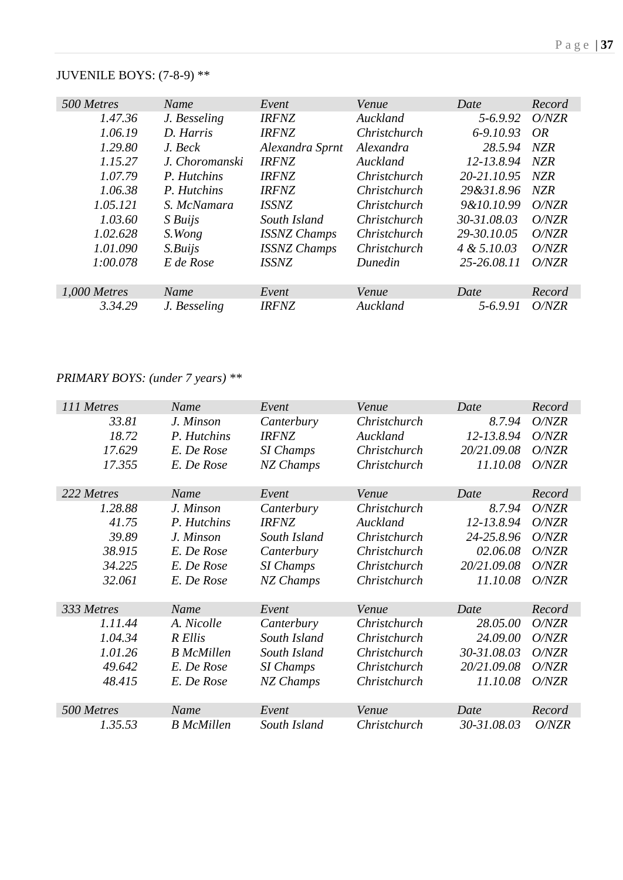JUVENILE BOYS: (7-8-9) **

| *500 Metres* | *Name* | *Event* | *Venue* | *Date* | *Record* |
|---|---|---|---|---|---|
| *1.47.36* | *J. Besseling* | *IRFNZ* | *Auckland* | *5-6.9.92* | *O/NZR* |
| *1.06.19* | *D. Harris* | *IRFNZ* | *Christchurch* | *6-9.10.93* | *OR* |
| *1.29.80* | *J. Beck* | *Alexandra Sprnt* | *Alexandra* | *28.5.94* | *NZR* |
| *1.15.27* | *J. Choromanski* | *IRFNZ* | *Auckland* | *12-13.8.94* | *NZR* |
| *1.07.79* | *P. Hutchins* | *IRFNZ* | *Christchurch* | *20-21.10.95* | *NZR* |
| *1.06.38* | *P. Hutchins* | *IRFNZ* | *Christchurch* | *29&31.8.96* | *NZR* |
| *1.05.121* | *S. McNamara* | *ISSNZ* | *Christchurch* | *9&10.10.99* | *O/NZR* |
| *1.03.60* | *S Buijs* | *South Island* | *Christchurch* | *30-31.08.03* | *O/NZR* |
| *1.02.628* | *S.Wong* | *ISSNZ Champs* | *Christchurch* | *29-30.10.05* | *O/NZR* |
| *1.01.090* | *S.Buijs* | *ISSNZ Champs* | *Christchurch* | *4 & 5.10.03* | *O/NZR* |
| *1:00.078* | *E de Rose* | *ISSNZ* | *Dunedin* | *25-26.08.11* | *O/NZR* |

| *1,000 Metres* | *Name* | *Event* | *Venue* | *Date* | *Record* |
|---|---|---|---|---|---|
| *3.34.29* | *J. Besseling* | *IRFNZ* | *Auckland* | *5-6.9.91* | *O/NZR* |

*PRIMARY BOYS: (under 7 years) ***

| *111 Metres* | *Name* | *Event* | *Venue* | *Date* | *Record* |
|---|---|---|---|---|---|
| *33.81* | *J. Minson* | *Canterbury* | *Christchurch* | *8.7.94* | *O/NZR* |
| *18.72* | *P. Hutchins* | *IRFNZ* | *Auckland* | *12-13.8.94* | *O/NZR* |
| *17.629* | *E. De Rose* | *SI Champs* | *Christchurch* | *20/21.09.08* | *O/NZR* |
| *17.355* | *E. De Rose* | *NZ Champs* | *Christchurch* | *11.10.08* | *O/NZR* |

| *222 Metres* | *Name* | *Event* | *Venue* | *Date* | *Record* |
|---|---|---|---|---|---|
| *1.28.88* | *J. Minson* | *Canterbury* | *Christchurch* | *8.7.94* | *O/NZR* |
| *41.75* | *P. Hutchins* | *IRFNZ* | *Auckland* | *12-13.8.94* | *O/NZR* |
| *39.89* | *J. Minson* | *South Island* | *Christchurch* | *24-25.8.96* | *O/NZR* |
| *38.915* | *E. De Rose* | *Canterbury* | *Christchurch* | *02.06.08* | *O/NZR* |
| *34.225* | *E. De Rose* | *SI Champs* | *Christchurch* | *20/21.09.08* | *O/NZR* |
| *32.061* | *E. De Rose* | *NZ Champs* | *Christchurch* | *11.10.08* | *O/NZR* |

| *333 Metres* | *Name* | *Event* | *Venue* | *Date* | *Record* |
|---|---|---|---|---|---|
| *1.11.44* | *A. Nicolle* | *Canterbury* | *Christchurch* | *28.05.00* | *O/NZR* |
| *1.04.34* | *R Ellis* | *South Island* | *Christchurch* | *24.09.00* | *O/NZR* |
| *1.01.26* | *B McMillen* | *South Island* | *Christchurch* | *30-31.08.03* | *O/NZR* |
| *49.642* | *E. De Rose* | *SI Champs* | *Christchurch* | *20/21.09.08* | *O/NZR* |
| *48.415* | *E. De Rose* | *NZ Champs* | *Christchurch* | *11.10.08* | *O/NZR* |

| *500 Metres* | *Name* | *Event* | *Venue* | *Date* | *Record* |
|---|---|---|---|---|---|
| *1.35.53* | *B McMillen* | *South Island* | *Christchurch* | *30-31.08.03* | *O/NZR* |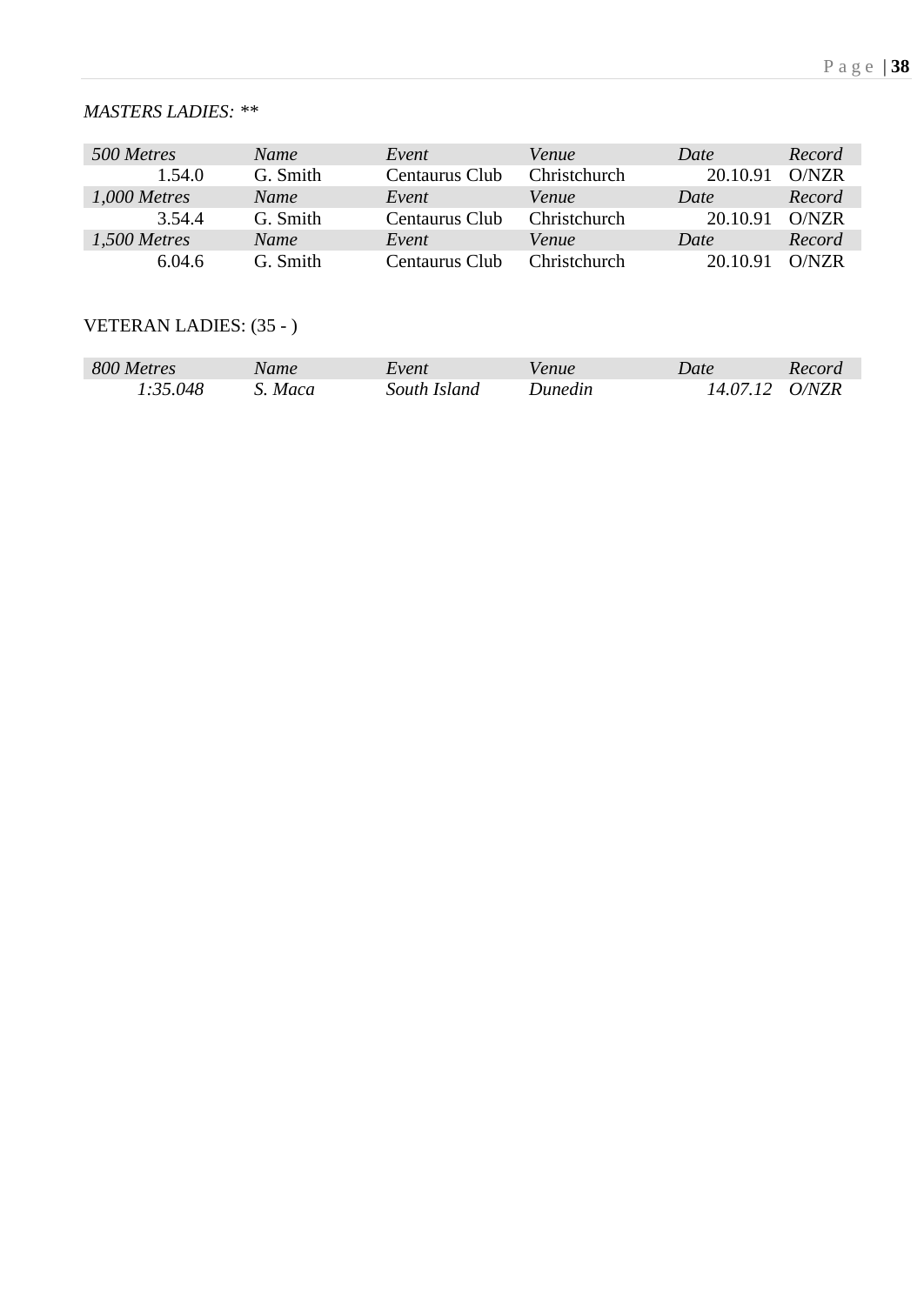*MASTERS LADIES: \*\**

| *500 Metres* | *Name* | *Event* | *Venue* | *Date* | *Record* |
|---|---|---|---|---|---|
| 1.54.0 | G. Smith | Centaurus Club | Christchurch | 20.10.91 | O/NZR |
| *1,000 Metres* | *Name* | *Event* | *Venue* | *Date* | *Record* |
| 3.54.4 | G. Smith | Centaurus Club | Christchurch | 20.10.91 | O/NZR |
| *1,500 Metres* | *Name* | *Event* | *Venue* | *Date* | *Record* |
| 6.04.6 | G. Smith | Centaurus Club | Christchurch | 20.10.91 | O/NZR |

VETERAN LADIES: (35 - )

| *800 Metres* | *Name* | *Event* | *Venue* | *Date* | *Record* |
|---|---|---|---|---|---|
| *1:35.048* | *S. Maca* | *South Island* | *Dunedin* | *14.07.12* | *O/NZR* |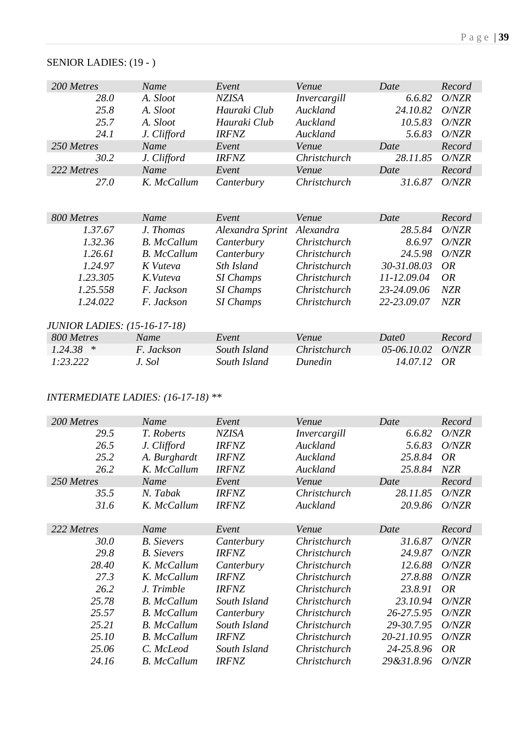SENIOR LADIES: (19 - )

| 200 Metres | Name | Event | Venue | Date | Record |
|---|---|---|---|---|---|
| 28.0 | A. Sloot | NZISA | Invercargill | 6.6.82 | O/NZR |
| 25.8 | A. Sloot | Hauraki Club | Auckland | 24.10.82 | O/NZR |
| 25.7 | A. Sloot | Hauraki Club | Auckland | 10.5.83 | O/NZR |
| 24.1 | J. Clifford | IRFNZ | Auckland | 5.6.83 | O/NZR |
| 250 Metres | Name | Event | Venue | Date | Record |
| 30.2 | J. Clifford | IRFNZ | Christchurch | 28.11.85 | O/NZR |
| 222 Metres | Name | Event | Venue | Date | Record |
| 27.0 | K. McCallum | Canterbury | Christchurch | 31.6.87 | O/NZR |

| 800 Metres | Name | Event | Venue | Date | Record |
|---|---|---|---|---|---|
| 1.37.67 | J. Thomas | Alexandra Sprint | Alexandra | 28.5.84 | O/NZR |
| 1.32.36 | B. McCallum | Canterbury | Christchurch | 8.6.97 | O/NZR |
| 1.26.61 | B. McCallum | Canterbury | Christchurch | 24.5.98 | O/NZR |
| 1.24.97 | K Vuteva | Sth Island | Christchurch | 30-31.08.03 | OR |
| 1.23.305 | K.Vuteva | SI Champs | Christchurch | 11-12.09.04 | OR |
| 1.25.558 | F. Jackson | SI Champs | Christchurch | 23-24.09.06 | NZR |
| 1.24.022 | F. Jackson | SI Champs | Christchurch | 22-23.09.07 | NZR |

JUNIOR LADIES: (15-16-17-18)

| 800 Metres | Name | Event | Venue | Date0 | Record |
|---|---|---|---|---|---|
| 1.24.38 * | F. Jackson | South Island | Christchurch | 05-06.10.02 | O/NZR |
| 1:23.222 | J. Sol | South Island | Dunedin | 14.07.12 | OR |

INTERMEDIATE LADIES: (16-17-18) **

| 200 Metres | Name | Event | Venue | Date | Record |
|---|---|---|---|---|---|
| 29.5 | T. Roberts | NZISA | Invercargill | 6.6.82 | O/NZR |
| 26.5 | J. Clifford | IRFNZ | Auckland | 5.6.83 | O/NZR |
| 25.2 | A. Burghardt | IRFNZ | Auckland | 25.8.84 | OR |
| 26.2 | K. McCallum | IRFNZ | Auckland | 25.8.84 | NZR |
| 250 Metres | Name | Event | Venue | Date | Record |
| 35.5 | N. Tabak | IRFNZ | Christchurch | 28.11.85 | O/NZR |
| 31.6 | K. McCallum | IRFNZ | Auckland | 20.9.86 | O/NZR |

| 222 Metres | Name | Event | Venue | Date | Record |
|---|---|---|---|---|---|
| 30.0 | B. Sievers | Canterbury | Christchurch | 31.6.87 | O/NZR |
| 29.8 | B. Sievers | IRFNZ | Christchurch | 24.9.87 | O/NZR |
| 28.40 | K. McCallum | Canterbury | Christchurch | 12.6.88 | O/NZR |
| 27.3 | K. McCallum | IRFNZ | Christchurch | 27.8.88 | O/NZR |
| 26.2 | J. Trimble | IRFNZ | Christchurch | 23.8.91 | OR |
| 25.78 | B. McCallum | South Island | Christchurch | 23.10.94 | O/NZR |
| 25.57 | B. McCallum | Canterbury | Christchurch | 26-27.5.95 | O/NZR |
| 25.21 | B. McCallum | South Island | Christchurch | 29-30.7.95 | O/NZR |
| 25.10 | B. McCallum | IRFNZ | Christchurch | 20-21.10.95 | O/NZR |
| 25.06 | C. McLeod | South Island | Christchurch | 24-25.8.96 | OR |
| 24.16 | B. McCallum | IRFNZ | Christchurch | 29&31.8.96 | O/NZR |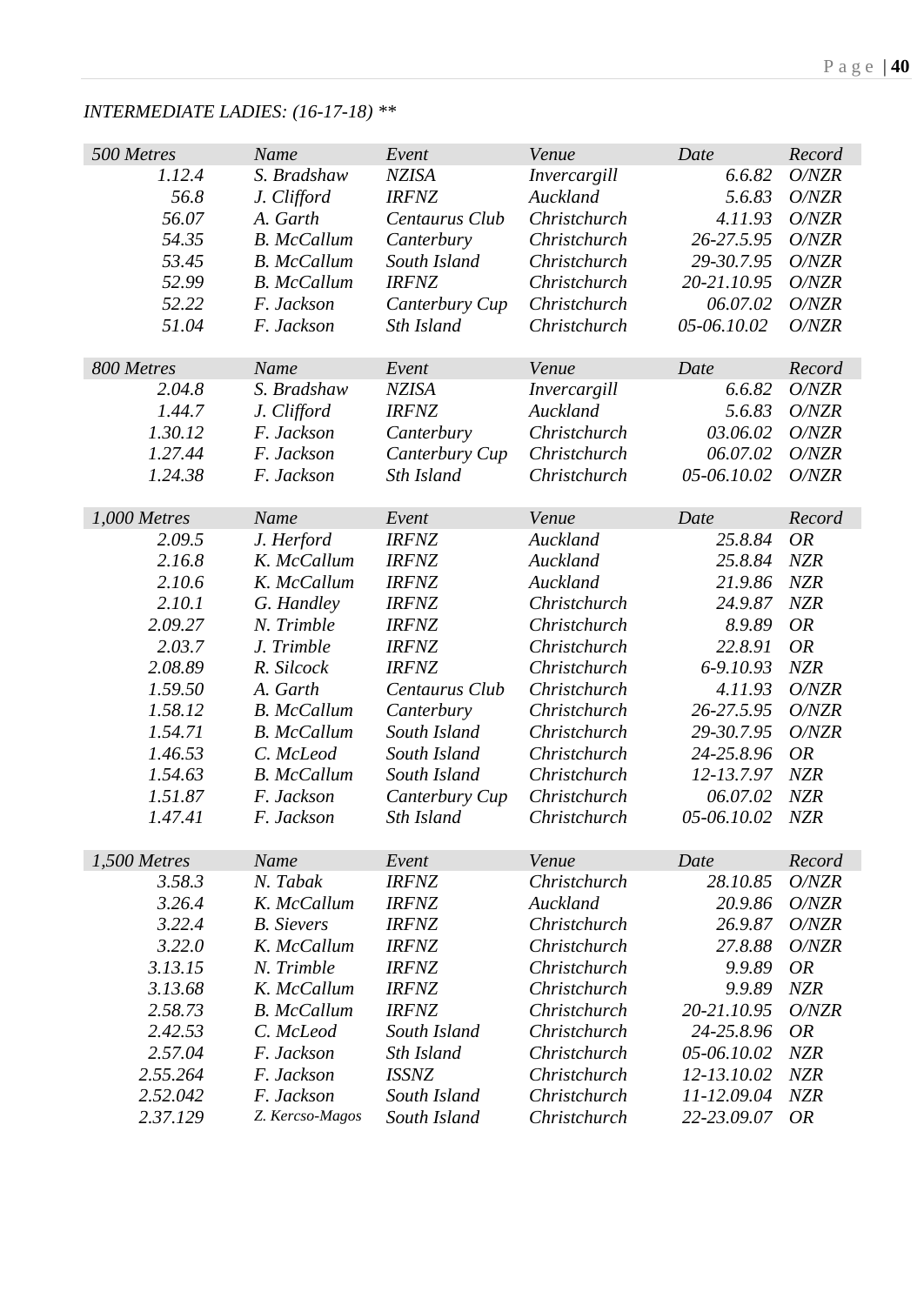*INTERMEDIATE LADIES: (16-17-18) ***

| *500 Metres* | *Name* | *Event* | *Venue* | *Date* | *Record* |
|---|---|---|---|---|---|
| *1.12.4* | *S. Bradshaw* | *NZISA* | *Invercargill* | *6.6.82* | *O/NZR* |
| *56.8* | *J. Clifford* | *IRFNZ* | *Auckland* | *5.6.83* | *O/NZR* |
| *56.07* | *A. Garth* | *Centaurus Club* | *Christchurch* | *4.11.93* | *O/NZR* |
| *54.35* | *B. McCallum* | *Canterbury* | *Christchurch* | *26-27.5.95* | *O/NZR* |
| *53.45* | *B. McCallum* | *South Island* | *Christchurch* | *29-30.7.95* | *O/NZR* |
| *52.99* | *B. McCallum* | *IRFNZ* | *Christchurch* | *20-21.10.95* | *O/NZR* |
| *52.22* | *F. Jackson* | *Canterbury Cup* | *Christchurch* | *06.07.02* | *O/NZR* |
| *51.04* | *F. Jackson* | *Sth Island* | *Christchurch* | *05-06.10.02* | *O/NZR* |

| *800 Metres* | *Name* | *Event* | *Venue* | *Date* | *Record* |
|---|---|---|---|---|---|
| *2.04.8* | *S. Bradshaw* | *NZISA* | *Invercargill* | *6.6.82* | *O/NZR* |
| *1.44.7* | *J. Clifford* | *IRFNZ* | *Auckland* | *5.6.83* | *O/NZR* |
| *1.30.12* | *F. Jackson* | *Canterbury* | *Christchurch* | *03.06.02* | *O/NZR* |
| *1.27.44* | *F. Jackson* | *Canterbury Cup* | *Christchurch* | *06.07.02* | *O/NZR* |
| *1.24.38* | *F. Jackson* | *Sth Island* | *Christchurch* | *05-06.10.02* | *O/NZR* |

| *1,000 Metres* | *Name* | *Event* | *Venue* | *Date* | *Record* |
|---|---|---|---|---|---|
| *2.09.5* | *J. Herford* | *IRFNZ* | *Auckland* | *25.8.84* | *OR* |
| *2.16.8* | *K. McCallum* | *IRFNZ* | *Auckland* | *25.8.84* | *NZR* |
| *2.10.6* | *K. McCallum* | *IRFNZ* | *Auckland* | *21.9.86* | *NZR* |
| *2.10.1* | *G. Handley* | *IRFNZ* | *Christchurch* | *24.9.87* | *NZR* |
| *2.09.27* | *N. Trimble* | *IRFNZ* | *Christchurch* | *8.9.89* | *OR* |
| *2.03.7* | *J. Trimble* | *IRFNZ* | *Christchurch* | *22.8.91* | *OR* |
| *2.08.89* | *R. Silcock* | *IRFNZ* | *Christchurch* | *6-9.10.93* | *NZR* |
| *1.59.50* | *A. Garth* | *Centaurus Club* | *Christchurch* | *4.11.93* | *O/NZR* |
| *1.58.12* | *B. McCallum* | *Canterbury* | *Christchurch* | *26-27.5.95* | *O/NZR* |
| *1.54.71* | *B. McCallum* | *South Island* | *Christchurch* | *29-30.7.95* | *O/NZR* |
| *1.46.53* | *C. McLeod* | *South Island* | *Christchurch* | *24-25.8.96* | *OR* |
| *1.54.63* | *B. McCallum* | *South Island* | *Christchurch* | *12-13.7.97* | *NZR* |
| *1.51.87* | *F. Jackson* | *Canterbury Cup* | *Christchurch* | *06.07.02* | *NZR* |
| *1.47.41* | *F. Jackson* | *Sth Island* | *Christchurch* | *05-06.10.02* | *NZR* |

| *1,500 Metres* | *Name* | *Event* | *Venue* | *Date* | *Record* |
|---|---|---|---|---|---|
| *3.58.3* | *N. Tabak* | *IRFNZ* | *Christchurch* | *28.10.85* | *O/NZR* |
| *3.26.4* | *K. McCallum* | *IRFNZ* | *Auckland* | *20.9.86* | *O/NZR* |
| *3.22.4* | *B. Sievers* | *IRFNZ* | *Christchurch* | *26.9.87* | *O/NZR* |
| *3.22.0* | *K. McCallum* | *IRFNZ* | *Christchurch* | *27.8.88* | *O/NZR* |
| *3.13.15* | *N. Trimble* | *IRFNZ* | *Christchurch* | *9.9.89* | *OR* |
| *3.13.68* | *K. McCallum* | *IRFNZ* | *Christchurch* | *9.9.89* | *NZR* |
| *2.58.73* | *B. McCallum* | *IRFNZ* | *Christchurch* | *20-21.10.95* | *O/NZR* |
| *2.42.53* | *C. McLeod* | *South Island* | *Christchurch* | *24-25.8.96* | *OR* |
| *2.57.04* | *F. Jackson* | *Sth Island* | *Christchurch* | *05-06.10.02* | *NZR* |
| *2.55.264* | *F. Jackson* | *ISSNZ* | *Christchurch* | *12-13.10.02* | *NZR* |
| *2.52.042* | *F. Jackson* | *South Island* | *Christchurch* | *11-12.09.04* | *NZR* |
| *2.37.129* | *Z. Kercso-Magos* | *South Island* | *Christchurch* | *22-23.09.07* | *OR* |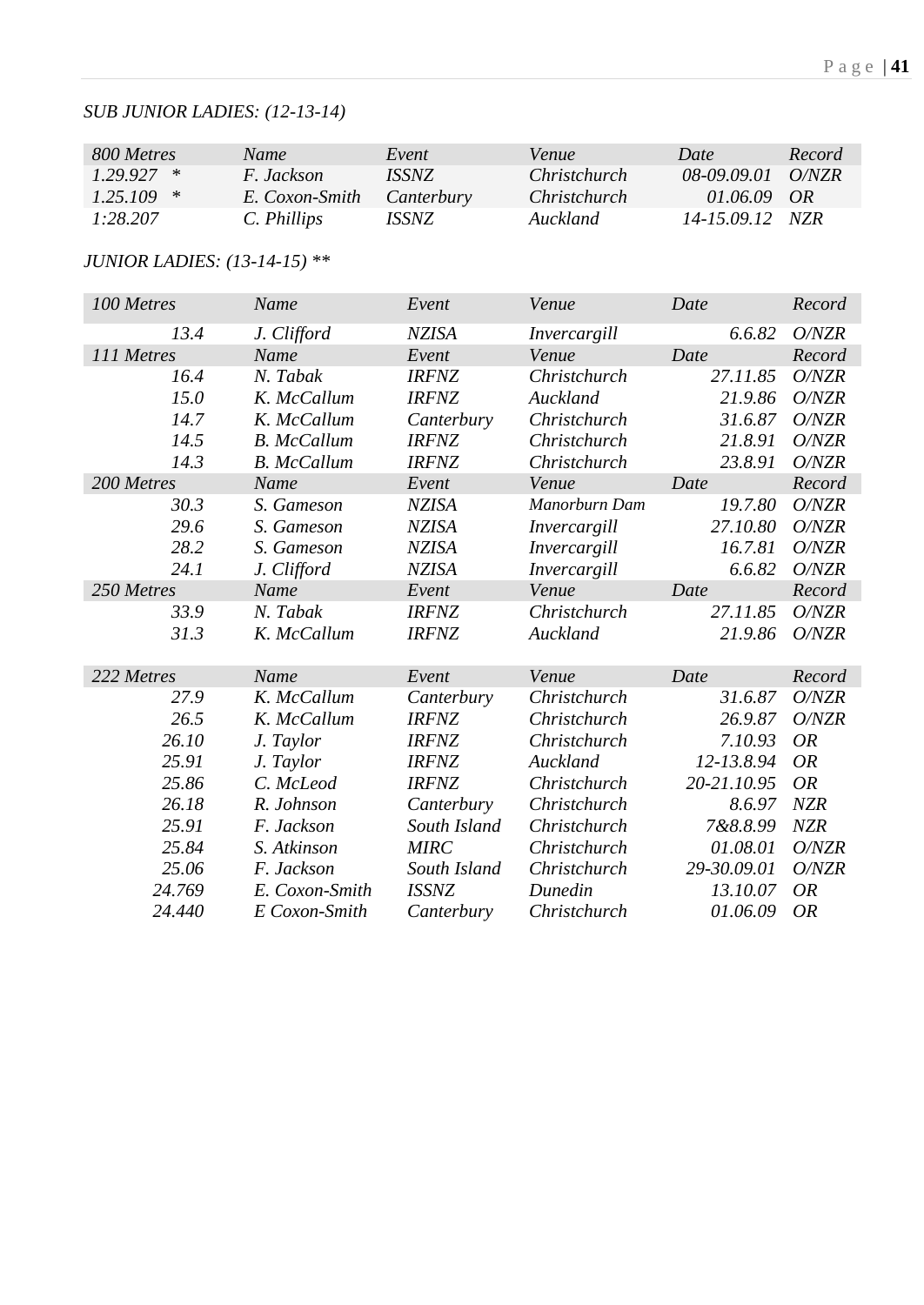*SUB JUNIOR LADIES: (12-13-14)*

| 800 Metres | Name | Event | Venue | Date | Record |
|---|---|---|---|---|---|
| 1.29.927 * | F. Jackson | ISSNZ | Christchurch | 08-09.09.01 | O/NZR |
| 1.25.109 * | E. Coxon-Smith | Canterbury | Christchurch | 01.06.09 | OR |
| 1:28.207 | C. Phillips | ISSNZ | Auckland | 14-15.09.12 | NZR |

*JUNIOR LADIES: (13-14-15) ***

| 100 Metres | Name | Event | Venue | Date | Record |
|---|---|---|---|---|---|
| 13.4 | J. Clifford | NZISA | Invercargill | 6.6.82 | O/NZR |
| **111 Metres** | **Name** | **Event** | **Venue** | **Date** | **Record** |
| 16.4 | N. Tabak | IRFNZ | Christchurch | 27.11.85 | O/NZR |
| 15.0 | K. McCallum | IRFNZ | Auckland | 21.9.86 | O/NZR |
| 14.7 | K. McCallum | Canterbury | Christchurch | 31.6.87 | O/NZR |
| 14.5 | B. McCallum | IRFNZ | Christchurch | 21.8.91 | O/NZR |
| 14.3 | B. McCallum | IRFNZ | Christchurch | 23.8.91 | O/NZR |
| **200 Metres** | **Name** | **Event** | **Venue** | **Date** | **Record** |
| 30.3 | S. Gameson | NZISA | Manorburn Dam | 19.7.80 | O/NZR |
| 29.6 | S. Gameson | NZISA | Invercargill | 27.10.80 | O/NZR |
| 28.2 | S. Gameson | NZISA | Invercargill | 16.7.81 | O/NZR |
| 24.1 | J. Clifford | NZISA | Invercargill | 6.6.82 | O/NZR |
| **250 Metres** | **Name** | **Event** | **Venue** | **Date** | **Record** |
| 33.9 | N. Tabak | IRFNZ | Christchurch | 27.11.85 | O/NZR |
| 31.3 | K. McCallum | IRFNZ | Auckland | 21.9.86 | O/NZR |

| 222 Metres | Name | Event | Venue | Date | Record |
|---|---|---|---|---|---|
| 27.9 | K. McCallum | Canterbury | Christchurch | 31.6.87 | O/NZR |
| 26.5 | K. McCallum | IRFNZ | Christchurch | 26.9.87 | O/NZR |
| 26.10 | J. Taylor | IRFNZ | Christchurch | 7.10.93 | OR |
| 25.91 | J. Taylor | IRFNZ | Auckland | 12-13.8.94 | OR |
| 25.86 | C. McLeod | IRFNZ | Christchurch | 20-21.10.95 | OR |
| 26.18 | R. Johnson | Canterbury | Christchurch | 8.6.97 | NZR |
| 25.91 | F. Jackson | South Island | Christchurch | 7&8.8.99 | NZR |
| 25.84 | S. Atkinson | MIRC | Christchurch | 01.08.01 | O/NZR |
| 25.06 | F. Jackson | South Island | Christchurch | 29-30.09.01 | O/NZR |
| 24.769 | E. Coxon-Smith | ISSNZ | Dunedin | 13.10.07 | OR |
| 24.440 | E Coxon-Smith | Canterbury | Christchurch | 01.06.09 | OR |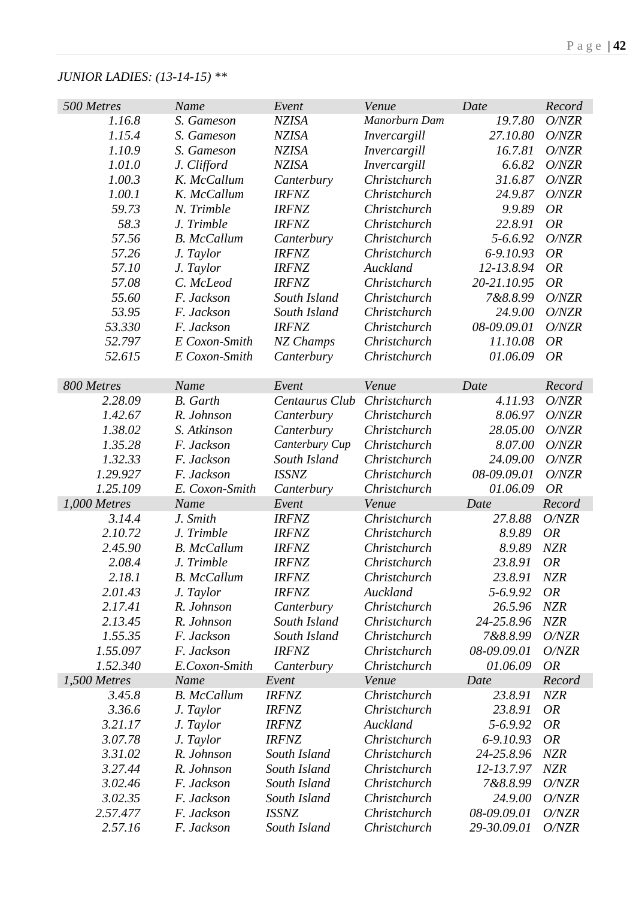*JUNIOR LADIES: (13-14-15) \*\**

| *500 Metres* | *Name* | *Event* | *Venue* | *Date* | *Record* |
|---|---|---|---|---|---|
| *1.16.8* | *S. Gameson* | *NZISA* | *Manorburn Dam* | *19.7.80* | *O/NZR* |
| *1.15.4* | *S. Gameson* | *NZISA* | *Invercargill* | *27.10.80* | *O/NZR* |
| *1.10.9* | *S. Gameson* | *NZISA* | *Invercargill* | *16.7.81* | *O/NZR* |
| *1.01.0* | *J. Clifford* | *NZISA* | *Invercargill* | *6.6.82* | *O/NZR* |
| *1.00.3* | *K. McCallum* | *Canterbury* | *Christchurch* | *31.6.87* | *O/NZR* |
| *1.00.1* | *K. McCallum* | *IRFNZ* | *Christchurch* | *24.9.87* | *O/NZR* |
| *59.73* | *N. Trimble* | *IRFNZ* | *Christchurch* | *9.9.89* | *OR* |
| *58.3* | *J. Trimble* | *IRFNZ* | *Christchurch* | *22.8.91* | *OR* |
| *57.56* | *B. McCallum* | *Canterbury* | *Christchurch* | *5-6.6.92* | *O/NZR* |
| *57.26* | *J. Taylor* | *IRFNZ* | *Christchurch* | *6-9.10.93* | *OR* |
| *57.10* | *J. Taylor* | *IRFNZ* | *Auckland* | *12-13.8.94* | *OR* |
| *57.08* | *C. McLeod* | *IRFNZ* | *Christchurch* | *20-21.10.95* | *OR* |
| *55.60* | *F. Jackson* | *South Island* | *Christchurch* | *7&8.8.99* | *O/NZR* |
| *53.95* | *F. Jackson* | *South Island* | *Christchurch* | *24.9.00* | *O/NZR* |
| *53.330* | *F. Jackson* | *IRFNZ* | *Christchurch* | *08-09.09.01* | *O/NZR* |
| *52.797* | *E Coxon-Smith* | *NZ Champs* | *Christchurch* | *11.10.08* | *OR* |
| *52.615* | *E Coxon-Smith* | *Canterbury* | *Christchurch* | *01.06.09* | *OR* |

| *800 Metres* | *Name* | *Event* | *Venue* | *Date* | *Record* |
|---|---|---|---|---|---|
| *2.28.09* | *B. Garth* | *Centaurus Club* | *Christchurch* | *4.11.93* | *O/NZR* |
| *1.42.67* | *R. Johnson* | *Canterbury* | *Christchurch* | *8.06.97* | *O/NZR* |
| *1.38.02* | *S. Atkinson* | *Canterbury* | *Christchurch* | *28.05.00* | *O/NZR* |
| *1.35.28* | *F. Jackson* | *Canterbury Cup* | *Christchurch* | *8.07.00* | *O/NZR* |
| *1.32.33* | *F. Jackson* | *South Island* | *Christchurch* | *24.09.00* | *O/NZR* |
| *1.29.927* | *F. Jackson* | *ISSNZ* | *Christchurch* | *08-09.09.01* | *O/NZR* |
| *1.25.109* | *E. Coxon-Smith* | *Canterbury* | *Christchurch* | *01.06.09* | *OR* |

| *1,000 Metres* | *Name* | *Event* | *Venue* | *Date* | *Record* |
|---|---|---|---|---|---|
| *3.14.4* | *J. Smith* | *IRFNZ* | *Christchurch* | *27.8.88* | *O/NZR* |
| *2.10.72* | *J. Trimble* | *IRFNZ* | *Christchurch* | *8.9.89* | *OR* |
| *2.45.90* | *B. McCallum* | *IRFNZ* | *Christchurch* | *8.9.89* | *NZR* |
| *2.08.4* | *J. Trimble* | *IRFNZ* | *Christchurch* | *23.8.91* | *OR* |
| *2.18.1* | *B. McCallum* | *IRFNZ* | *Christchurch* | *23.8.91* | *NZR* |
| *2.01.43* | *J. Taylor* | *IRFNZ* | *Auckland* | *5-6.9.92* | *OR* |
| *2.17.41* | *R. Johnson* | *Canterbury* | *Christchurch* | *26.5.96* | *NZR* |
| *2.13.45* | *R. Johnson* | *South Island* | *Christchurch* | *24-25.8.96* | *NZR* |
| *1.55.35* | *F. Jackson* | *South Island* | *Christchurch* | *7&8.8.99* | *O/NZR* |
| *1.55.097* | *F. Jackson* | *IRFNZ* | *Christchurch* | *08-09.09.01* | *O/NZR* |
| *1.52.340* | *E.Coxon-Smith* | *Canterbury* | *Christchurch* | *01.06.09* | *OR* |

| *1,500 Metres* | *Name* | *Event* | *Venue* | *Date* | *Record* |
|---|---|---|---|---|---|
| *3.45.8* | *B. McCallum* | *IRFNZ* | *Christchurch* | *23.8.91* | *NZR* |
| *3.36.6* | *J. Taylor* | *IRFNZ* | *Christchurch* | *23.8.91* | *OR* |
| *3.21.17* | *J. Taylor* | *IRFNZ* | *Auckland* | *5-6.9.92* | *OR* |
| *3.07.78* | *J. Taylor* | *IRFNZ* | *Christchurch* | *6-9.10.93* | *OR* |
| *3.31.02* | *R. Johnson* | *South Island* | *Christchurch* | *24-25.8.96* | *NZR* |
| *3.27.44* | *R. Johnson* | *South Island* | *Christchurch* | *12-13.7.97* | *NZR* |
| *3.02.46* | *F. Jackson* | *South Island* | *Christchurch* | *7&8.8.99* | *O/NZR* |
| *3.02.35* | *F. Jackson* | *South Island* | *Christchurch* | *24.9.00* | *O/NZR* |
| *2.57.477* | *F. Jackson* | *ISSNZ* | *Christchurch* | *08-09.09.01* | *O/NZR* |
| *2.57.16* | *F. Jackson* | *South Island* | *Christchurch* | *29-30.09.01* | *O/NZR* |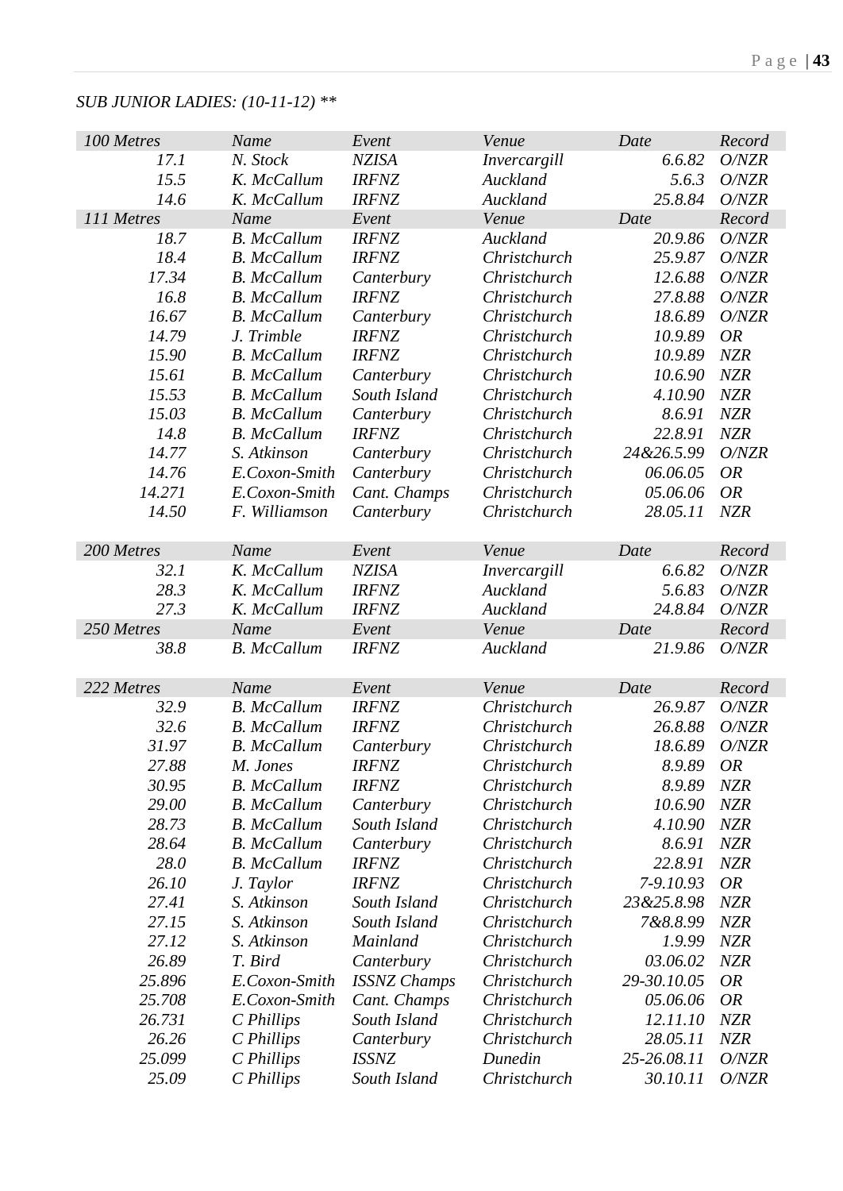*SUB JUNIOR LADIES: (10-11-12) ***

| 100 Metres | Name | Event | Venue | Date | Record |
|---|---|---|---|---|---|
| 17.1 | N. Stock | NZISA | Invercargill | 6.6.82 | O/NZR |
| 15.5 | K. McCallum | IRFNZ | Auckland | 5.6.3 | O/NZR |
| 14.6 | K. McCallum | IRFNZ | Auckland | 25.8.84 | O/NZR |
| 111 Metres | Name | Event | Venue | Date | Record |
| 18.7 | B. McCallum | IRFNZ | Auckland | 20.9.86 | O/NZR |
| 18.4 | B. McCallum | IRFNZ | Christchurch | 25.9.87 | O/NZR |
| 17.34 | B. McCallum | Canterbury | Christchurch | 12.6.88 | O/NZR |
| 16.8 | B. McCallum | IRFNZ | Christchurch | 27.8.88 | O/NZR |
| 16.67 | B. McCallum | Canterbury | Christchurch | 18.6.89 | O/NZR |
| 14.79 | J. Trimble | IRFNZ | Christchurch | 10.9.89 | OR |
| 15.90 | B. McCallum | IRFNZ | Christchurch | 10.9.89 | NZR |
| 15.61 | B. McCallum | Canterbury | Christchurch | 10.6.90 | NZR |
| 15.53 | B. McCallum | South Island | Christchurch | 4.10.90 | NZR |
| 15.03 | B. McCallum | Canterbury | Christchurch | 8.6.91 | NZR |
| 14.8 | B. McCallum | IRFNZ | Christchurch | 22.8.91 | NZR |
| 14.77 | S. Atkinson | Canterbury | Christchurch | 24&26.5.99 | O/NZR |
| 14.76 | E.Coxon-Smith | Canterbury | Christchurch | 06.06.05 | OR |
| 14.271 | E.Coxon-Smith | Cant. Champs | Christchurch | 05.06.06 | OR |
| 14.50 | F. Williamson | Canterbury | Christchurch | 28.05.11 | NZR |

| 200 Metres | Name | Event | Venue | Date | Record |
|---|---|---|---|---|---|
| 32.1 | K. McCallum | NZISA | Invercargill | 6.6.82 | O/NZR |
| 28.3 | K. McCallum | IRFNZ | Auckland | 5.6.83 | O/NZR |
| 27.3 | K. McCallum | IRFNZ | Auckland | 24.8.84 | O/NZR |
| 250 Metres | Name | Event | Venue | Date | Record |
| 38.8 | B. McCallum | IRFNZ | Auckland | 21.9.86 | O/NZR |

| 222 Metres | Name | Event | Venue | Date | Record |
|---|---|---|---|---|---|
| 32.9 | B. McCallum | IRFNZ | Christchurch | 26.9.87 | O/NZR |
| 32.6 | B. McCallum | IRFNZ | Christchurch | 26.8.88 | O/NZR |
| 31.97 | B. McCallum | Canterbury | Christchurch | 18.6.89 | O/NZR |
| 27.88 | M. Jones | IRFNZ | Christchurch | 8.9.89 | OR |
| 30.95 | B. McCallum | IRFNZ | Christchurch | 8.9.89 | NZR |
| 29.00 | B. McCallum | Canterbury | Christchurch | 10.6.90 | NZR |
| 28.73 | B. McCallum | South Island | Christchurch | 4.10.90 | NZR |
| 28.64 | B. McCallum | Canterbury | Christchurch | 8.6.91 | NZR |
| 28.0 | B. McCallum | IRFNZ | Christchurch | 22.8.91 | NZR |
| 26.10 | J. Taylor | IRFNZ | Christchurch | 7-9.10.93 | OR |
| 27.41 | S. Atkinson | South Island | Christchurch | 23&25.8.98 | NZR |
| 27.15 | S. Atkinson | South Island | Christchurch | 7&8.8.99 | NZR |
| 27.12 | S. Atkinson | Mainland | Christchurch | 1.9.99 | NZR |
| 26.89 | T. Bird | Canterbury | Christchurch | 03.06.02 | NZR |
| 25.896 | E.Coxon-Smith | ISSNZ Champs | Christchurch | 29-30.10.05 | OR |
| 25.708 | E.Coxon-Smith | Cant. Champs | Christchurch | 05.06.06 | OR |
| 26.731 | C Phillips | South Island | Christchurch | 12.11.10 | NZR |
| 26.26 | C Phillips | Canterbury | Christchurch | 28.05.11 | NZR |
| 25.099 | C Phillips | ISSNZ | Dunedin | 25-26.08.11 | O/NZR |
| 25.09 | C Phillips | South Island | Christchurch | 30.10.11 | O/NZR |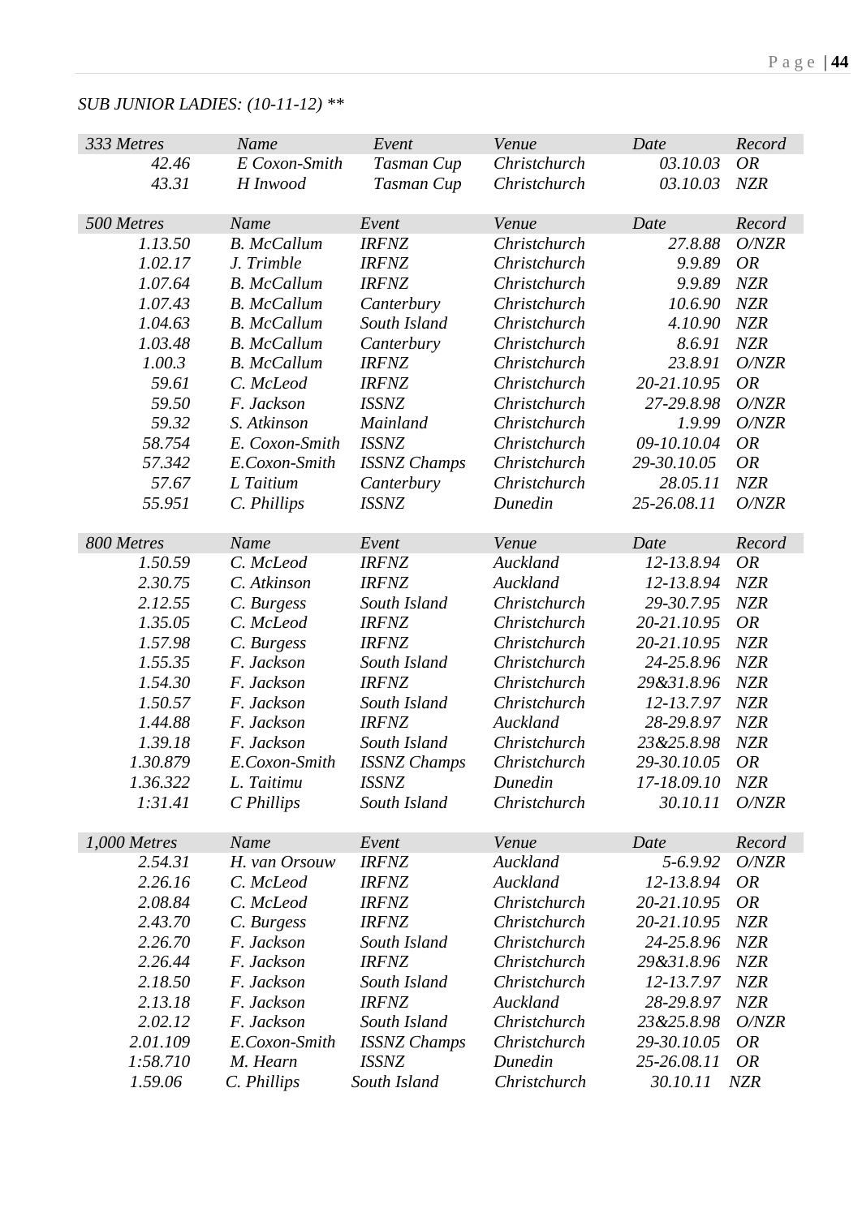*SUB JUNIOR LADIES: (10-11-12) ***

| *333 Metres* | *Name* | *Event* | *Venue* | *Date* | *Record* |
|---|---|---|---|---|---|
| *42.46* | *E Coxon-Smith* | *Tasman Cup* | *Christchurch* | *03.10.03* | *OR* |
| *43.31* | *H Inwood* | *Tasman Cup* | *Christchurch* | *03.10.03* | *NZR* |

| *500 Metres* | *Name* | *Event* | *Venue* | *Date* | *Record* |
|---|---|---|---|---|---|
| *1.13.50* | *B. McCallum* | *IRFNZ* | *Christchurch* | *27.8.88* | *O/NZR* |
| *1.02.17* | *J. Trimble* | *IRFNZ* | *Christchurch* | *9.9.89* | *OR* |
| *1.07.64* | *B. McCallum* | *IRFNZ* | *Christchurch* | *9.9.89* | *NZR* |
| *1.07.43* | *B. McCallum* | *Canterbury* | *Christchurch* | *10.6.90* | *NZR* |
| *1.04.63* | *B. McCallum* | *South Island* | *Christchurch* | *4.10.90* | *NZR* |
| *1.03.48* | *B. McCallum* | *Canterbury* | *Christchurch* | *8.6.91* | *NZR* |
| *1.00.3* | *B. McCallum* | *IRFNZ* | *Christchurch* | *23.8.91* | *O/NZR* |
| *59.61* | *C. McLeod* | *IRFNZ* | *Christchurch* | *20-21.10.95* | *OR* |
| *59.50* | *F. Jackson* | *ISSNZ* | *Christchurch* | *27-29.8.98* | *O/NZR* |
| *59.32* | *S. Atkinson* | *Mainland* | *Christchurch* | *1.9.99* | *O/NZR* |
| *58.754* | *E. Coxon-Smith* | *ISSNZ* | *Christchurch* | *09-10.10.04* | *OR* |
| *57.342* | *E.Coxon-Smith* | *ISSNZ Champs* | *Christchurch* | *29-30.10.05* | *OR* |
| *57.67* | *L Taitium* | *Canterbury* | *Christchurch* | *28.05.11* | *NZR* |
| *55.951* | *C. Phillips* | *ISSNZ* | *Dunedin* | *25-26.08.11* | *O/NZR* |

| *800 Metres* | *Name* | *Event* | *Venue* | *Date* | *Record* |
|---|---|---|---|---|---|
| *1.50.59* | *C. McLeod* | *IRFNZ* | *Auckland* | *12-13.8.94* | *OR* |
| *2.30.75* | *C. Atkinson* | *IRFNZ* | *Auckland* | *12-13.8.94* | *NZR* |
| *2.12.55* | *C. Burgess* | *South Island* | *Christchurch* | *29-30.7.95* | *NZR* |
| *1.35.05* | *C. McLeod* | *IRFNZ* | *Christchurch* | *20-21.10.95* | *OR* |
| *1.57.98* | *C. Burgess* | *IRFNZ* | *Christchurch* | *20-21.10.95* | *NZR* |
| *1.55.35* | *F. Jackson* | *South Island* | *Christchurch* | *24-25.8.96* | *NZR* |
| *1.54.30* | *F. Jackson* | *IRFNZ* | *Christchurch* | *29&31.8.96* | *NZR* |
| *1.50.57* | *F. Jackson* | *South Island* | *Christchurch* | *12-13.7.97* | *NZR* |
| *1.44.88* | *F. Jackson* | *IRFNZ* | *Auckland* | *28-29.8.97* | *NZR* |
| *1.39.18* | *F. Jackson* | *South Island* | *Christchurch* | *23&25.8.98* | *NZR* |
| *1.30.879* | *E.Coxon-Smith* | *ISSNZ Champs* | *Christchurch* | *29-30.10.05* | *OR* |
| *1.36.322* | *L. Taitimu* | *ISSNZ* | *Dunedin* | *17-18.09.10* | *NZR* |
| *1:31.41* | *C Phillips* | *South Island* | *Christchurch* | *30.10.11* | *O/NZR* |

| *1,000 Metres* | *Name* | *Event* | *Venue* | *Date* | *Record* |
|---|---|---|---|---|---|
| *2.54.31* | *H. van Orsouw* | *IRFNZ* | *Auckland* | *5-6.9.92* | *O/NZR* |
| *2.26.16* | *C. McLeod* | *IRFNZ* | *Auckland* | *12-13.8.94* | *OR* |
| *2.08.84* | *C. McLeod* | *IRFNZ* | *Christchurch* | *20-21.10.95* | *OR* |
| *2.43.70* | *C. Burgess* | *IRFNZ* | *Christchurch* | *20-21.10.95* | *NZR* |
| *2.26.70* | *F. Jackson* | *South Island* | *Christchurch* | *24-25.8.96* | *NZR* |
| *2.26.44* | *F. Jackson* | *IRFNZ* | *Christchurch* | *29&31.8.96* | *NZR* |
| *2.18.50* | *F. Jackson* | *South Island* | *Christchurch* | *12-13.7.97* | *NZR* |
| *2.13.18* | *F. Jackson* | *IRFNZ* | *Auckland* | *28-29.8.97* | *NZR* |
| *2.02.12* | *F. Jackson* | *South Island* | *Christchurch* | *23&25.8.98* | *O/NZR* |
| *2.01.109* | *E.Coxon-Smith* | *ISSNZ Champs* | *Christchurch* | *29-30.10.05* | *OR* |
| *1:58.710* | *M. Hearn* | *ISSNZ* | *Dunedin* | *25-26.08.11* | *OR* |
| *1.59.06* | *C. Phillips* | *South Island* | *Christchurch* | *30.10.11* | *NZR* |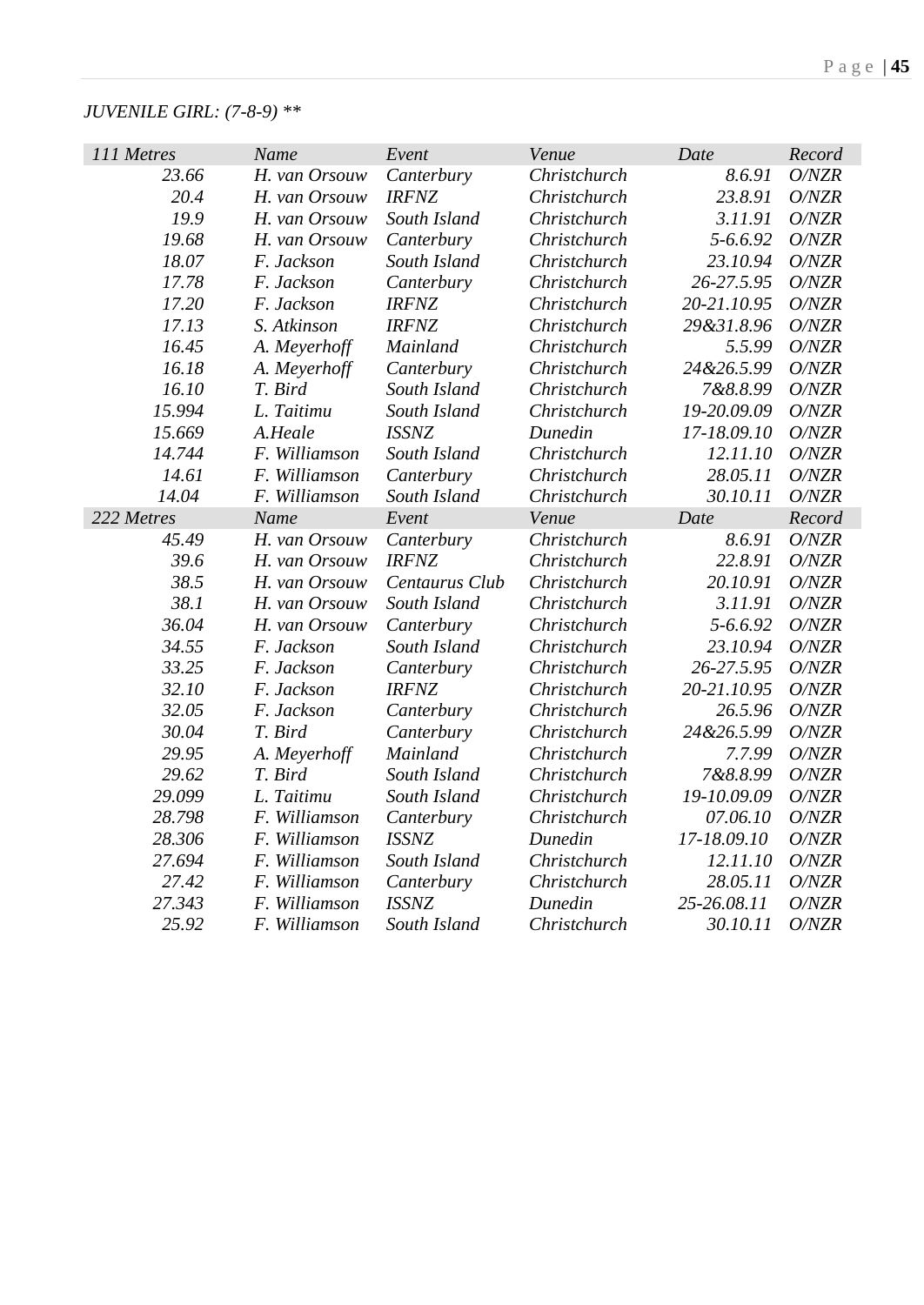*JUVENILE GIRL: (7-8-9) ***

| *111 Metres* | *Name* | *Event* | *Venue* | *Date* | *Record* |
|---|---|---|---|---|---|
| *23.66* | *H. van Orsouw* | *Canterbury* | *Christchurch* | *8.6.91* | *O/NZR* |
| *20.4* | *H. van Orsouw* | *IRFNZ* | *Christchurch* | *23.8.91* | *O/NZR* |
| *19.9* | *H. van Orsouw* | *South Island* | *Christchurch* | *3.11.91* | *O/NZR* |
| *19.68* | *H. van Orsouw* | *Canterbury* | *Christchurch* | *5-6.6.92* | *O/NZR* |
| *18.07* | *F. Jackson* | *South Island* | *Christchurch* | *23.10.94* | *O/NZR* |
| *17.78* | *F. Jackson* | *Canterbury* | *Christchurch* | *26-27.5.95* | *O/NZR* |
| *17.20* | *F. Jackson* | *IRFNZ* | *Christchurch* | *20-21.10.95* | *O/NZR* |
| *17.13* | *S. Atkinson* | *IRFNZ* | *Christchurch* | *29&31.8.96* | *O/NZR* |
| *16.45* | *A. Meyerhoff* | *Mainland* | *Christchurch* | *5.5.99* | *O/NZR* |
| *16.18* | *A. Meyerhoff* | *Canterbury* | *Christchurch* | *24&26.5.99* | *O/NZR* |
| *16.10* | *T. Bird* | *South Island* | *Christchurch* | *7&8.8.99* | *O/NZR* |
| *15.994* | *L. Taitimu* | *South Island* | *Christchurch* | *19-20.09.09* | *O/NZR* |
| *15.669* | *A.Heale* | *ISSNZ* | *Dunedin* | *17-18.09.10* | *O/NZR* |
| *14.744* | *F. Williamson* | *South Island* | *Christchurch* | *12.11.10* | *O/NZR* |
| *14.61* | *F. Williamson* | *Canterbury* | *Christchurch* | *28.05.11* | *O/NZR* |
| *14.04* | *F. Williamson* | *South Island* | *Christchurch* | *30.10.11* | *O/NZR* |
| *222 Metres* | *Name* | *Event* | *Venue* | *Date* | *Record* |
| *45.49* | *H. van Orsouw* | *Canterbury* | *Christchurch* | *8.6.91* | *O/NZR* |
| *39.6* | *H. van Orsouw* | *IRFNZ* | *Christchurch* | *22.8.91* | *O/NZR* |
| *38.5* | *H. van Orsouw* | *Centaurus Club* | *Christchurch* | *20.10.91* | *O/NZR* |
| *38.1* | *H. van Orsouw* | *South Island* | *Christchurch* | *3.11.91* | *O/NZR* |
| *36.04* | *H. van Orsouw* | *Canterbury* | *Christchurch* | *5-6.6.92* | *O/NZR* |
| *34.55* | *F. Jackson* | *South Island* | *Christchurch* | *23.10.94* | *O/NZR* |
| *33.25* | *F. Jackson* | *Canterbury* | *Christchurch* | *26-27.5.95* | *O/NZR* |
| *32.10* | *F. Jackson* | *IRFNZ* | *Christchurch* | *20-21.10.95* | *O/NZR* |
| *32.05* | *F. Jackson* | *Canterbury* | *Christchurch* | *26.5.96* | *O/NZR* |
| *30.04* | *T. Bird* | *Canterbury* | *Christchurch* | *24&26.5.99* | *O/NZR* |
| *29.95* | *A. Meyerhoff* | *Mainland* | *Christchurch* | *7.7.99* | *O/NZR* |
| *29.62* | *T. Bird* | *South Island* | *Christchurch* | *7&8.8.99* | *O/NZR* |
| *29.099* | *L. Taitimu* | *South Island* | *Christchurch* | *19-10.09.09* | *O/NZR* |
| *28.798* | *F. Williamson* | *Canterbury* | *Christchurch* | *07.06.10* | *O/NZR* |
| *28.306* | *F. Williamson* | *ISSNZ* | *Dunedin* | *17-18.09.10* | *O/NZR* |
| *27.694* | *F. Williamson* | *South Island* | *Christchurch* | *12.11.10* | *O/NZR* |
| *27.42* | *F. Williamson* | *Canterbury* | *Christchurch* | *28.05.11* | *O/NZR* |
| *27.343* | *F. Williamson* | *ISSNZ* | *Dunedin* | *25-26.08.11* | *O/NZR* |
| *25.92* | *F. Williamson* | *South Island* | *Christchurch* | *30.10.11* | *O/NZR* |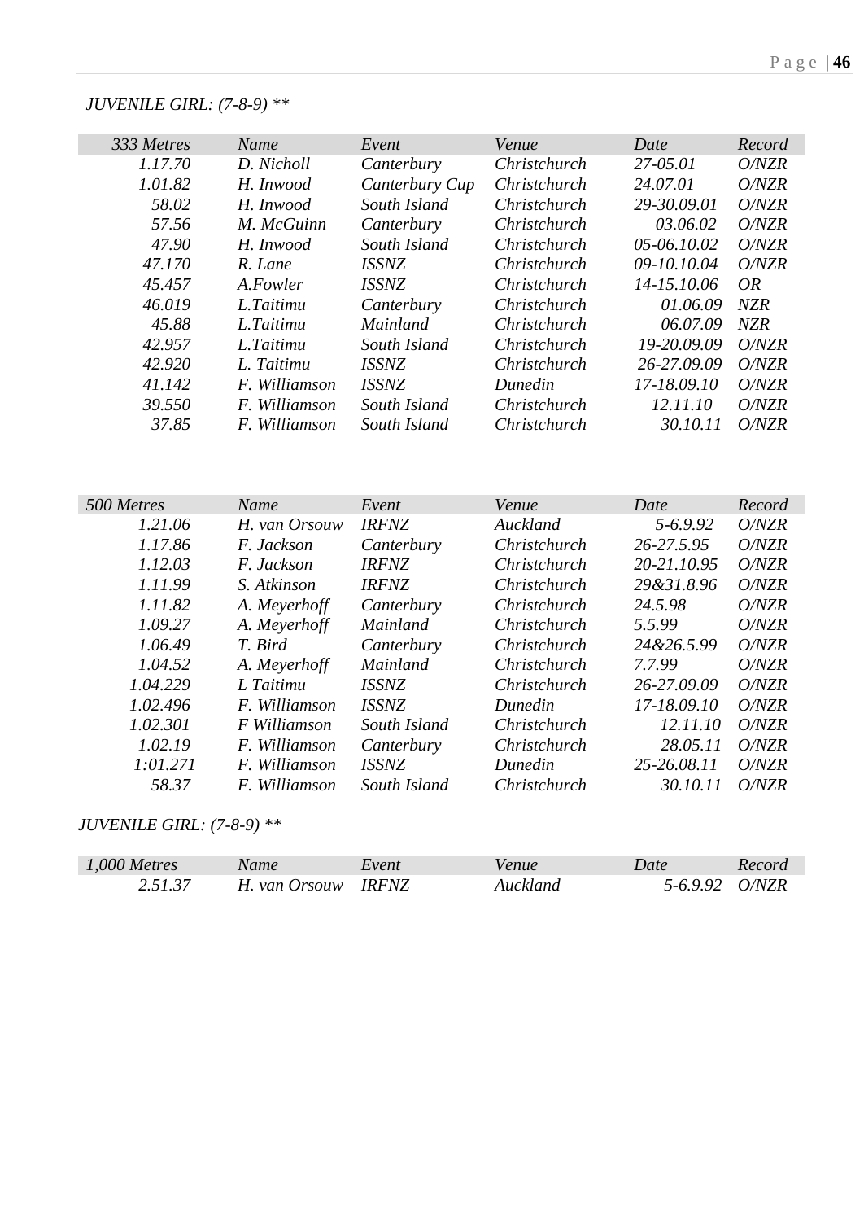*JUVENILE GIRL: (7-8-9) \*\**

| *333 Metres* | *Name* | *Event* | *Venue* | *Date* | *Record* |
|---|---|---|---|---|---|
| *1.17.70* | *D. Nicholl* | *Canterbury* | *Christchurch* | *27-05.01* | *O/NZR* |
| *1.01.82* | *H. Inwood* | *Canterbury Cup* | *Christchurch* | *24.07.01* | *O/NZR* |
| *58.02* | *H. Inwood* | *South Island* | *Christchurch* | *29-30.09.01* | *O/NZR* |
| *57.56* | *M. McGuinn* | *Canterbury* | *Christchurch* | *03.06.02* | *O/NZR* |
| *47.90* | *H. Inwood* | *South Island* | *Christchurch* | *05-06.10.02* | *O/NZR* |
| *47.170* | *R. Lane* | *ISSNZ* | *Christchurch* | *09-10.10.04* | *O/NZR* |
| *45.457* | *A.Fowler* | *ISSNZ* | *Christchurch* | *14-15.10.06* | *OR* |
| *46.019* | *L.Taitimu* | *Canterbury* | *Christchurch* | *01.06.09* | *NZR* |
| *45.88* | *L.Taitimu* | *Mainland* | *Christchurch* | *06.07.09* | *NZR* |
| *42.957* | *L.Taitimu* | *South Island* | *Christchurch* | *19-20.09.09* | *O/NZR* |
| *42.920* | *L. Taitimu* | *ISSNZ* | *Christchurch* | *26-27.09.09* | *O/NZR* |
| *41.142* | *F. Williamson* | *ISSNZ* | *Dunedin* | *17-18.09.10* | *O/NZR* |
| *39.550* | *F. Williamson* | *South Island* | *Christchurch* | *12.11.10* | *O/NZR* |
| *37.85* | *F. Williamson* | *South Island* | *Christchurch* | *30.10.11* | *O/NZR* |

| *500 Metres* | *Name* | *Event* | *Venue* | *Date* | *Record* |
|---|---|---|---|---|---|
| *1.21.06* | *H. van Orsouw* | *IRFNZ* | *Auckland* | *5-6.9.92* | *O/NZR* |
| *1.17.86* | *F. Jackson* | *Canterbury* | *Christchurch* | *26-27.5.95* | *O/NZR* |
| *1.12.03* | *F. Jackson* | *IRFNZ* | *Christchurch* | *20-21.10.95* | *O/NZR* |
| *1.11.99* | *S. Atkinson* | *IRFNZ* | *Christchurch* | *29&31.8.96* | *O/NZR* |
| *1.11.82* | *A. Meyerhoff* | *Canterbury* | *Christchurch* | *24.5.98* | *O/NZR* |
| *1.09.27* | *A. Meyerhoff* | *Mainland* | *Christchurch* | *5.5.99* | *O/NZR* |
| *1.06.49* | *T. Bird* | *Canterbury* | *Christchurch* | *24&26.5.99* | *O/NZR* |
| *1.04.52* | *A. Meyerhoff* | *Mainland* | *Christchurch* | *7.7.99* | *O/NZR* |
| *1.04.229* | *L Taitimu* | *ISSNZ* | *Christchurch* | *26-27.09.09* | *O/NZR* |
| *1.02.496* | *F. Williamson* | *ISSNZ* | *Dunedin* | *17-18.09.10* | *O/NZR* |
| *1.02.301* | *F Williamson* | *South Island* | *Christchurch* | *12.11.10* | *O/NZR* |
| *1.02.19* | *F. Williamson* | *Canterbury* | *Christchurch* | *28.05.11* | *O/NZR* |
| *1:01.271* | *F. Williamson* | *ISSNZ* | *Dunedin* | *25-26.08.11* | *O/NZR* |
| *58.37* | *F. Williamson* | *South Island* | *Christchurch* | *30.10.11* | *O/NZR* |

*JUVENILE GIRL: (7-8-9) \*\**

| *1,000 Metres* | *Name* | *Event* | *Venue* | *Date* | *Record* |
|---|---|---|---|---|---|
| *2.51.37* | *H. van Orsouw* | *IRFNZ* | *Auckland* | *5-6.9.92* | *O/NZR* |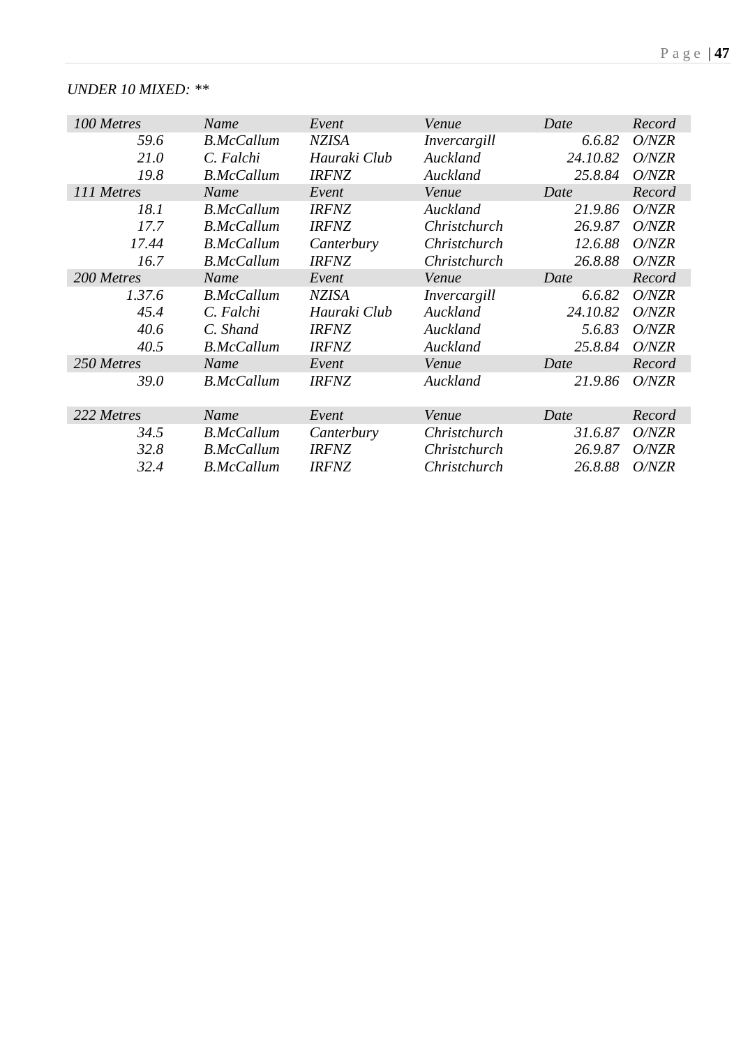*UNDER 10 MIXED: ***

| *100 Metres* | *Name* | *Event* | *Venue* | *Date* | *Record* |
|---|---|---|---|---|---|
| *59.6* | *B.McCallum* | *NZISA* | *Invercargill* | *6.6.82* | *O/NZR* |
| *21.0* | *C. Falchi* | *Hauraki Club* | *Auckland* | *24.10.82* | *O/NZR* |
| *19.8* | *B.McCallum* | *IRFNZ* | *Auckland* | *25.8.84* | *O/NZR* |
| *111 Metres* | *Name* | *Event* | *Venue* | *Date* | *Record* |
| *18.1* | *B.McCallum* | *IRFNZ* | *Auckland* | *21.9.86* | *O/NZR* |
| *17.7* | *B.McCallum* | *IRFNZ* | *Christchurch* | *26.9.87* | *O/NZR* |
| *17.44* | *B.McCallum* | *Canterbury* | *Christchurch* | *12.6.88* | *O/NZR* |
| *16.7* | *B.McCallum* | *IRFNZ* | *Christchurch* | *26.8.88* | *O/NZR* |
| *200 Metres* | *Name* | *Event* | *Venue* | *Date* | *Record* |
| *1.37.6* | *B.McCallum* | *NZISA* | *Invercargill* | *6.6.82* | *O/NZR* |
| *45.4* | *C. Falchi* | *Hauraki Club* | *Auckland* | *24.10.82* | *O/NZR* |
| *40.6* | *C. Shand* | *IRFNZ* | *Auckland* | *5.6.83* | *O/NZR* |
| *40.5* | *B.McCallum* | *IRFNZ* | *Auckland* | *25.8.84* | *O/NZR* |
| *250 Metres* | *Name* | *Event* | *Venue* | *Date* | *Record* |
| *39.0* | *B.McCallum* | *IRFNZ* | *Auckland* | *21.9.86* | *O/NZR* |

| *222 Metres* | *Name* | *Event* | *Venue* | *Date* | *Record* |
|---|---|---|---|---|---|
| *34.5* | *B.McCallum* | *Canterbury* | *Christchurch* | *31.6.87* | *O/NZR* |
| *32.8* | *B.McCallum* | *IRFNZ* | *Christchurch* | *26.9.87* | *O/NZR* |
| *32.4* | *B.McCallum* | *IRFNZ* | *Christchurch* | *26.8.88* | *O/NZR* |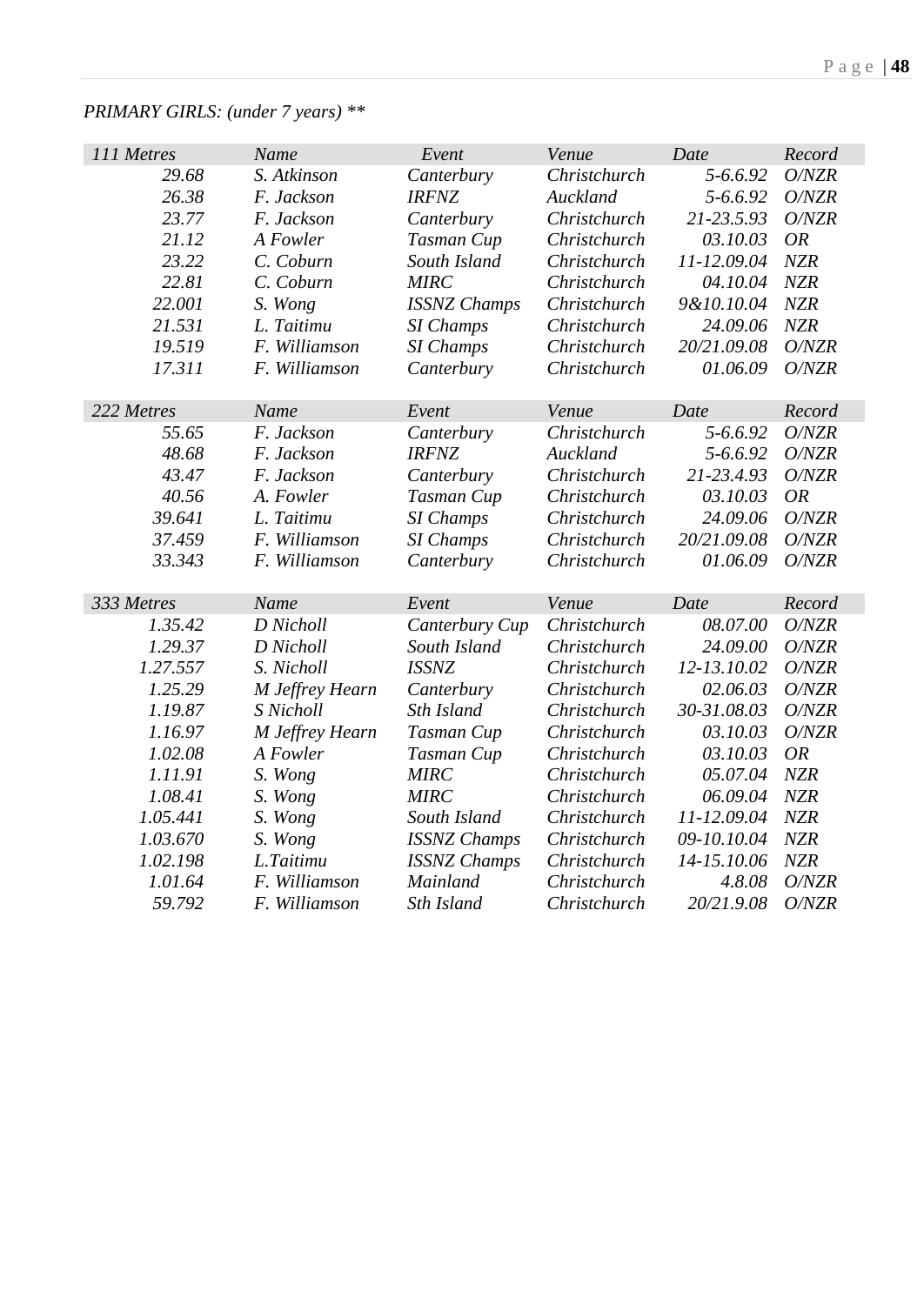*PRIMARY GIRLS: (under 7 years) ***

| *111 Metres* | *Name* | *Event* | *Venue* | *Date* | *Record* |
|---|---|---|---|---|---|
| *29.68* | *S. Atkinson* | *Canterbury* | *Christchurch* | *5-6.6.92* | *O/NZR* |
| *26.38* | *F. Jackson* | *IRFNZ* | *Auckland* | *5-6.6.92* | *O/NZR* |
| *23.77* | *F. Jackson* | *Canterbury* | *Christchurch* | *21-23.5.93* | *O/NZR* |
| *21.12* | *A Fowler* | *Tasman Cup* | *Christchurch* | *03.10.03* | *OR* |
| *23.22* | *C. Coburn* | *South Island* | *Christchurch* | *11-12.09.04* | *NZR* |
| *22.81* | *C. Coburn* | *MIRC* | *Christchurch* | *04.10.04* | *NZR* |
| *22.001* | *S. Wong* | *ISSNZ Champs* | *Christchurch* | *9&10.10.04* | *NZR* |
| *21.531* | *L. Taitimu* | *SI Champs* | *Christchurch* | *24.09.06* | *NZR* |
| *19.519* | *F. Williamson* | *SI Champs* | *Christchurch* | *20/21.09.08* | *O/NZR* |
| *17.311* | *F. Williamson* | *Canterbury* | *Christchurch* | *01.06.09* | *O/NZR* |

| *222 Metres* | *Name* | *Event* | *Venue* | *Date* | *Record* |
|---|---|---|---|---|---|
| *55.65* | *F. Jackson* | *Canterbury* | *Christchurch* | *5-6.6.92* | *O/NZR* |
| *48.68* | *F. Jackson* | *IRFNZ* | *Auckland* | *5-6.6.92* | *O/NZR* |
| *43.47* | *F. Jackson* | *Canterbury* | *Christchurch* | *21-23.4.93* | *O/NZR* |
| *40.56* | *A. Fowler* | *Tasman Cup* | *Christchurch* | *03.10.03* | *OR* |
| *39.641* | *L. Taitimu* | *SI Champs* | *Christchurch* | *24.09.06* | *O/NZR* |
| *37.459* | *F. Williamson* | *SI Champs* | *Christchurch* | *20/21.09.08* | *O/NZR* |
| *33.343* | *F. Williamson* | *Canterbury* | *Christchurch* | *01.06.09* | *O/NZR* |

| *333 Metres* | *Name* | *Event* | *Venue* | *Date* | *Record* |
|---|---|---|---|---|---|
| *1.35.42* | *D Nicholl* | *Canterbury Cup* | *Christchurch* | *08.07.00* | *O/NZR* |
| *1.29.37* | *D Nicholl* | *South Island* | *Christchurch* | *24.09.00* | *O/NZR* |
| *1.27.557* | *S. Nicholl* | *ISSNZ* | *Christchurch* | *12-13.10.02* | *O/NZR* |
| *1.25.29* | *M Jeffrey Hearn* | *Canterbury* | *Christchurch* | *02.06.03* | *O/NZR* |
| *1.19.87* | *S Nicholl* | *Sth Island* | *Christchurch* | *30-31.08.03* | *O/NZR* |
| *1.16.97* | *M Jeffrey Hearn* | *Tasman Cup* | *Christchurch* | *03.10.03* | *O/NZR* |
| *1.02.08* | *A Fowler* | *Tasman Cup* | *Christchurch* | *03.10.03* | *OR* |
| *1.11.91* | *S. Wong* | *MIRC* | *Christchurch* | *05.07.04* | *NZR* |
| *1.08.41* | *S. Wong* | *MIRC* | *Christchurch* | *06.09.04* | *NZR* |
| *1.05.441* | *S. Wong* | *South Island* | *Christchurch* | *11-12.09.04* | *NZR* |
| *1.03.670* | *S. Wong* | *ISSNZ Champs* | *Christchurch* | *09-10.10.04* | *NZR* |
| *1.02.198* | *L.Taitimu* | *ISSNZ Champs* | *Christchurch* | *14-15.10.06* | *NZR* |
| *1.01.64* | *F. Williamson* | *Mainland* | *Christchurch* | *4.8.08* | *O/NZR* |
| *59.792* | *F. Williamson* | *Sth Island* | *Christchurch* | *20/21.9.08* | *O/NZR* |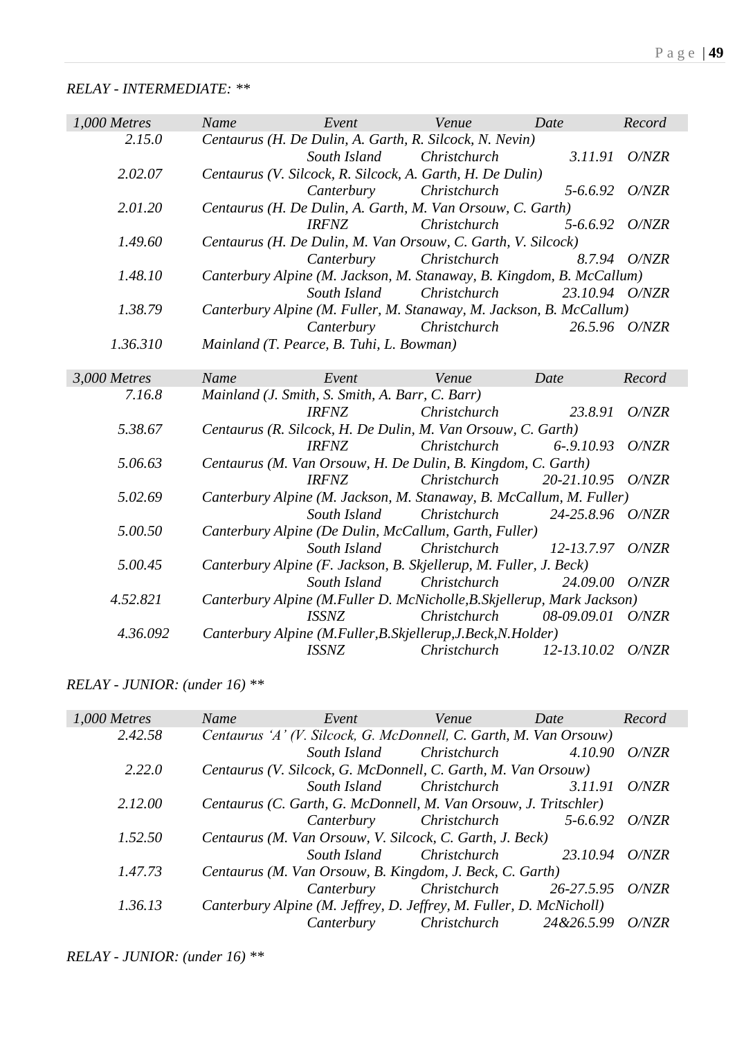*RELAY - INTERMEDIATE: ***

| *1,000 Metres* | *Name* | *Event* | *Venue* | *Date* | *Record* |
|---|---|---|---|---|---|
| *2.15.0* | *Centaurus (H. De Dulin, A. Garth, R. Silcock, N. Nevin)* | *South Island* | *Christchurch* | *3.11.91* | *O/NZR* |
| *2.02.07* | *Centaurus (V. Silcock, R. Silcock, A. Garth, H. De Dulin)* | *Canterbury* | *Christchurch* | *5-6.6.92* | *O/NZR* |
| *2.01.20* | *Centaurus (H. De Dulin, A. Garth, M. Van Orsouw, C. Garth)* | *IRFNZ* | *Christchurch* | *5-6.6.92* | *O/NZR* |
| *1.49.60* | *Centaurus (H. De Dulin, M. Van Orsouw, C. Garth, V. Silcock)* | *Canterbury* | *Christchurch* | *8.7.94* | *O/NZR* |
| *1.48.10* | *Canterbury Alpine (M. Jackson, M. Stanaway, B. Kingdom, B. McCallum)* | *South Island* | *Christchurch* | *23.10.94* | *O/NZR* |
| *1.38.79* | *Canterbury Alpine (M. Fuller, M. Stanaway, M. Jackson, B. McCallum)* | *Canterbury* | *Christchurch* | *26.5.96* | *O/NZR* |
| *1.36.310* | *Mainland (T. Pearce, B. Tuhi, L. Bowman)* | | | | |

| *3,000 Metres* | *Name* | *Event* | *Venue* | *Date* | *Record* |
|---|---|---|---|---|---|
| *7.16.8* | *Mainland (J. Smith, S. Smith, A. Barr, C. Barr)* | *IRFNZ* | *Christchurch* | *23.8.91* | *O/NZR* |
| *5.38.67* | *Centaurus (R. Silcock, H. De Dulin, M. Van Orsouw, C. Garth)* | *IRFNZ* | *Christchurch* | *6-.9.10.93* | *O/NZR* |
| *5.06.63* | *Centaurus (M. Van Orsouw, H. De Dulin, B. Kingdom, C. Garth)* | *IRFNZ* | *Christchurch* | *20-21.10.95* | *O/NZR* |
| *5.02.69* | *Canterbury Alpine (M. Jackson, M. Stanaway, B. McCallum, M. Fuller)* | *South Island* | *Christchurch* | *24-25.8.96* | *O/NZR* |
| *5.00.50* | *Canterbury Alpine (De Dulin, McCallum, Garth, Fuller)* | *South Island* | *Christchurch* | *12-13.7.97* | *O/NZR* |
| *5.00.45* | *Canterbury Alpine (F. Jackson, B. Skjellerup, M. Fuller, J. Beck)* | *South Island* | *Christchurch* | *24.09.00* | *O/NZR* |
| *4.52.821* | *Canterbury Alpine (M.Fuller D. McNicholle,B.Skjellerup, Mark Jackson)* | *ISSNZ* | *Christchurch* | *08-09.09.01* | *O/NZR* |
| *4.36.092* | *Canterbury Alpine (M.Fuller,B.Skjellerup,J.Beck,N.Holder)* | *ISSNZ* | *Christchurch* | *12-13.10.02* | *O/NZR* |

*RELAY - JUNIOR: (under 16) ***

| *1,000 Metres* | *Name* | *Event* | *Venue* | *Date* | *Record* |
|---|---|---|---|---|---|
| *2.42.58* | *Centaurus 'A' (V. Silcock, G. McDonnell, C. Garth, M. Van Orsouw)* | *South Island* | *Christchurch* | *4.10.90* | *O/NZR* |
| *2.22.0* | *Centaurus (V. Silcock, G. McDonnell, C. Garth, M. Van Orsouw)* | *South Island* | *Christchurch* | *3.11.91* | *O/NZR* |
| *2.12.00* | *Centaurus (C. Garth, G. McDonnell, M. Van Orsouw, J. Tritschler)* | *Canterbury* | *Christchurch* | *5-6.6.92* | *O/NZR* |
| *1.52.50* | *Centaurus (M. Van Orsouw, V. Silcock, C. Garth, J. Beck)* | *South Island* | *Christchurch* | *23.10.94* | *O/NZR* |
| *1.47.73* | *Centaurus (M. Van Orsouw, B. Kingdom, J. Beck, C. Garth)* | *Canterbury* | *Christchurch* | *26-27.5.95* | *O/NZR* |
| *1.36.13* | *Canterbury Alpine (M. Jeffrey, D. Jeffrey, M. Fuller, D. McNicholl)* | *Canterbury* | *Christchurch* | *24&26.5.99* | *O/NZR* |

*RELAY - JUNIOR: (under 16) ***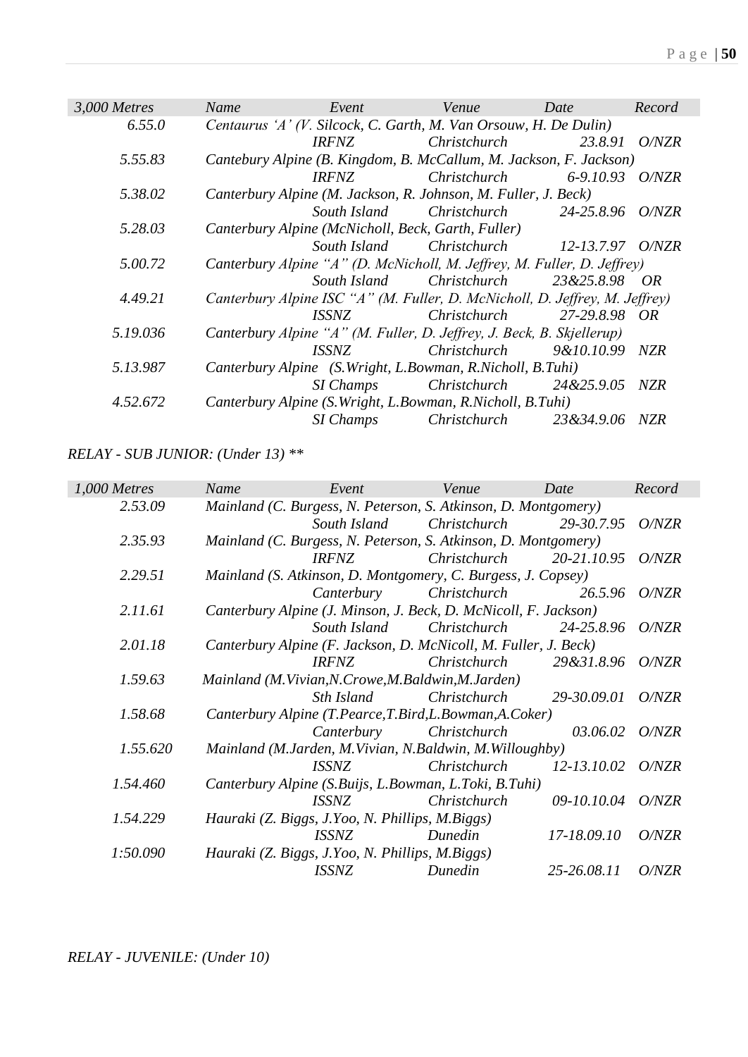| 3,000 Metres | Name | Event | Venue | Date | Record |
|---|---|---|---|---|---|
| 6.55.0 | Centaurus 'A' (V. Silcock, C. Garth, M. Van Orsouw, H. De Dulin) | | | | |
| | | IRFNZ | Christchurch | 23.8.91 | O/NZR |
| 5.55.83 | Cantebury Alpine (B. Kingdom, B. McCallum, M. Jackson, F. Jackson) | | | | |
| | | IRFNZ | Christchurch | 6-9.10.93 | O/NZR |
| 5.38.02 | Canterbury Alpine (M. Jackson, R. Johnson, M. Fuller, J. Beck) | | | | |
| | | South Island | Christchurch | 24-25.8.96 | O/NZR |
| 5.28.03 | Canterbury Alpine (McNicholl, Beck, Garth, Fuller) | | | | |
| | | South Island | Christchurch | 12-13.7.97 | O/NZR |
| 5.00.72 | Canterbury Alpine "A" (D. McNicholl, M. Jeffrey, M. Fuller, D. Jeffrey) | | | | |
| | | South Island | Christchurch | 23&25.8.98 | OR |
| 4.49.21 | Canterbury Alpine ISC "A" (M. Fuller, D. McNicholl, D. Jeffrey, M. Jeffrey) | | | | |
| | | ISSNZ | Christchurch | 27-29.8.98 | OR |
| 5.19.036 | Canterbury Alpine "A" (M. Fuller, D. Jeffrey, J. Beck, B. Skjellerup) | | | | |
| | | ISSNZ | Christchurch | 9&10.10.99 | NZR |
| 5.13.987 | Canterbury Alpine (S.Wright, L.Bowman, R.Nicholl, B.Tuhi) | | | | |
| | | SI Champs | Christchurch | 24&25.9.05 | NZR |
| 4.52.672 | Canterbury Alpine (S.Wright, L.Bowman, R.Nicholl, B.Tuhi) | | | | |
| | | SI Champs | Christchurch | 23&34.9.06 | NZR |

*RELAY - SUB JUNIOR: (Under 13) \*\**

| 1,000 Metres | Name | Event | Venue | Date | Record |
|---|---|---|---|---|---|
| 2.53.09 | Mainland (C. Burgess, N. Peterson, S. Atkinson, D. Montgomery) | | | | |
| | | South Island | Christchurch | 29-30.7.95 | O/NZR |
| 2.35.93 | Mainland (C. Burgess, N. Peterson, S. Atkinson, D. Montgomery) | | | | |
| | | IRFNZ | Christchurch | 20-21.10.95 | O/NZR |
| 2.29.51 | Mainland (S. Atkinson, D. Montgomery, C. Burgess, J. Copsey) | | | | |
| | | Canterbury | Christchurch | 26.5.96 | O/NZR |
| 2.11.61 | Canterbury Alpine (J. Minson, J. Beck, D. McNicoll, F. Jackson) | | | | |
| | | South Island | Christchurch | 24-25.8.96 | O/NZR |
| 2.01.18 | Canterbury Alpine (F. Jackson, D. McNicoll, M. Fuller, J. Beck) | | | | |
| | | IRFNZ | Christchurch | 29&31.8.96 | O/NZR |
| 1.59.63 | Mainland (M.Vivian,N.Crowe,M.Baldwin,M.Jarden) | | | | |
| | | Sth Island | Christchurch | 29-30.09.01 | O/NZR |
| 1.58.68 | Canterbury Alpine (T.Pearce,T.Bird,L.Bowman,A.Coker) | | | | |
| | | Canterbury | Christchurch | 03.06.02 | O/NZR |
| 1.55.620 | Mainland (M.Jarden, M.Vivian, N.Baldwin, M.Willoughby) | | | | |
| | | ISSNZ | Christchurch | 12-13.10.02 | O/NZR |
| 1.54.460 | Canterbury Alpine (S.Buijs, L.Bowman, L.Toki, B.Tuhi) | | | | |
| | | ISSNZ | Christchurch | 09-10.10.04 | O/NZR |
| 1.54.229 | Hauraki (Z. Biggs, J.Yoo, N. Phillips, M.Biggs) | | | | |
| | | ISSNZ | Dunedin | 17-18.09.10 | O/NZR |
| 1:50.090 | Hauraki (Z. Biggs, J.Yoo, N. Phillips, M.Biggs) | | | | |
| | | ISSNZ | Dunedin | 25-26.08.11 | O/NZR |

*RELAY - JUVENILE: (Under 10)*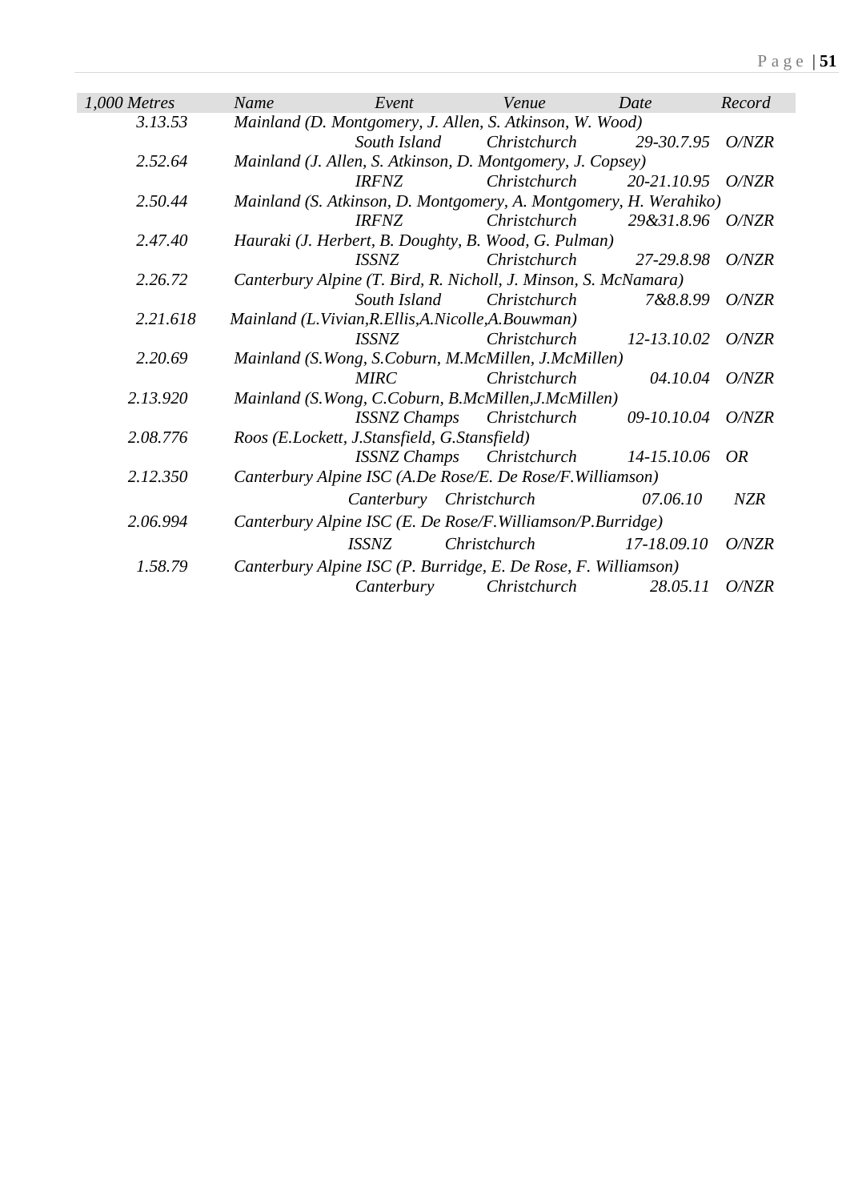| 1,000 Metres | Name | Event | Venue | Date | Record |
|---|---|---|---|---|---|
| *3.13.53* | *Mainland (D. Montgomery, J. Allen, S. Atkinson, W. Wood)* | *South Island* | *Christchurch* | *29-30.7.95* | *O/NZR* |
| *2.52.64* | *Mainland (J. Allen, S. Atkinson, D. Montgomery, J. Copsey)* | *IRFNZ* | *Christchurch* | *20-21.10.95* | *O/NZR* |
| *2.50.44* | *Mainland (S. Atkinson, D. Montgomery, A. Montgomery, H. Werahiko)* | *IRFNZ* | *Christchurch* | *29&31.8.96* | *O/NZR* |
| *2.47.40* | *Hauraki (J. Herbert, B. Doughty, B. Wood, G. Pulman)* | *ISSNZ* | *Christchurch* | *27-29.8.98* | *O/NZR* |
| *2.26.72* | *Canterbury Alpine (T. Bird, R. Nicholl, J. Minson, S. McNamara)* | *South Island* | *Christchurch* | *7&8.8.99* | *O/NZR* |
| *2.21.618* | *Mainland (L.Vivian,R.Ellis,A.Nicolle,A.Bouwman)* | *ISSNZ* | *Christchurch* | *12-13.10.02* | *O/NZR* |
| *2.20.69* | *Mainland (S.Wong, S.Coburn, M.McMillen, J.McMillen)* | *MIRC* | *Christchurch* | *04.10.04* | *O/NZR* |
| *2.13.920* | *Mainland (S.Wong, C.Coburn, B.McMillen,J.McMillen)* | *ISSNZ Champs* | *Christchurch* | *09-10.10.04* | *O/NZR* |
| *2.08.776* | *Roos (E.Lockett, J.Stansfield, G.Stansfield)* | *ISSNZ Champs* | *Christchurch* | *14-15.10.06* | *OR* |
| *2.12.350* | *Canterbury Alpine ISC (A.De Rose/E. De Rose/F.Williamson)* | *Canterbury* | *Christchurch* | *07.06.10* | *NZR* |
| *2.06.994* | *Canterbury Alpine ISC (E. De Rose/F.Williamson/P.Burridge)* | *ISSNZ* | *Christchurch* | *17-18.09.10* | *O/NZR* |
| *1.58.79* | *Canterbury Alpine ISC (P. Burridge, E. De Rose, F. Williamson)* | *Canterbury* | *Christchurch* | *28.05.11* | *O/NZR* |